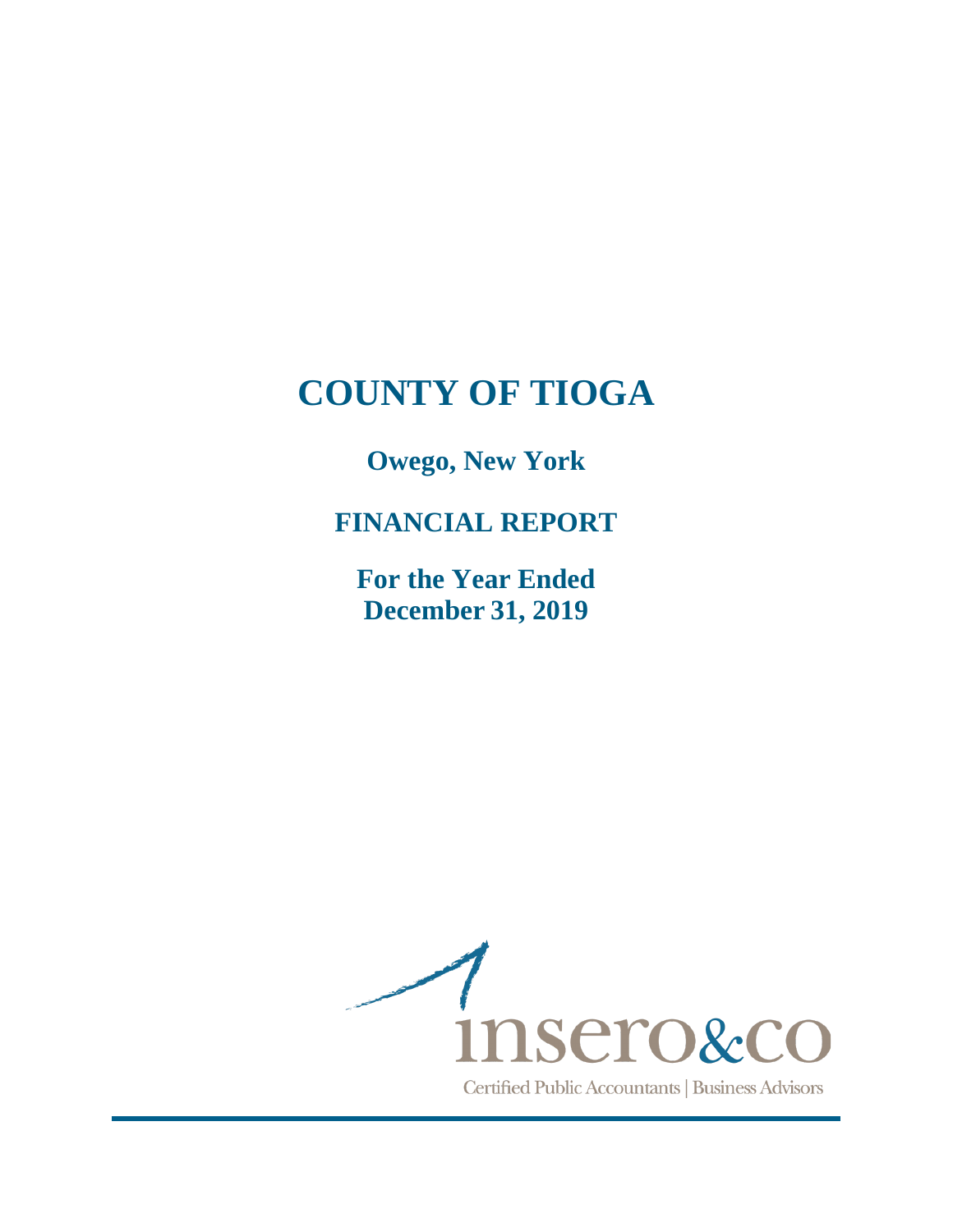# COUNTY OF TIOGA

## Owego, New York

## FINANCIAL REPORT

## For the Year Ended
## December 31, 2019

insero&co

Certified Public Accountants | Business Advisors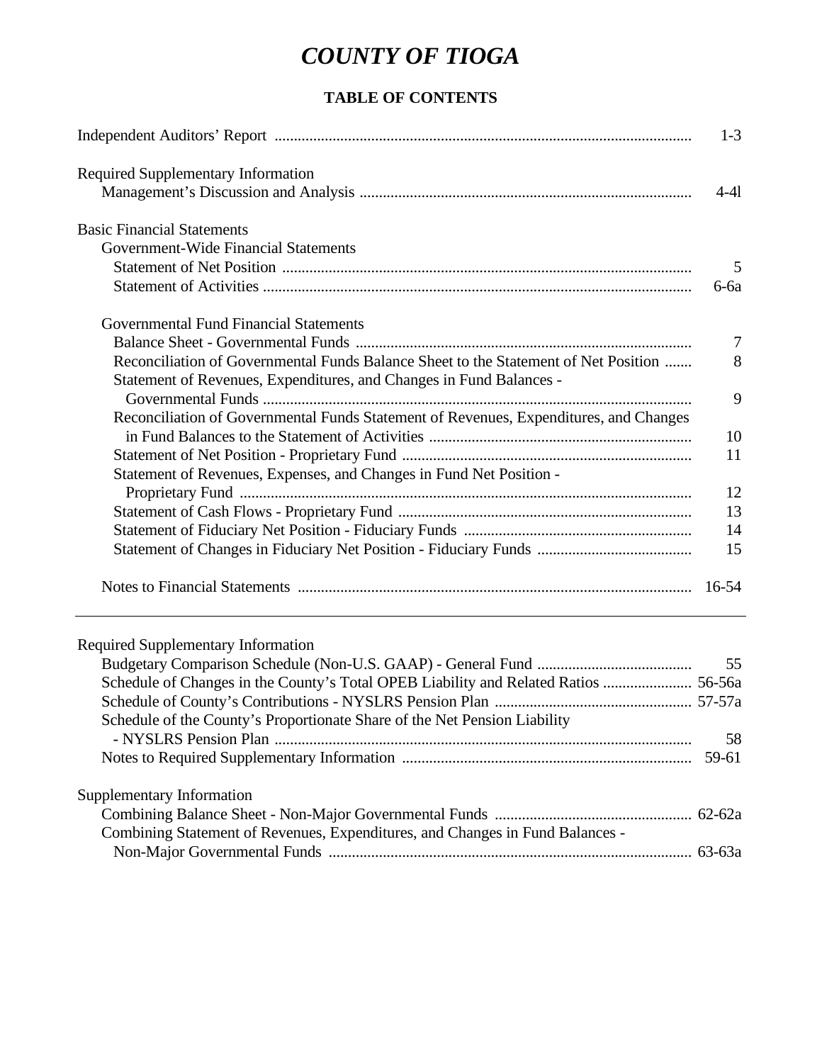# COUNTY OF TIOGA

## TABLE OF CONTENTS

| | |
|---|---|
| Independent Auditors' Report | 1-3 |
| Required Supplementary Information | |
| Management's Discussion and Analysis | 4-4l |
| Basic Financial Statements | |
| Government-Wide Financial Statements | |
| Statement of Net Position | 5 |
| Statement of Activities | 6-6a |
| Governmental Fund Financial Statements | |
| Balance Sheet - Governmental Funds | 7 |
| Reconciliation of Governmental Funds Balance Sheet to the Statement of Net Position | 8 |
| Statement of Revenues, Expenditures, and Changes in Fund Balances - Governmental Funds | 9 |
| Reconciliation of Governmental Funds Statement of Revenues, Expenditures, and Changes in Fund Balances to the Statement of Activities | 10 |
| Statement of Net Position - Proprietary Fund | 11 |
| Statement of Revenues, Expenses, and Changes in Fund Net Position - Proprietary Fund | 12 |
| Statement of Cash Flows - Proprietary Fund | 13 |
| Statement of Fiduciary Net Position - Fiduciary Funds | 14 |
| Statement of Changes in Fiduciary Net Position - Fiduciary Funds | 15 |
| Notes to Financial Statements | 16-54 |

---

| | |
|---|---|
| Required Supplementary Information | |
| Budgetary Comparison Schedule (Non-U.S. GAAP) - General Fund | 55 |
| Schedule of Changes in the County's Total OPEB Liability and Related Ratios | 56-56a |
| Schedule of County's Contributions - NYSLRS Pension Plan | 57-57a |
| Schedule of the County's Proportionate Share of the Net Pension Liability - NYSLRS Pension Plan | 58 |
| Notes to Required Supplementary Information | 59-61 |
| Supplementary Information | |
| Combining Balance Sheet - Non-Major Governmental Funds | 62-62a |
| Combining Statement of Revenues, Expenditures, and Changes in Fund Balances - Non-Major Governmental Funds | 63-63a |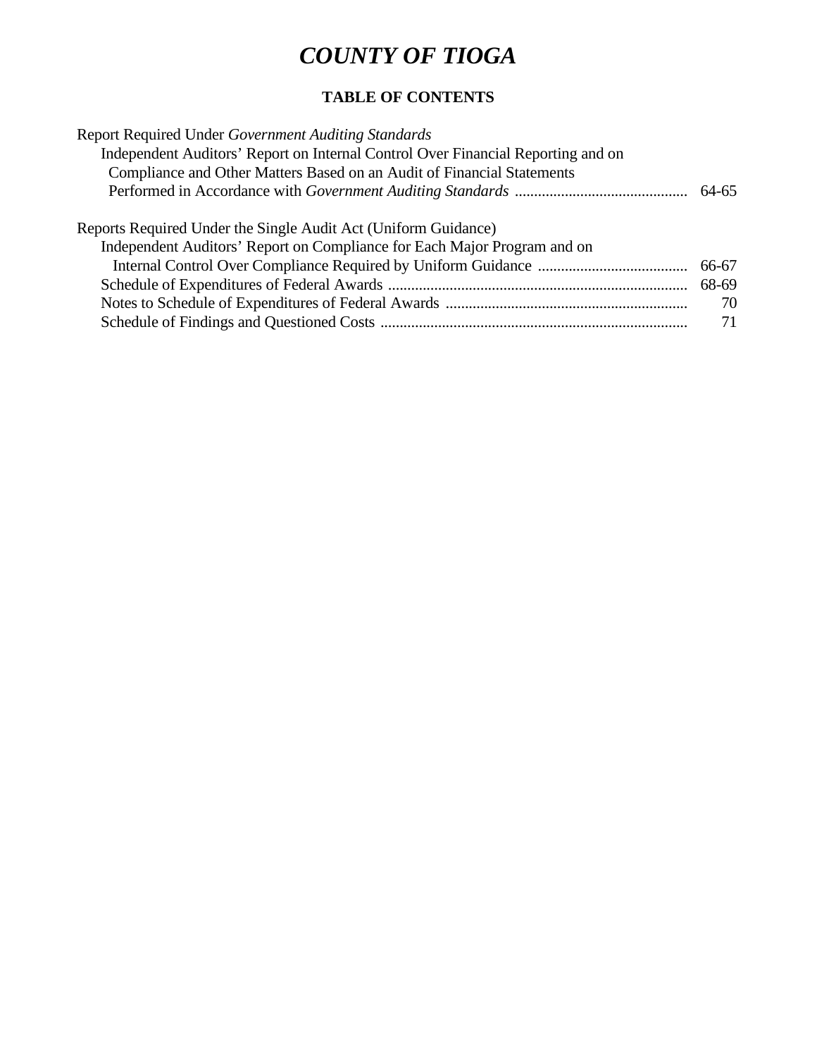# *COUNTY OF TIOGA*

## TABLE OF CONTENTS

Report Required Under *Government Auditing Standards*

| | |
|---|---|
| Independent Auditors' Report on Internal Control Over Financial Reporting and on Compliance and Other Matters Based on an Audit of Financial Statements Performed in Accordance with *Government Auditing Standards* | 64-65 |

Reports Required Under the Single Audit Act (Uniform Guidance)

| | |
|---|---|
| Independent Auditors' Report on Compliance for Each Major Program and on Internal Control Over Compliance Required by Uniform Guidance | 66-67 |
| Schedule of Expenditures of Federal Awards | 68-69 |
| Notes to Schedule of Expenditures of Federal Awards | 70 |
| Schedule of Findings and Questioned Costs | 71 |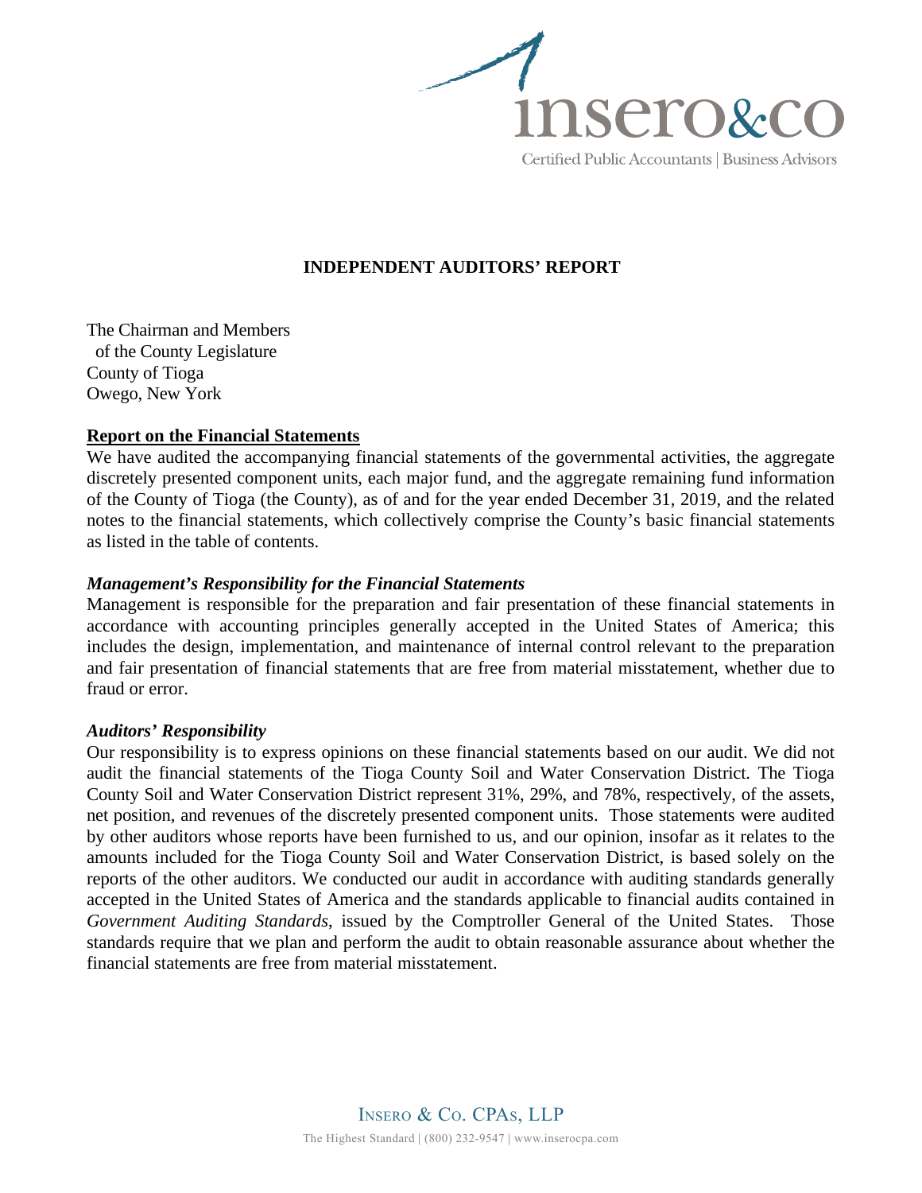# INDEPENDENT AUDITORS' REPORT

The Chairman and Members
of the County Legislature
County of Tioga
Owego, New York

## Report on the Financial Statements

We have audited the accompanying financial statements of the governmental activities, the aggregate discretely presented component units, each major fund, and the aggregate remaining fund information of the County of Tioga (the County), as of and for the year ended December 31, 2019, and the related notes to the financial statements, which collectively comprise the County's basic financial statements as listed in the table of contents.

### *Management's Responsibility for the Financial Statements*

Management is responsible for the preparation and fair presentation of these financial statements in accordance with accounting principles generally accepted in the United States of America; this includes the design, implementation, and maintenance of internal control relevant to the preparation and fair presentation of financial statements that are free from material misstatement, whether due to fraud or error.

### *Auditors' Responsibility*

Our responsibility is to express opinions on these financial statements based on our audit. We did not audit the financial statements of the Tioga County Soil and Water Conservation District. The Tioga County Soil and Water Conservation District represent 31%, 29%, and 78%, respectively, of the assets, net position, and revenues of the discretely presented component units. Those statements were audited by other auditors whose reports have been furnished to us, and our opinion, insofar as it relates to the amounts included for the Tioga County Soil and Water Conservation District, is based solely on the reports of the other auditors. We conducted our audit in accordance with auditing standards generally accepted in the United States of America and the standards applicable to financial audits contained in *Government Auditing Standards*, issued by the Comptroller General of the United States. Those standards require that we plan and perform the audit to obtain reasonable assurance about whether the financial statements are free from material misstatement.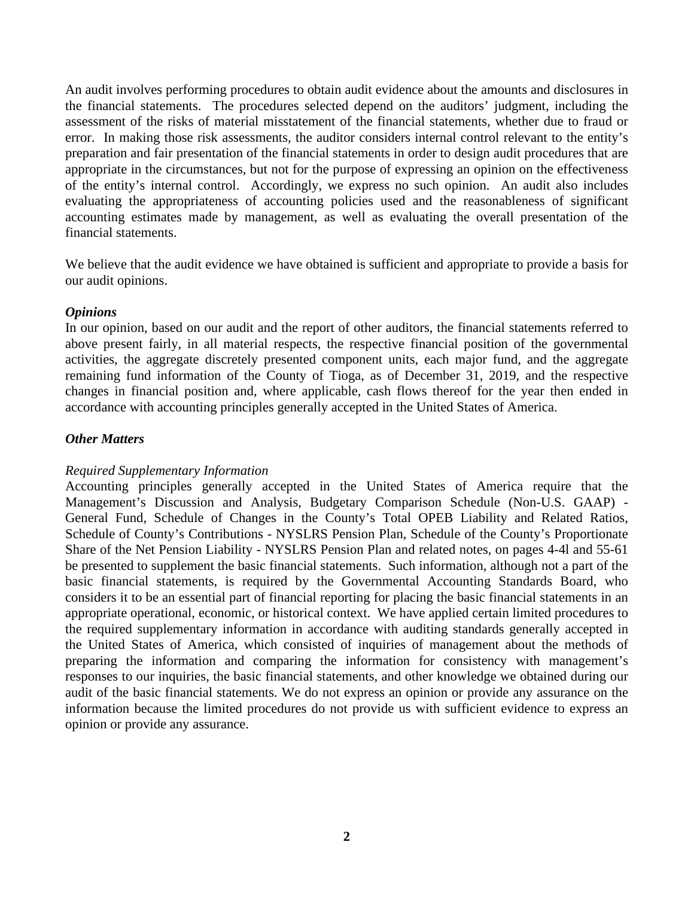An audit involves performing procedures to obtain audit evidence about the amounts and disclosures in the financial statements. The procedures selected depend on the auditors' judgment, including the assessment of the risks of material misstatement of the financial statements, whether due to fraud or error. In making those risk assessments, the auditor considers internal control relevant to the entity's preparation and fair presentation of the financial statements in order to design audit procedures that are appropriate in the circumstances, but not for the purpose of expressing an opinion on the effectiveness of the entity's internal control. Accordingly, we express no such opinion. An audit also includes evaluating the appropriateness of accounting policies used and the reasonableness of significant accounting estimates made by management, as well as evaluating the overall presentation of the financial statements.

We believe that the audit evidence we have obtained is sufficient and appropriate to provide a basis for our audit opinions.

***Opinions***

In our opinion, based on our audit and the report of other auditors, the financial statements referred to above present fairly, in all material respects, the respective financial position of the governmental activities, the aggregate discretely presented component units, each major fund, and the aggregate remaining fund information of the County of Tioga, as of December 31, 2019, and the respective changes in financial position and, where applicable, cash flows thereof for the year then ended in accordance with accounting principles generally accepted in the United States of America.

***Other Matters***

*Required Supplementary Information*

Accounting principles generally accepted in the United States of America require that the Management's Discussion and Analysis, Budgetary Comparison Schedule (Non-U.S. GAAP) - General Fund, Schedule of Changes in the County's Total OPEB Liability and Related Ratios, Schedule of County's Contributions - NYSLRS Pension Plan, Schedule of the County's Proportionate Share of the Net Pension Liability - NYSLRS Pension Plan and related notes, on pages 4-4l and 55-61 be presented to supplement the basic financial statements. Such information, although not a part of the basic financial statements, is required by the Governmental Accounting Standards Board, who considers it to be an essential part of financial reporting for placing the basic financial statements in an appropriate operational, economic, or historical context. We have applied certain limited procedures to the required supplementary information in accordance with auditing standards generally accepted in the United States of America, which consisted of inquiries of management about the methods of preparing the information and comparing the information for consistency with management's responses to our inquiries, the basic financial statements, and other knowledge we obtained during our audit of the basic financial statements. We do not express an opinion or provide any assurance on the information because the limited procedures do not provide us with sufficient evidence to express an opinion or provide any assurance.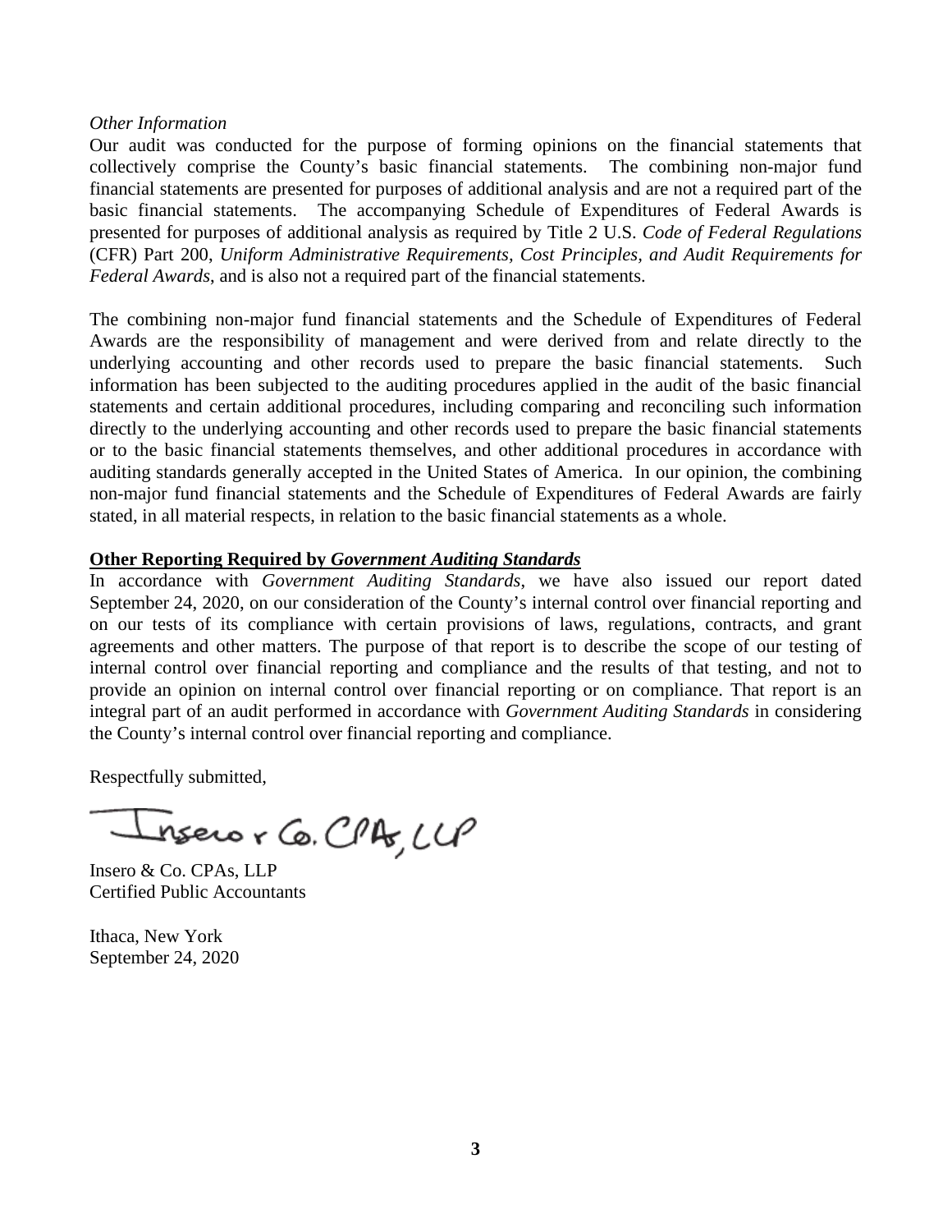*Other Information*

Our audit was conducted for the purpose of forming opinions on the financial statements that collectively comprise the County's basic financial statements. The combining non-major fund financial statements are presented for purposes of additional analysis and are not a required part of the basic financial statements. The accompanying Schedule of Expenditures of Federal Awards is presented for purposes of additional analysis as required by Title 2 U.S. *Code of Federal Regulations* (CFR) Part 200, *Uniform Administrative Requirements, Cost Principles, and Audit Requirements for Federal Awards*, and is also not a required part of the financial statements.

The combining non-major fund financial statements and the Schedule of Expenditures of Federal Awards are the responsibility of management and were derived from and relate directly to the underlying accounting and other records used to prepare the basic financial statements. Such information has been subjected to the auditing procedures applied in the audit of the basic financial statements and certain additional procedures, including comparing and reconciling such information directly to the underlying accounting and other records used to prepare the basic financial statements or to the basic financial statements themselves, and other additional procedures in accordance with auditing standards generally accepted in the United States of America. In our opinion, the combining non-major fund financial statements and the Schedule of Expenditures of Federal Awards are fairly stated, in all material respects, in relation to the basic financial statements as a whole.

**Other Reporting Required by *Government Auditing Standards***

In accordance with *Government Auditing Standards*, we have also issued our report dated September 24, 2020, on our consideration of the County's internal control over financial reporting and on our tests of its compliance with certain provisions of laws, regulations, contracts, and grant agreements and other matters. The purpose of that report is to describe the scope of our testing of internal control over financial reporting and compliance and the results of that testing, and not to provide an opinion on internal control over financial reporting or on compliance. That report is an integral part of an audit performed in accordance with *Government Auditing Standards* in considering the County's internal control over financial reporting and compliance.

Respectfully submitted,

Insero & Co. CPAs, LLP
Certified Public Accountants

Ithaca, New York
September 24, 2020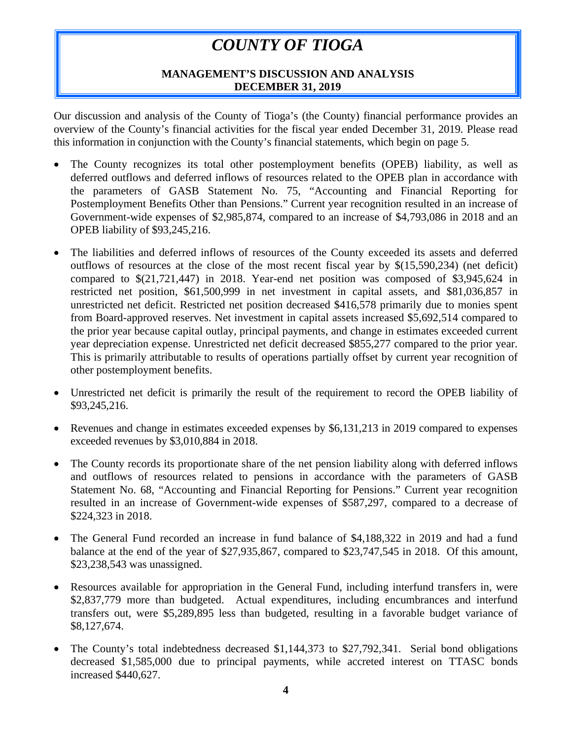# *COUNTY OF TIOGA*

## MANAGEMENT'S DISCUSSION AND ANALYSIS
## DECEMBER 31, 2019

Our discussion and analysis of the County of Tioga's (the County) financial performance provides an overview of the County's financial activities for the fiscal year ended December 31, 2019. Please read this information in conjunction with the County's financial statements, which begin on page 5.

- The County recognizes its total other postemployment benefits (OPEB) liability, as well as deferred outflows and deferred inflows of resources related to the OPEB plan in accordance with the parameters of GASB Statement No. 75, "Accounting and Financial Reporting for Postemployment Benefits Other than Pensions." Current year recognition resulted in an increase of Government-wide expenses of $2,985,874, compared to an increase of $4,793,086 in 2018 and an OPEB liability of $93,245,216.

- The liabilities and deferred inflows of resources of the County exceeded its assets and deferred outflows of resources at the close of the most recent fiscal year by $(15,590,234) (net deficit) compared to $(21,721,447) in 2018. Year-end net position was composed of $3,945,624 in restricted net position, $61,500,999 in net investment in capital assets, and $81,036,857 in unrestricted net deficit. Restricted net position decreased $416,578 primarily due to monies spent from Board-approved reserves. Net investment in capital assets increased $5,692,514 compared to the prior year because capital outlay, principal payments, and change in estimates exceeded current year depreciation expense. Unrestricted net deficit decreased $855,277 compared to the prior year. This is primarily attributable to results of operations partially offset by current year recognition of other postemployment benefits.

- Unrestricted net deficit is primarily the result of the requirement to record the OPEB liability of $93,245,216.

- Revenues and change in estimates exceeded expenses by $6,131,213 in 2019 compared to expenses exceeded revenues by $3,010,884 in 2018.

- The County records its proportionate share of the net pension liability along with deferred inflows and outflows of resources related to pensions in accordance with the parameters of GASB Statement No. 68, "Accounting and Financial Reporting for Pensions." Current year recognition resulted in an increase of Government-wide expenses of $587,297, compared to a decrease of $224,323 in 2018.

- The General Fund recorded an increase in fund balance of $4,188,322 in 2019 and had a fund balance at the end of the year of $27,935,867, compared to $23,747,545 in 2018. Of this amount, $23,238,543 was unassigned.

- Resources available for appropriation in the General Fund, including interfund transfers in, were $2,837,779 more than budgeted. Actual expenditures, including encumbrances and interfund transfers out, were $5,289,895 less than budgeted, resulting in a favorable budget variance of $8,127,674.

- The County's total indebtedness decreased $1,144,373 to $27,792,341. Serial bond obligations decreased $1,585,000 due to principal payments, while accreted interest on TTASC bonds increased $440,627.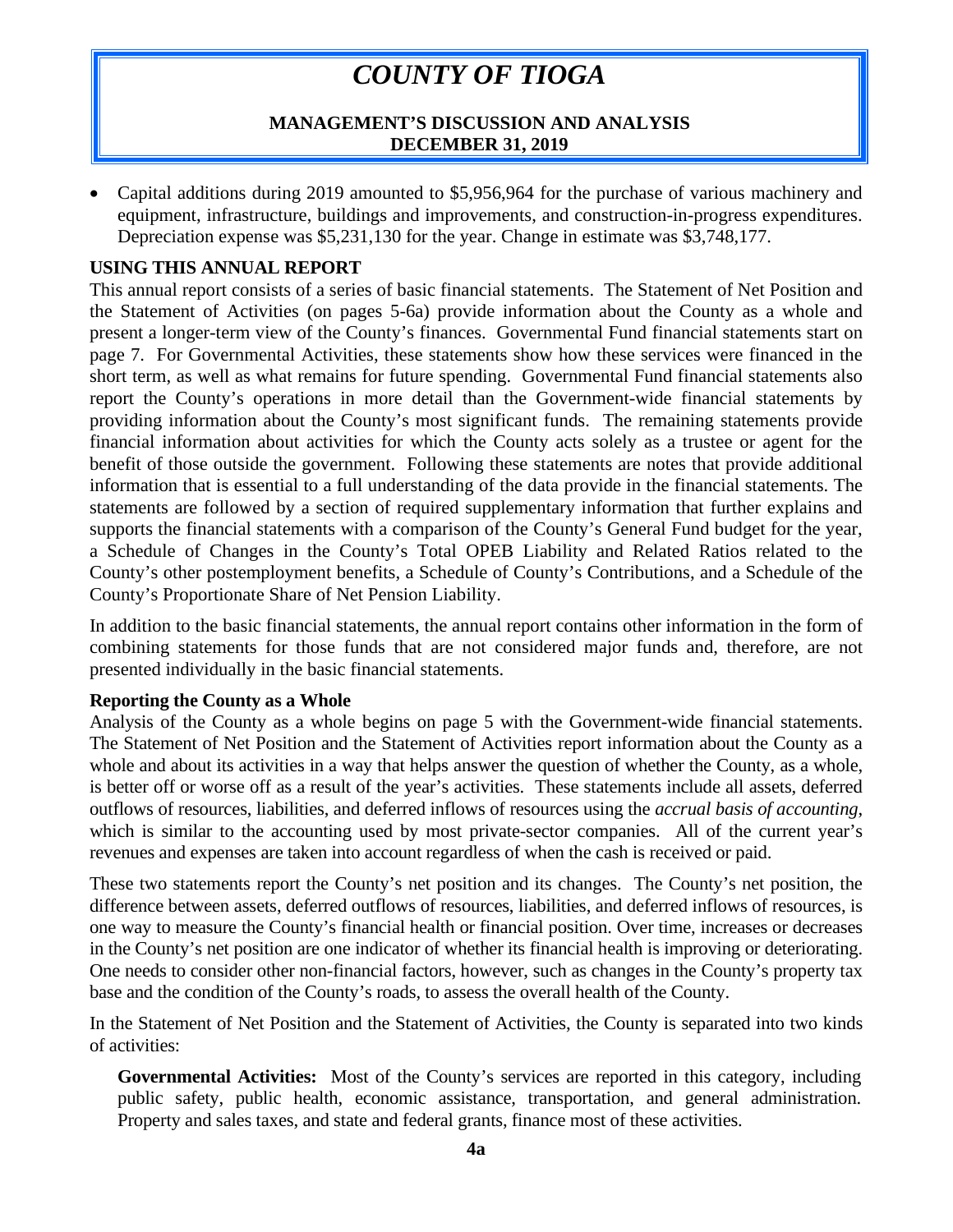- Capital additions during 2019 amounted to $5,956,964 for the purchase of various machinery and equipment, infrastructure, buildings and improvements, and construction-in-progress expenditures. Depreciation expense was $5,231,130 for the year. Change in estimate was $3,748,177.

## USING THIS ANNUAL REPORT

This annual report consists of a series of basic financial statements. The Statement of Net Position and the Statement of Activities (on pages 5-6a) provide information about the County as a whole and present a longer-term view of the County's finances. Governmental Fund financial statements start on page 7. For Governmental Activities, these statements show how these services were financed in the short term, as well as what remains for future spending. Governmental Fund financial statements also report the County's operations in more detail than the Government-wide financial statements by providing information about the County's most significant funds. The remaining statements provide financial information about activities for which the County acts solely as a trustee or agent for the benefit of those outside the government. Following these statements are notes that provide additional information that is essential to a full understanding of the data provide in the financial statements. The statements are followed by a section of required supplementary information that further explains and supports the financial statements with a comparison of the County's General Fund budget for the year, a Schedule of Changes in the County's Total OPEB Liability and Related Ratios related to the County's other postemployment benefits, a Schedule of County's Contributions, and a Schedule of the County's Proportionate Share of Net Pension Liability.

In addition to the basic financial statements, the annual report contains other information in the form of combining statements for those funds that are not considered major funds and, therefore, are not presented individually in the basic financial statements.

### Reporting the County as a Whole

Analysis of the County as a whole begins on page 5 with the Government-wide financial statements. The Statement of Net Position and the Statement of Activities report information about the County as a whole and about its activities in a way that helps answer the question of whether the County, as a whole, is better off or worse off as a result of the year's activities. These statements include all assets, deferred outflows of resources, liabilities, and deferred inflows of resources using the *accrual basis of accounting*, which is similar to the accounting used by most private-sector companies. All of the current year's revenues and expenses are taken into account regardless of when the cash is received or paid.

These two statements report the County's net position and its changes. The County's net position, the difference between assets, deferred outflows of resources, liabilities, and deferred inflows of resources, is one way to measure the County's financial health or financial position. Over time, increases or decreases in the County's net position are one indicator of whether its financial health is improving or deteriorating. One needs to consider other non-financial factors, however, such as changes in the County's property tax base and the condition of the County's roads, to assess the overall health of the County.

In the Statement of Net Position and the Statement of Activities, the County is separated into two kinds of activities:

**Governmental Activities:** Most of the County's services are reported in this category, including public safety, public health, economic assistance, transportation, and general administration. Property and sales taxes, and state and federal grants, finance most of these activities.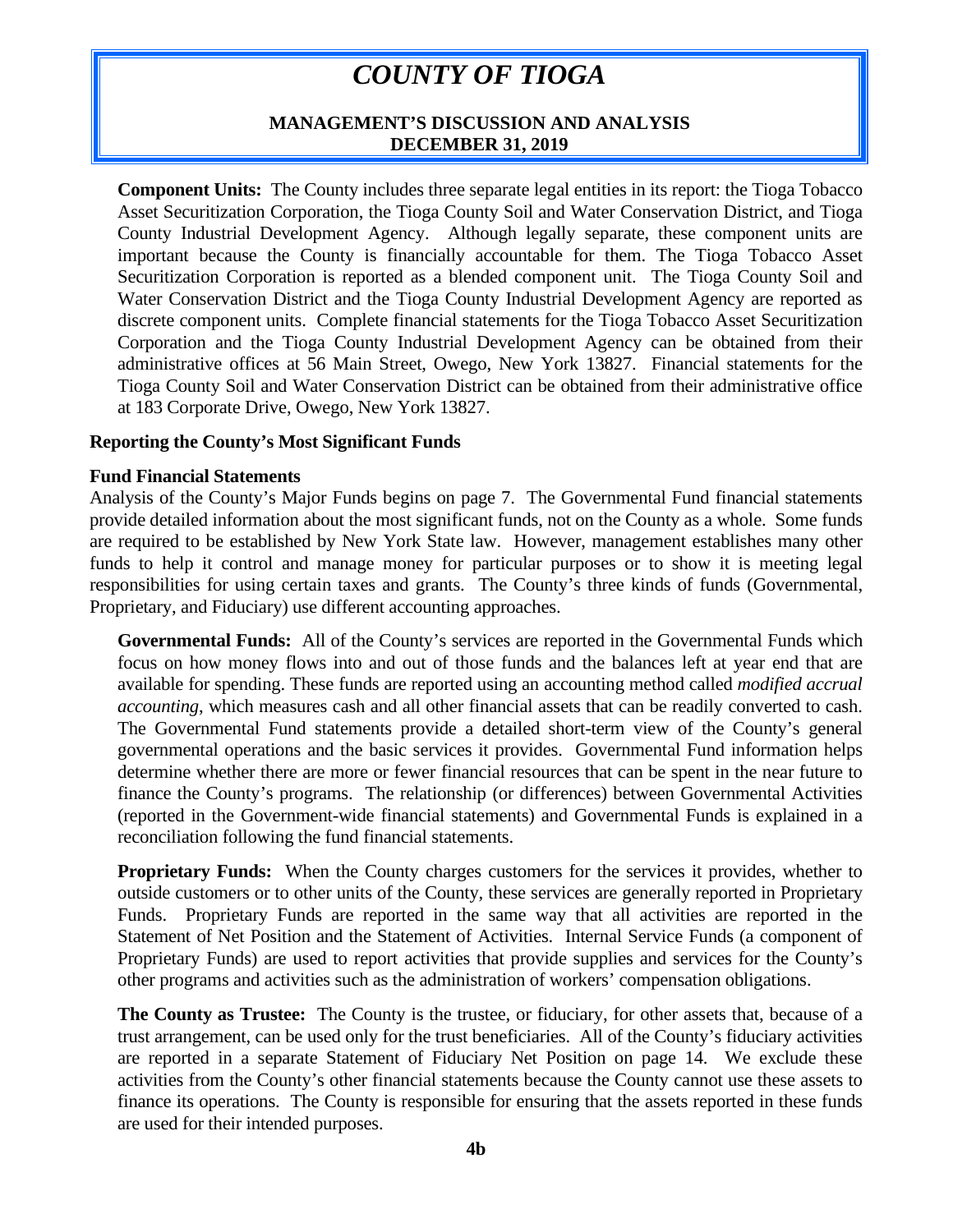**Component Units:** The County includes three separate legal entities in its report: the Tioga Tobacco Asset Securitization Corporation, the Tioga County Soil and Water Conservation District, and Tioga County Industrial Development Agency. Although legally separate, these component units are important because the County is financially accountable for them. The Tioga Tobacco Asset Securitization Corporation is reported as a blended component unit. The Tioga County Soil and Water Conservation District and the Tioga County Industrial Development Agency are reported as discrete component units. Complete financial statements for the Tioga Tobacco Asset Securitization Corporation and the Tioga County Industrial Development Agency can be obtained from their administrative offices at 56 Main Street, Owego, New York 13827. Financial statements for the Tioga County Soil and Water Conservation District can be obtained from their administrative office at 183 Corporate Drive, Owego, New York 13827.

## Reporting the County's Most Significant Funds

### Fund Financial Statements

Analysis of the County's Major Funds begins on page 7. The Governmental Fund financial statements provide detailed information about the most significant funds, not on the County as a whole. Some funds are required to be established by New York State law. However, management establishes many other funds to help it control and manage money for particular purposes or to show it is meeting legal responsibilities for using certain taxes and grants. The County's three kinds of funds (Governmental, Proprietary, and Fiduciary) use different accounting approaches.

**Governmental Funds:** All of the County's services are reported in the Governmental Funds which focus on how money flows into and out of those funds and the balances left at year end that are available for spending. These funds are reported using an accounting method called *modified accrual accounting*, which measures cash and all other financial assets that can be readily converted to cash. The Governmental Fund statements provide a detailed short-term view of the County's general governmental operations and the basic services it provides. Governmental Fund information helps determine whether there are more or fewer financial resources that can be spent in the near future to finance the County's programs. The relationship (or differences) between Governmental Activities (reported in the Government-wide financial statements) and Governmental Funds is explained in a reconciliation following the fund financial statements.

**Proprietary Funds:** When the County charges customers for the services it provides, whether to outside customers or to other units of the County, these services are generally reported in Proprietary Funds. Proprietary Funds are reported in the same way that all activities are reported in the Statement of Net Position and the Statement of Activities. Internal Service Funds (a component of Proprietary Funds) are used to report activities that provide supplies and services for the County's other programs and activities such as the administration of workers' compensation obligations.

**The County as Trustee:** The County is the trustee, or fiduciary, for other assets that, because of a trust arrangement, can be used only for the trust beneficiaries. All of the County's fiduciary activities are reported in a separate Statement of Fiduciary Net Position on page 14. We exclude these activities from the County's other financial statements because the County cannot use these assets to finance its operations. The County is responsible for ensuring that the assets reported in these funds are used for their intended purposes.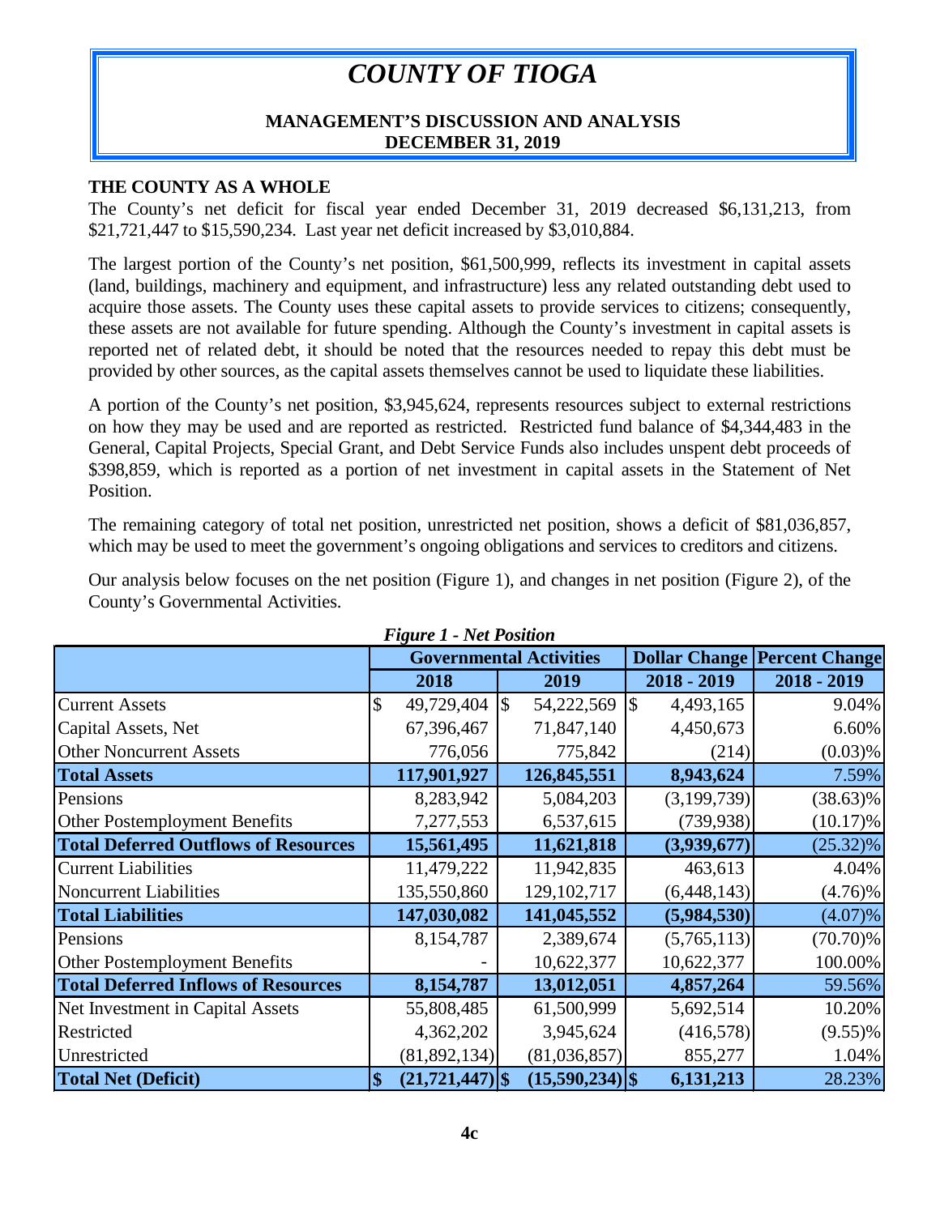# COUNTY OF TIOGA

**MANAGEMENT'S DISCUSSION AND ANALYSIS**
**DECEMBER 31, 2019**

**THE COUNTY AS A WHOLE**

The County's net deficit for fiscal year ended December 31, 2019 decreased $6,131,213, from $21,721,447 to $15,590,234. Last year net deficit increased by $3,010,884.

The largest portion of the County's net position, $61,500,999, reflects its investment in capital assets (land, buildings, machinery and equipment, and infrastructure) less any related outstanding debt used to acquire those assets. The County uses these capital assets to provide services to citizens; consequently, these assets are not available for future spending. Although the County's investment in capital assets is reported net of related debt, it should be noted that the resources needed to repay this debt must be provided by other sources, as the capital assets themselves cannot be used to liquidate these liabilities.

A portion of the County's net position, $3,945,624, represents resources subject to external restrictions on how they may be used and are reported as restricted. Restricted fund balance of $4,344,483 in the General, Capital Projects, Special Grant, and Debt Service Funds also includes unspent debt proceeds of $398,859, which is reported as a portion of net investment in capital assets in the Statement of Net Position.

The remaining category of total net position, unrestricted net position, shows a deficit of $81,036,857, which may be used to meet the government's ongoing obligations and services to creditors and citizens.

Our analysis below focuses on the net position (Figure 1), and changes in net position (Figure 2), of the County's Governmental Activities.

***Figure 1 - Net Position***

| | Governmental Activities | | Dollar Change | Percent Change |
|---|---|---|---|---|
| | 2018 | 2019 | 2018 - 2019 | 2018 - 2019 |
| Current Assets | $ 49,729,404 | $ 54,222,569 | $ 4,493,165 | 9.04% |
| Capital Assets, Net | 67,396,467 | 71,847,140 | 4,450,673 | 6.60% |
| Other Noncurrent Assets | 776,056 | 775,842 | (214) | (0.03)% |
| **Total Assets** | **117,901,927** | **126,845,551** | **8,943,624** | 7.59% |
| Pensions | 8,283,942 | 5,084,203 | (3,199,739) | (38.63)% |
| Other Postemployment Benefits | 7,277,553 | 6,537,615 | (739,938) | (10.17)% |
| **Total Deferred Outflows of Resources** | **15,561,495** | **11,621,818** | **(3,939,677)** | (25.32)% |
| Current Liabilities | 11,479,222 | 11,942,835 | 463,613 | 4.04% |
| Noncurrent Liabilities | 135,550,860 | 129,102,717 | (6,448,143) | (4.76)% |
| **Total Liabilities** | **147,030,082** | **141,045,552** | **(5,984,530)** | (4.07)% |
| Pensions | 8,154,787 | 2,389,674 | (5,765,113) | (70.70)% |
| Other Postemployment Benefits | - | 10,622,377 | 10,622,377 | 100.00% |
| **Total Deferred Inflows of Resources** | **8,154,787** | **13,012,051** | **4,857,264** | 59.56% |
| Net Investment in Capital Assets | 55,808,485 | 61,500,999 | 5,692,514 | 10.20% |
| Restricted | 4,362,202 | 3,945,624 | (416,578) | (9.55)% |
| Unrestricted | (81,892,134) | (81,036,857) | 855,277 | 1.04% |
| **Total Net (Deficit)** | **$ (21,721,447)** | **$ (15,590,234)** | **$ 6,131,213** | 28.23% |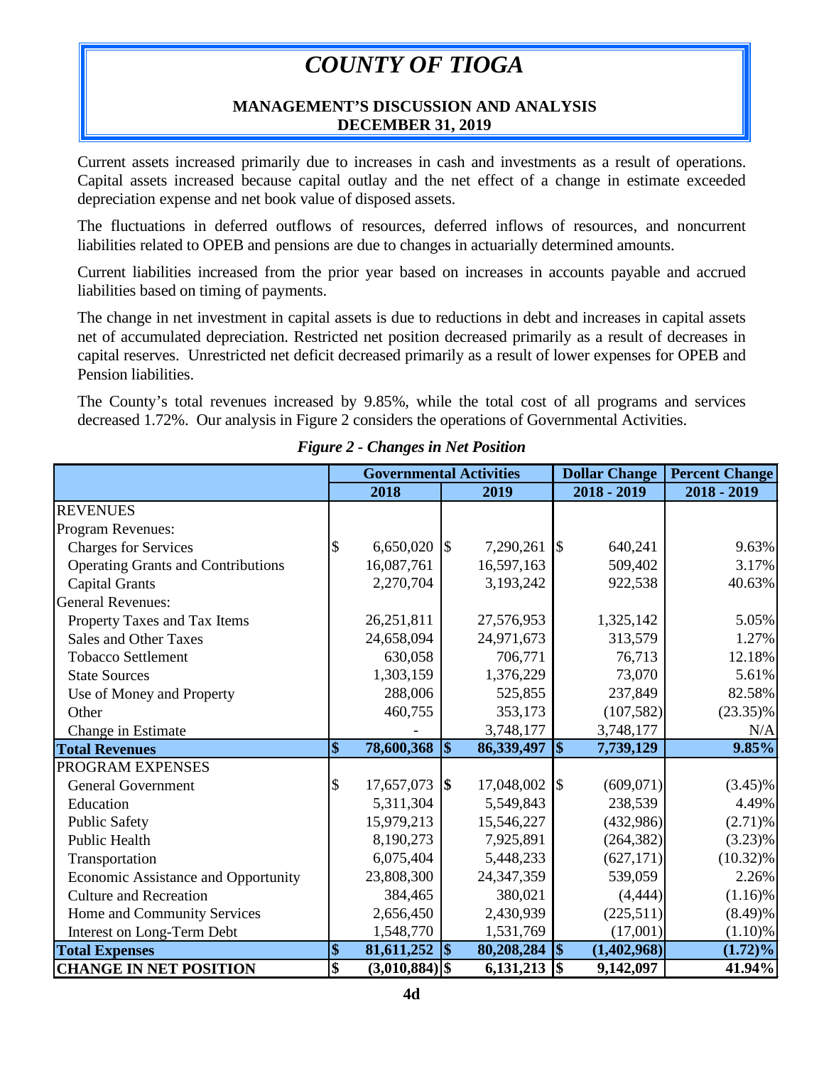# COUNTY OF TIOGA

## MANAGEMENT'S DISCUSSION AND ANALYSIS
## DECEMBER 31, 2019

Current assets increased primarily due to increases in cash and investments as a result of operations. Capital assets increased because capital outlay and the net effect of a change in estimate exceeded depreciation expense and net book value of disposed assets.

The fluctuations in deferred outflows of resources, deferred inflows of resources, and noncurrent liabilities related to OPEB and pensions are due to changes in actuarially determined amounts.

Current liabilities increased from the prior year based on increases in accounts payable and accrued liabilities based on timing of payments.

The change in net investment in capital assets is due to reductions in debt and increases in capital assets net of accumulated depreciation. Restricted net position decreased primarily as a result of decreases in capital reserves. Unrestricted net deficit decreased primarily as a result of lower expenses for OPEB and Pension liabilities.

The County's total revenues increased by 9.85%, while the total cost of all programs and services decreased 1.72%. Our analysis in Figure 2 considers the operations of Governmental Activities.

*Figure 2 - Changes in Net Position*

| | Governmental Activities | | Dollar Change | Percent Change |
|---|---|---|---|---|
| | 2018 | 2019 | 2018 - 2019 | 2018 - 2019 |
| REVENUES | | | | |
| Program Revenues: | | | | |
| Charges for Services | $ 6,650,020 | $ 7,290,261 | $ 640,241 | 9.63% |
| Operating Grants and Contributions | 16,087,761 | 16,597,163 | 509,402 | 3.17% |
| Capital Grants | 2,270,704 | 3,193,242 | 922,538 | 40.63% |
| General Revenues: | | | | |
| Property Taxes and Tax Items | 26,251,811 | 27,576,953 | 1,325,142 | 5.05% |
| Sales and Other Taxes | 24,658,094 | 24,971,673 | 313,579 | 1.27% |
| Tobacco Settlement | 630,058 | 706,771 | 76,713 | 12.18% |
| State Sources | 1,303,159 | 1,376,229 | 73,070 | 5.61% |
| Use of Money and Property | 288,006 | 525,855 | 237,849 | 82.58% |
| Other | 460,755 | 353,173 | (107,582) | (23.35)% |
| Change in Estimate | - | 3,748,177 | 3,748,177 | N/A |
| **Total Revenues** | **$ 78,600,368** | **$ 86,339,497** | **$ 7,739,129** | **9.85%** |
| PROGRAM EXPENSES | | | | |
| General Government | $ 17,657,073 | $ 17,048,002 | $ (609,071) | (3.45)% |
| Education | 5,311,304 | 5,549,843 | 238,539 | 4.49% |
| Public Safety | 15,979,213 | 15,546,227 | (432,986) | (2.71)% |
| Public Health | 8,190,273 | 7,925,891 | (264,382) | (3.23)% |
| Transportation | 6,075,404 | 5,448,233 | (627,171) | (10.32)% |
| Economic Assistance and Opportunity | 23,808,300 | 24,347,359 | 539,059 | 2.26% |
| Culture and Recreation | 384,465 | 380,021 | (4,444) | (1.16)% |
| Home and Community Services | 2,656,450 | 2,430,939 | (225,511) | (8.49)% |
| Interest on Long-Term Debt | 1,548,770 | 1,531,769 | (17,001) | (1.10)% |
| **Total Expenses** | **$ 81,611,252** | **$ 80,208,284** | **$ (1,402,968)** | **(1.72)%** |
| **CHANGE IN NET POSITION** | **$ (3,010,884)** | **$ 6,131,213** | **$ 9,142,097** | **41.94%** |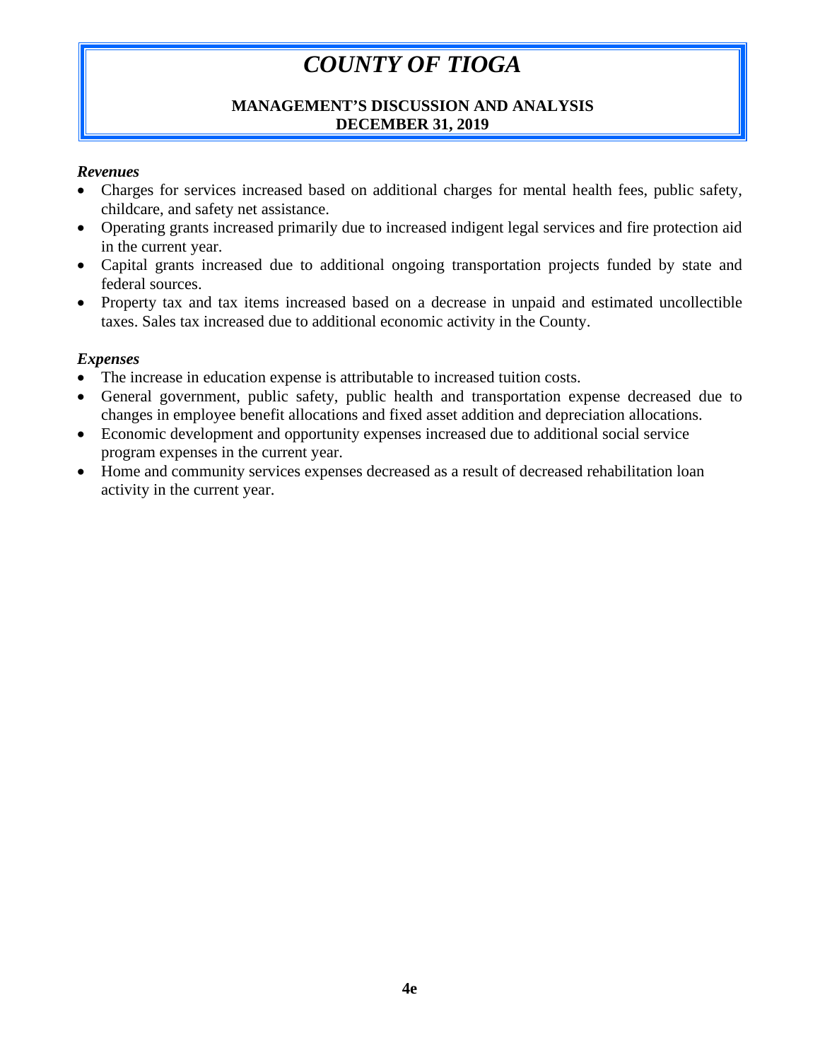# *COUNTY OF TIOGA*

**MANAGEMENT'S DISCUSSION AND ANALYSIS**
**DECEMBER 31, 2019**

***Revenues***

- Charges for services increased based on additional charges for mental health fees, public safety, childcare, and safety net assistance.
- Operating grants increased primarily due to increased indigent legal services and fire protection aid in the current year.
- Capital grants increased due to additional ongoing transportation projects funded by state and federal sources.
- Property tax and tax items increased based on a decrease in unpaid and estimated uncollectible taxes. Sales tax increased due to additional economic activity in the County.

***Expenses***

- The increase in education expense is attributable to increased tuition costs.
- General government, public safety, public health and transportation expense decreased due to changes in employee benefit allocations and fixed asset addition and depreciation allocations.
- Economic development and opportunity expenses increased due to additional social service program expenses in the current year.
- Home and community services expenses decreased as a result of decreased rehabilitation loan activity in the current year.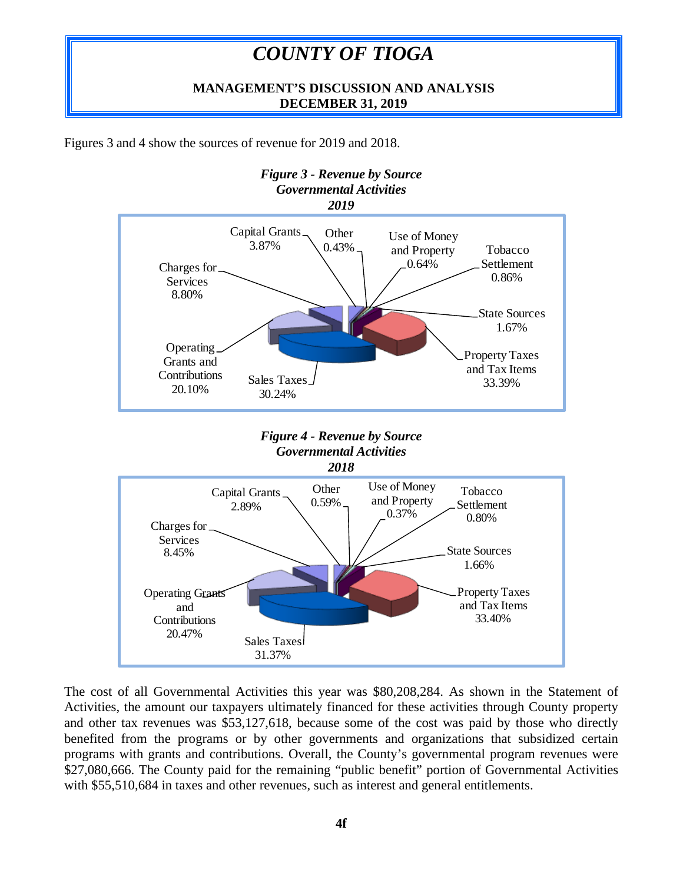# *COUNTY OF TIOGA*

**MANAGEMENT'S DISCUSSION AND ANALYSIS**
**DECEMBER 31, 2019**

Figures 3 and 4 show the sources of revenue for 2019 and 2018.

***Figure 3 - Revenue by Source***
***Governmental Activities***
***2019***

| Source | Percentage |
|---|---|
| Property Taxes and Tax Items | 33.39% |
| Sales Taxes | 30.24% |
| Operating Grants and Contributions | 20.10% |
| Charges for Services | 8.80% |
| Capital Grants | 3.87% |
| State Sources | 1.67% |
| Tobacco Settlement | 0.86% |
| Use of Money and Property | 0.64% |
| Other | 0.43% |

***Figure 4 - Revenue by Source***
***Governmental Activities***
***2018***

| Source | Percentage |
|---|---|
| Property Taxes and Tax Items | 33.40% |
| Sales Taxes | 31.37% |
| Operating Grants and Contributions | 20.47% |
| Charges for Services | 8.45% |
| Capital Grants | 2.89% |
| State Sources | 1.66% |
| Tobacco Settlement | 0.80% |
| Use of Money and Property | 0.37% |
| Other | 0.59% |

The cost of all Governmental Activities this year was $80,208,284. As shown in the Statement of Activities, the amount our taxpayers ultimately financed for these activities through County property and other tax revenues was $53,127,618, because some of the cost was paid by those who directly benefited from the programs or by other governments and organizations that subsidized certain programs with grants and contributions. Overall, the County's governmental program revenues were $27,080,666. The County paid for the remaining "public benefit" portion of Governmental Activities with $55,510,684 in taxes and other revenues, such as interest and general entitlements.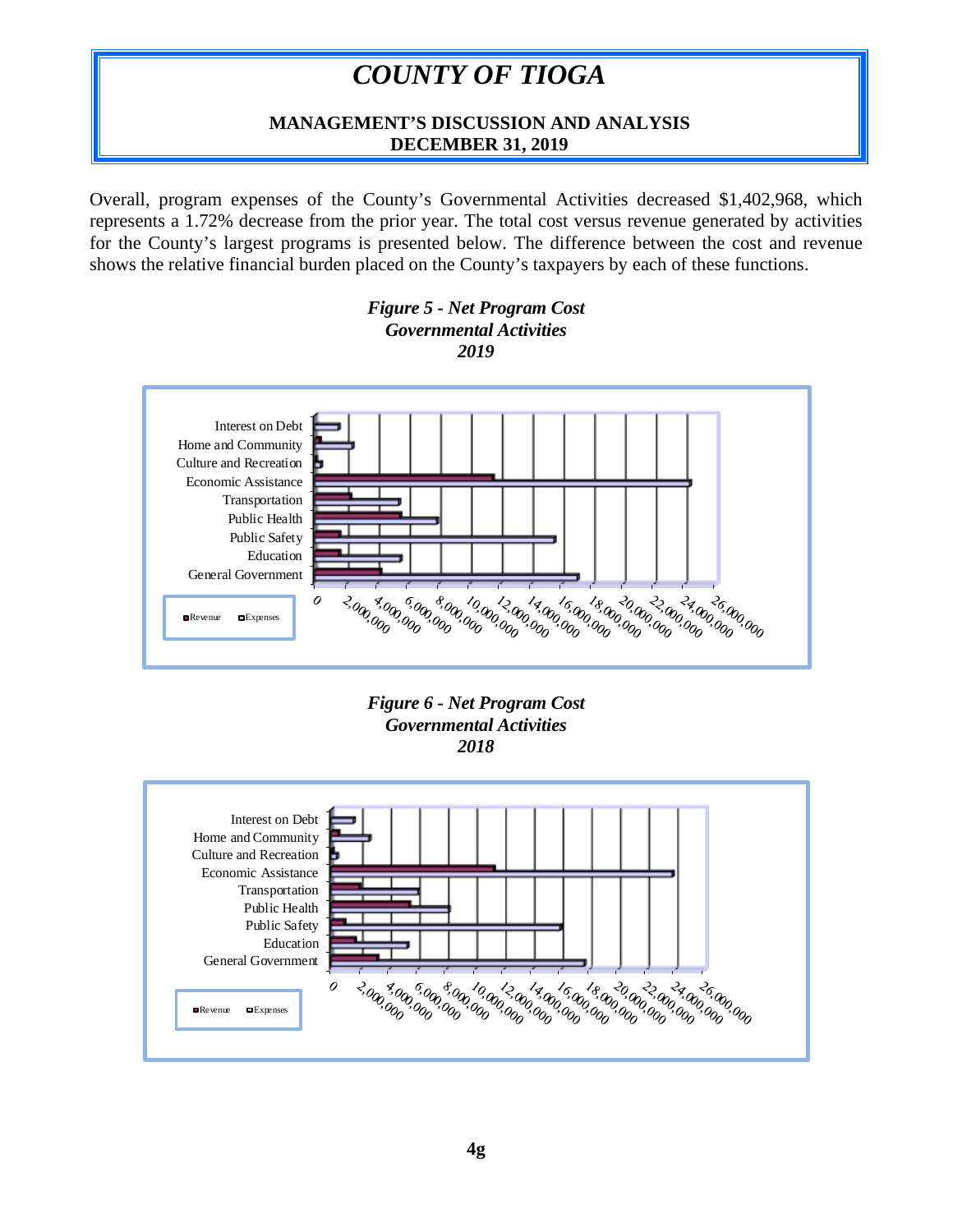Overall, program expenses of the County's Governmental Activities decreased $1,402,968, which represents a 1.72% decrease from the prior year. The total cost versus revenue generated by activities for the County's largest programs is presented below. The difference between the cost and revenue shows the relative financial burden placed on the County's taxpayers by each of these functions.

***Figure 5 - Net Program Cost***
***Governmental Activities***
***2019***

***Figure 6 - Net Program Cost***
***Governmental Activities***
***2018***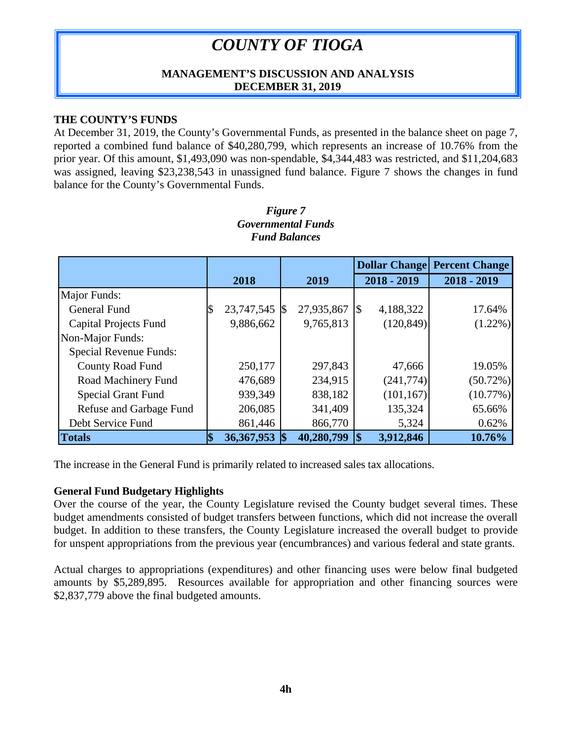# COUNTY OF TIOGA

**MANAGEMENT'S DISCUSSION AND ANALYSIS**
**DECEMBER 31, 2019**

**THE COUNTY'S FUNDS**

At December 31, 2019, the County's Governmental Funds, as presented in the balance sheet on page 7, reported a combined fund balance of $40,280,799, which represents an increase of 10.76% from the prior year. Of this amount, $1,493,090 was non-spendable, $4,344,483 was restricted, and $11,204,683 was assigned, leaving $23,238,543 in unassigned fund balance. Figure 7 shows the changes in fund balance for the County's Governmental Funds.

***Figure 7***
***Governmental Funds***
***Fund Balances***

| | 2018 | 2019 | Dollar Change 2018 - 2019 | Percent Change 2018 - 2019 |
|---|---|---|---|---|
| Major Funds: | | | | |
| General Fund | $ 23,747,545 | $ 27,935,867 | $ 4,188,322 | 17.64% |
| Capital Projects Fund | 9,886,662 | 9,765,813 | (120,849) | (1.22%) |
| Non-Major Funds: | | | | |
| Special Revenue Funds: | | | | |
| County Road Fund | 250,177 | 297,843 | 47,666 | 19.05% |
| Road Machinery Fund | 476,689 | 234,915 | (241,774) | (50.72%) |
| Special Grant Fund | 939,349 | 838,182 | (101,167) | (10.77%) |
| Refuse and Garbage Fund | 206,085 | 341,409 | 135,324 | 65.66% |
| Debt Service Fund | 861,446 | 866,770 | 5,324 | 0.62% |
| **Totals** | **$ 36,367,953** | **$ 40,280,799** | **$ 3,912,846** | **10.76%** |

The increase in the General Fund is primarily related to increased sales tax allocations.

**General Fund Budgetary Highlights**

Over the course of the year, the County Legislature revised the County budget several times. These budget amendments consisted of budget transfers between functions, which did not increase the overall budget. In addition to these transfers, the County Legislature increased the overall budget to provide for unspent appropriations from the previous year (encumbrances) and various federal and state grants.

Actual charges to appropriations (expenditures) and other financing uses were below final budgeted amounts by $5,289,895. Resources available for appropriation and other financing sources were $2,837,779 above the final budgeted amounts.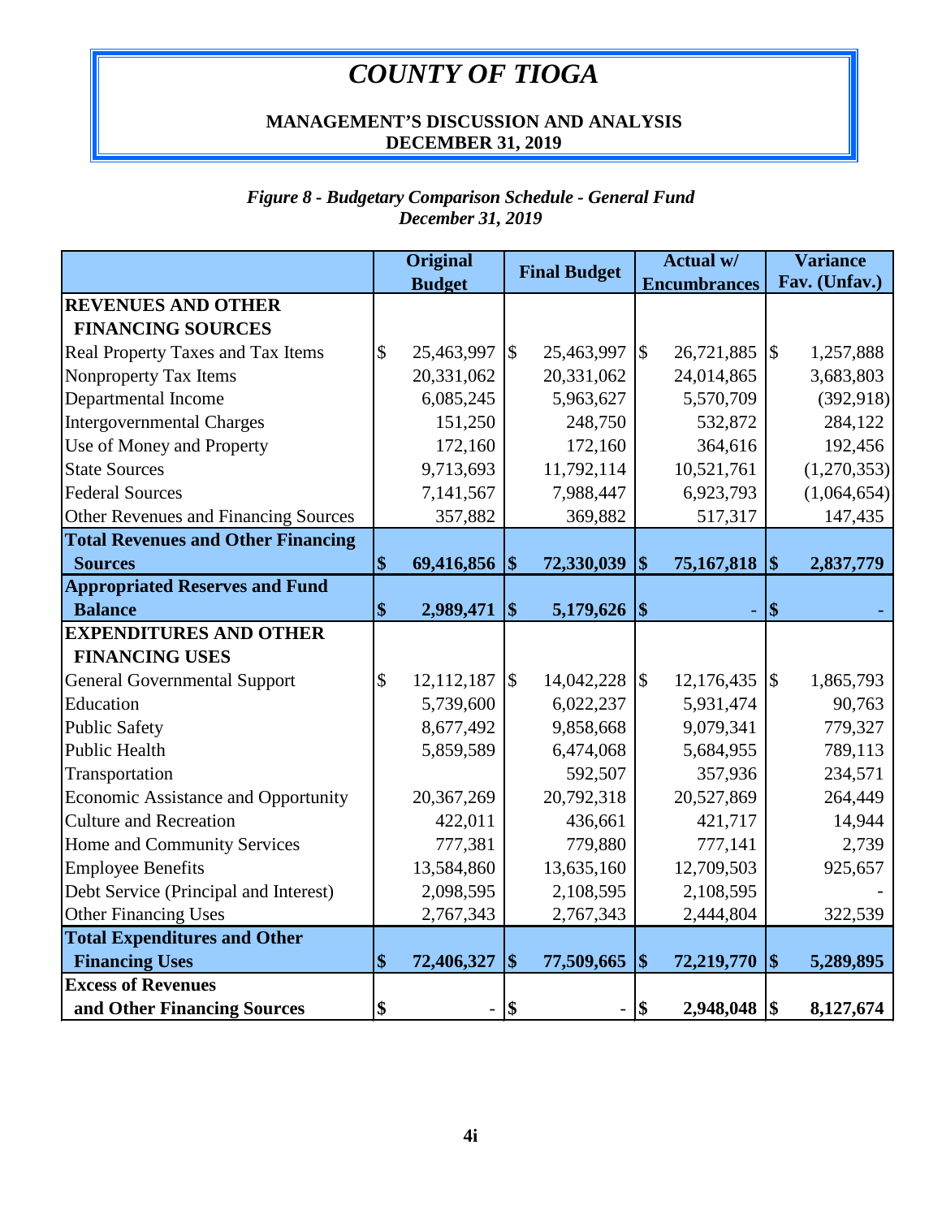# COUNTY OF TIOGA

**MANAGEMENT'S DISCUSSION AND ANALYSIS**
**DECEMBER 31, 2019**

*Figure 8 - Budgetary Comparison Schedule - General Fund*
*December 31, 2019*

| | Original Budget | Final Budget | Actual w/ Encumbrances | Variance Fav. (Unfav.) |
|---|---|---|---|---|
| **REVENUES AND OTHER FINANCING SOURCES** | | | | |
| Real Property Taxes and Tax Items | $ 25,463,997 | $ 25,463,997 | $ 26,721,885 | $ 1,257,888 |
| Nonproperty Tax Items | 20,331,062 | 20,331,062 | 24,014,865 | 3,683,803 |
| Departmental Income | 6,085,245 | 5,963,627 | 5,570,709 | (392,918) |
| Intergovernmental Charges | 151,250 | 248,750 | 532,872 | 284,122 |
| Use of Money and Property | 172,160 | 172,160 | 364,616 | 192,456 |
| State Sources | 9,713,693 | 11,792,114 | 10,521,761 | (1,270,353) |
| Federal Sources | 7,141,567 | 7,988,447 | 6,923,793 | (1,064,654) |
| Other Revenues and Financing Sources | 357,882 | 369,882 | 517,317 | 147,435 |
| **Total Revenues and Other Financing Sources** | **$ 69,416,856** | **$ 72,330,039** | **$ 75,167,818** | **$ 2,837,779** |
| **Appropriated Reserves and Fund Balance** | **$ 2,989,471** | **$ 5,179,626** | **$ -** | **$ -** |
| **EXPENDITURES AND OTHER FINANCING USES** | | | | |
| General Governmental Support | $ 12,112,187 | $ 14,042,228 | $ 12,176,435 | $ 1,865,793 |
| Education | 5,739,600 | 6,022,237 | 5,931,474 | 90,763 |
| Public Safety | 8,677,492 | 9,858,668 | 9,079,341 | 779,327 |
| Public Health | 5,859,589 | 6,474,068 | 5,684,955 | 789,113 |
| Transportation | | 592,507 | 357,936 | 234,571 |
| Economic Assistance and Opportunity | 20,367,269 | 20,792,318 | 20,527,869 | 264,449 |
| Culture and Recreation | 422,011 | 436,661 | 421,717 | 14,944 |
| Home and Community Services | 777,381 | 779,880 | 777,141 | 2,739 |
| Employee Benefits | 13,584,860 | 13,635,160 | 12,709,503 | 925,657 |
| Debt Service (Principal and Interest) | 2,098,595 | 2,108,595 | 2,108,595 | - |
| Other Financing Uses | 2,767,343 | 2,767,343 | 2,444,804 | 322,539 |
| **Total Expenditures and Other Financing Uses** | **$ 72,406,327** | **$ 77,509,665** | **$ 72,219,770** | **$ 5,289,895** |
| **Excess of Revenues and Other Financing Sources** | **$ -** | **$ -** | **$ 2,948,048** | **$ 8,127,674** |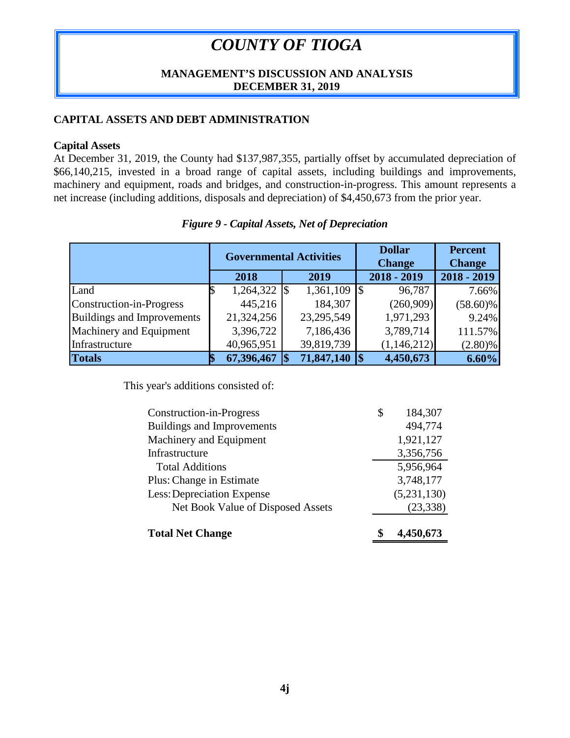# COUNTY OF TIOGA

**MANAGEMENT'S DISCUSSION AND ANALYSIS**
**DECEMBER 31, 2019**

## CAPITAL ASSETS AND DEBT ADMINISTRATION

### Capital Assets

At December 31, 2019, the County had $137,987,355, partially offset by accumulated depreciation of $66,140,215, invested in a broad range of capital assets, including buildings and improvements, machinery and equipment, roads and bridges, and construction-in-progress. This amount represents a net increase (including additions, disposals and depreciation) of $4,450,673 from the prior year.

*Figure 9 - Capital Assets, Net of Depreciation*

| | Governmental Activities | | Dollar Change | Percent Change |
|---|---|---|---|---|
| | 2018 | 2019 | 2018 - 2019 | 2018 - 2019 |
| Land | $ 1,264,322 | $ 1,361,109 | $ 96,787 | 7.66% |
| Construction-in-Progress | 445,216 | 184,307 | (260,909) | (58.60)% |
| Buildings and Improvements | 21,324,256 | 23,295,549 | 1,971,293 | 9.24% |
| Machinery and Equipment | 3,396,722 | 7,186,436 | 3,789,714 | 111.57% |
| Infrastructure | 40,965,951 | 39,819,739 | (1,146,212) | (2.80)% |
| **Totals** | **$ 67,396,467** | **$ 71,847,140** | **$ 4,450,673** | **6.60%** |

This year's additions consisted of:

| | |
|---|---|
| Construction-in-Progress | $ 184,307 |
| Buildings and Improvements | 494,774 |
| Machinery and Equipment | 1,921,127 |
| Infrastructure | 3,356,756 |
| Total Additions | 5,956,964 |
| Plus: Change in Estimate | 3,748,177 |
| Less: Depreciation Expense | (5,231,130) |
| Net Book Value of Disposed Assets | (23,338) |
| **Total Net Change** | **$ 4,450,673** |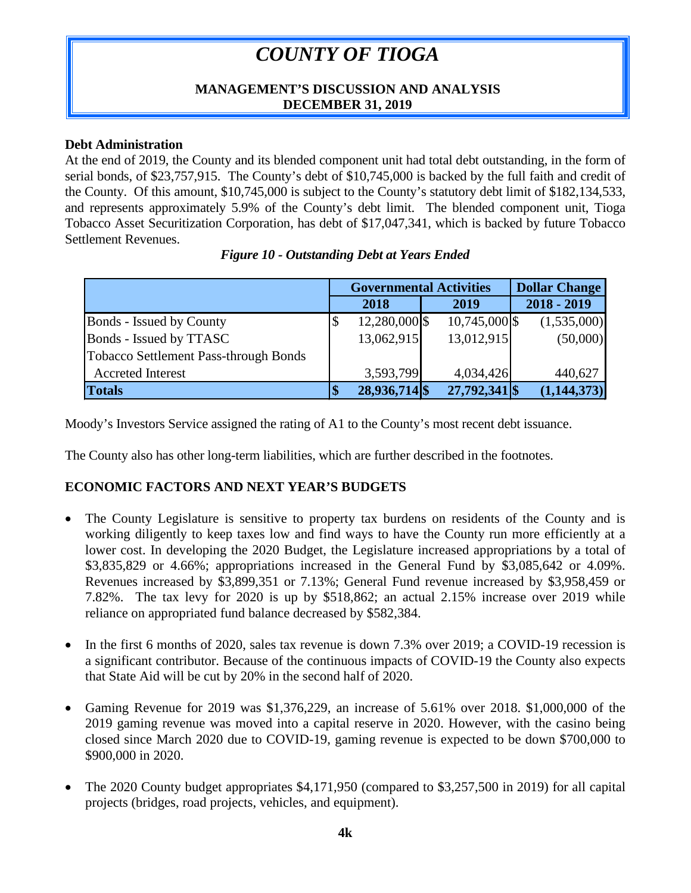# COUNTY OF TIOGA

**MANAGEMENT'S DISCUSSION AND ANALYSIS**
**DECEMBER 31, 2019**

**Debt Administration**

At the end of 2019, the County and its blended component unit had total debt outstanding, in the form of serial bonds, of $23,757,915. The County's debt of $10,745,000 is backed by the full faith and credit of the County. Of this amount, $10,745,000 is subject to the County's statutory debt limit of $182,134,533, and represents approximately 5.9% of the County's debt limit. The blended component unit, Tioga Tobacco Asset Securitization Corporation, has debt of $17,047,341, which is backed by future Tobacco Settlement Revenues.

*Figure 10 - Outstanding Debt at Years Ended*

| | Governmental Activities | | Dollar Change |
|---|---|---|---|
| | 2018 | 2019 | 2018 - 2019 |
| Bonds - Issued by County | $ 12,280,000 | $ 10,745,000 | $ (1,535,000) |
| Bonds - Issued by TTASC | 13,062,915 | 13,012,915 | (50,000) |
| Tobacco Settlement Pass-through Bonds | | | |
| Accreted Interest | 3,593,799 | 4,034,426 | 440,627 |
| **Totals** | **$ 28,936,714** | **$ 27,792,341** | **$ (1,144,373)** |

Moody's Investors Service assigned the rating of A1 to the County's most recent debt issuance.

The County also has other long-term liabilities, which are further described in the footnotes.

## ECONOMIC FACTORS AND NEXT YEAR'S BUDGETS

- The County Legislature is sensitive to property tax burdens on residents of the County and is working diligently to keep taxes low and find ways to have the County run more efficiently at a lower cost. In developing the 2020 Budget, the Legislature increased appropriations by a total of $3,835,829 or 4.66%; appropriations increased in the General Fund by $3,085,642 or 4.09%. Revenues increased by $3,899,351 or 7.13%; General Fund revenue increased by $3,958,459 or 7.82%. The tax levy for 2020 is up by $518,862; an actual 2.15% increase over 2019 while reliance on appropriated fund balance decreased by $582,384.

- In the first 6 months of 2020, sales tax revenue is down 7.3% over 2019; a COVID-19 recession is a significant contributor. Because of the continuous impacts of COVID-19 the County also expects that State Aid will be cut by 20% in the second half of 2020.

- Gaming Revenue for 2019 was $1,376,229, an increase of 5.61% over 2018. $1,000,000 of the 2019 gaming revenue was moved into a capital reserve in 2020. However, with the casino being closed since March 2020 due to COVID-19, gaming revenue is expected to be down $700,000 to $900,000 in 2020.

- The 2020 County budget appropriates $4,171,950 (compared to $3,257,500 in 2019) for all capital projects (bridges, road projects, vehicles, and equipment).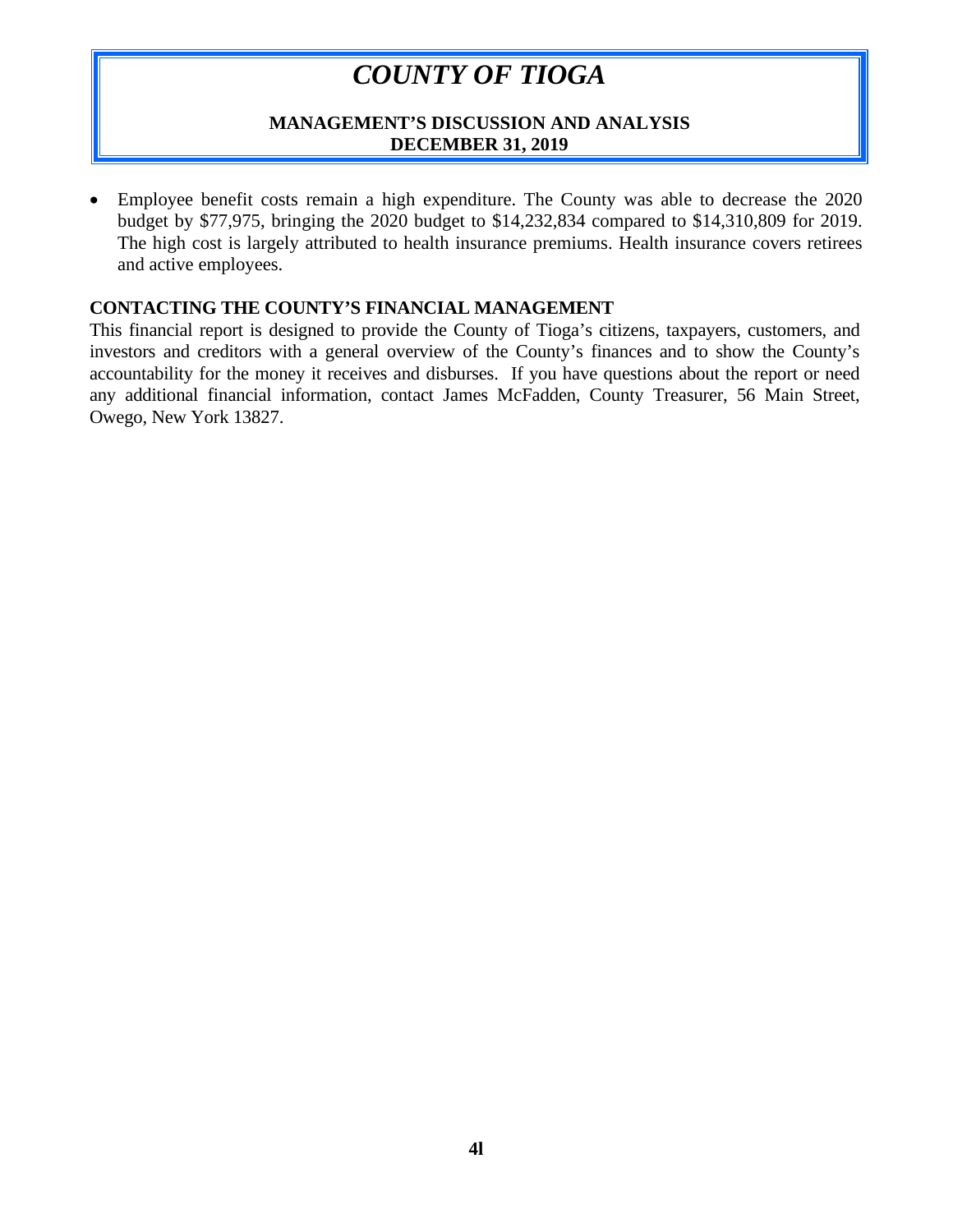- Employee benefit costs remain a high expenditure. The County was able to decrease the 2020 budget by $77,975, bringing the 2020 budget to $14,232,834 compared to $14,310,809 for 2019. The high cost is largely attributed to health insurance premiums. Health insurance covers retirees and active employees.

## CONTACTING THE COUNTY'S FINANCIAL MANAGEMENT

This financial report is designed to provide the County of Tioga's citizens, taxpayers, customers, and investors and creditors with a general overview of the County's finances and to show the County's accountability for the money it receives and disburses. If you have questions about the report or need any additional financial information, contact James McFadden, County Treasurer, 56 Main Street, Owego, New York 13827.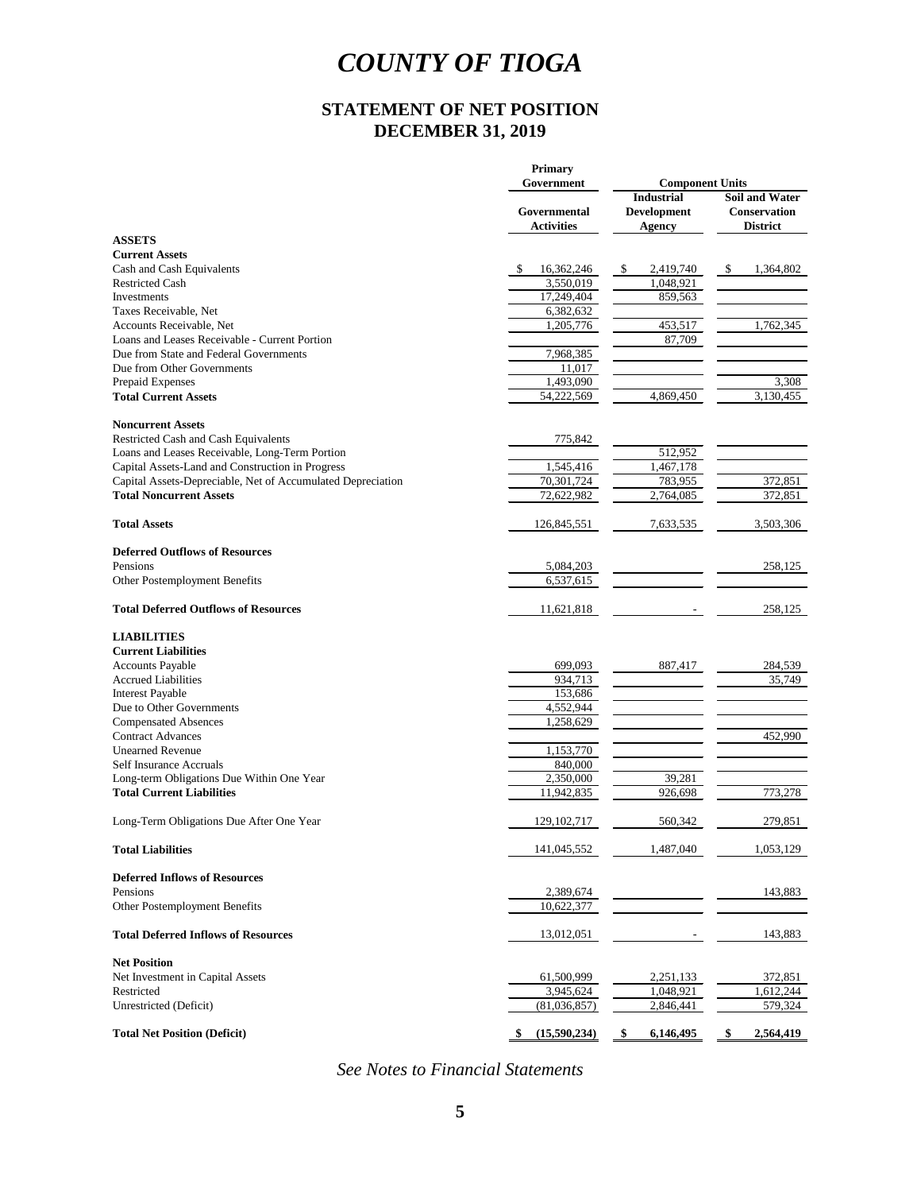# COUNTY OF TIOGA

## STATEMENT OF NET POSITION
## DECEMBER 31, 2019

| | Primary Government | Component Units | |
|---|---|---|---|
| | Governmental Activities | Industrial Development Agency | Soil and Water Conservation District |
| **ASSETS** | | | |
| **Current Assets** | | | |
| Cash and Cash Equivalents | $ 16,362,246 | $ 2,419,740 | $ 1,364,802 |
| Restricted Cash | 3,550,019 | 1,048,921 | |
| Investments | 17,249,404 | 859,563 | |
| Taxes Receivable, Net | 6,382,632 | | |
| Accounts Receivable, Net | 1,205,776 | 453,517 | 1,762,345 |
| Loans and Leases Receivable - Current Portion | | 87,709 | |
| Due from State and Federal Governments | 7,968,385 | | |
| Due from Other Governments | 11,017 | | |
| Prepaid Expenses | 1,493,090 | | 3,308 |
| **Total Current Assets** | 54,222,569 | 4,869,450 | 3,130,455 |
| **Noncurrent Assets** | | | |
| Restricted Cash and Cash Equivalents | 775,842 | | |
| Loans and Leases Receivable, Long-Term Portion | | 512,952 | |
| Capital Assets-Land and Construction in Progress | 1,545,416 | 1,467,178 | |
| Capital Assets-Depreciable, Net of Accumulated Depreciation | 70,301,724 | 783,955 | 372,851 |
| **Total Noncurrent Assets** | 72,622,982 | 2,764,085 | 372,851 |
| **Total Assets** | 126,845,551 | 7,633,535 | 3,503,306 |
| **Deferred Outflows of Resources** | | | |
| Pensions | 5,084,203 | | 258,125 |
| Other Postemployment Benefits | 6,537,615 | | |
| **Total Deferred Outflows of Resources** | 11,621,818 | - | 258,125 |
| **LIABILITIES** | | | |
| **Current Liabilities** | | | |
| Accounts Payable | 699,093 | 887,417 | 284,539 |
| Accrued Liabilities | 934,713 | | 35,749 |
| Interest Payable | 153,686 | | |
| Due to Other Governments | 4,552,944 | | |
| Compensated Absences | 1,258,629 | | |
| Contract Advances | | | 452,990 |
| Unearned Revenue | 1,153,770 | | |
| Self Insurance Accruals | 840,000 | | |
| Long-term Obligations Due Within One Year | 2,350,000 | 39,281 | |
| **Total Current Liabilities** | 11,942,835 | 926,698 | 773,278 |
| Long-Term Obligations Due After One Year | 129,102,717 | 560,342 | 279,851 |
| **Total Liabilities** | 141,045,552 | 1,487,040 | 1,053,129 |
| **Deferred Inflows of Resources** | | | |
| Pensions | 2,389,674 | | 143,883 |
| Other Postemployment Benefits | 10,622,377 | | |
| **Total Deferred Inflows of Resources** | 13,012,051 | - | 143,883 |
| **Net Position** | | | |
| Net Investment in Capital Assets | 61,500,999 | 2,251,133 | 372,851 |
| Restricted | 3,945,624 | 1,048,921 | 1,612,244 |
| Unrestricted (Deficit) | (81,036,857) | 2,846,441 | 579,324 |
| **Total Net Position (Deficit)** | **$ (15,590,234)** | **$ 6,146,495** | **$ 2,564,419** |

*See Notes to Financial Statements*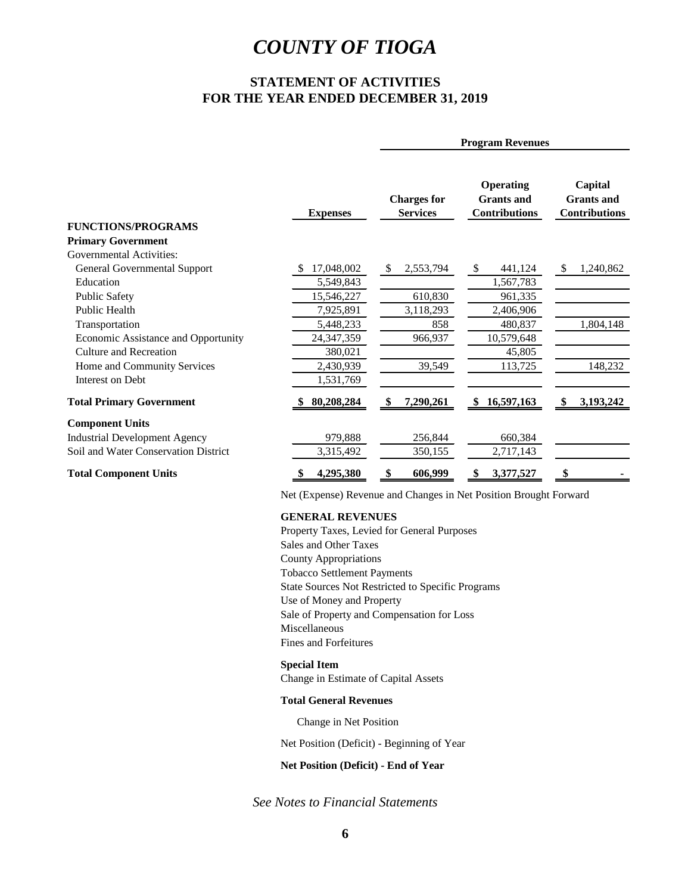# *COUNTY OF TIOGA*

## STATEMENT OF ACTIVITIES
## FOR THE YEAR ENDED DECEMBER 31, 2019

| | | Program Revenues | | |
|---|---|---|---|---|
| | **Expenses** | **Charges for Services** | **Operating Grants and Contributions** | **Capital Grants and Contributions** |
| **FUNCTIONS/PROGRAMS** | | | | |
| **Primary Government** | | | | |
| Governmental Activities: | | | | |
| General Governmental Support | $ 17,048,002 | $ 2,553,794 | $ 441,124 | $ 1,240,862 |
| Education | 5,549,843 | | 1,567,783 | |
| Public Safety | 15,546,227 | 610,830 | 961,335 | |
| Public Health | 7,925,891 | 3,118,293 | 2,406,906 | |
| Transportation | 5,448,233 | 858 | 480,837 | 1,804,148 |
| Economic Assistance and Opportunity | 24,347,359 | 966,937 | 10,579,648 | |
| Culture and Recreation | 380,021 | | 45,805 | |
| Home and Community Services | 2,430,939 | 39,549 | 113,725 | 148,232 |
| Interest on Debt | 1,531,769 | | | |
| **Total Primary Government** | **$ 80,208,284** | **$ 7,290,261** | **$ 16,597,163** | **$ 3,193,242** |
| **Component Units** | | | | |
| Industrial Development Agency | 979,888 | 256,844 | 660,384 | |
| Soil and Water Conservation District | 3,315,492 | 350,155 | 2,717,143 | |
| **Total Component Units** | **$ 4,295,380** | **$ 606,999** | **$ 3,377,527** | **$ -** |

Net (Expense) Revenue and Changes in Net Position Brought Forward

**GENERAL REVENUES**

Property Taxes, Levied for General Purposes
Sales and Other Taxes
County Appropriations
Tobacco Settlement Payments
State Sources Not Restricted to Specific Programs
Use of Money and Property
Sale of Property and Compensation for Loss
Miscellaneous
Fines and Forfeitures

**Special Item**

Change in Estimate of Capital Assets

**Total General Revenues**

Change in Net Position

Net Position (Deficit) - Beginning of Year

**Net Position (Deficit) - End of Year**

*See Notes to Financial Statements*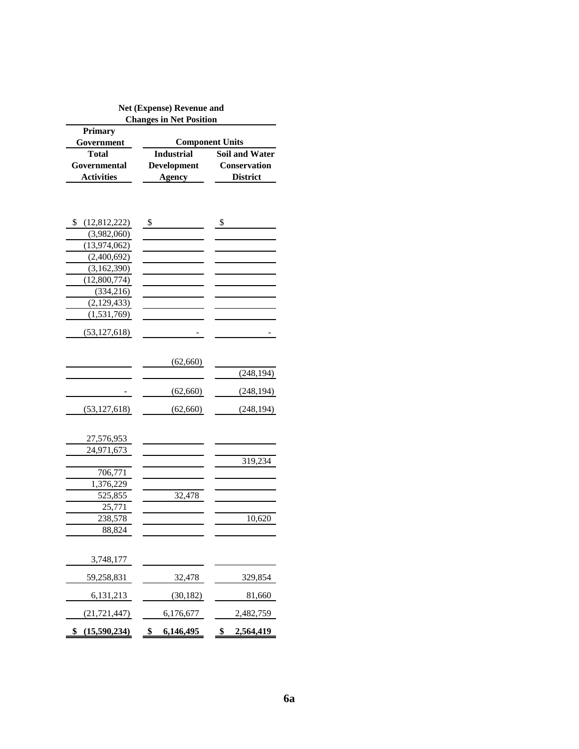| Net (Expense) Revenue and Changes in Net Position | | |
|---|---|---|
| Primary Government | Component Units | |
| Total Governmental Activities | Industrial Development Agency | Soil and Water Conservation District |
| $ (12,812,222) | $ | $ |
| (3,982,060) | | |
| (13,974,062) | | |
| (2,400,692) | | |
| (3,162,390) | | |
| (12,800,774) | | |
| (334,216) | | |
| (2,129,433) | | |
| (1,531,769) | | |
| (53,127,618) | - | - |
| | (62,660) | |
| | | (248,194) |
| - | (62,660) | (248,194) |
| (53,127,618) | (62,660) | (248,194) |
| 27,576,953 | | |
| 24,971,673 | | |
| | | 319,234 |
| 706,771 | | |
| 1,376,229 | | |
| 525,855 | 32,478 | |
| 25,771 | | |
| 238,578 | | 10,620 |
| 88,824 | | |
| 3,748,177 | | |
| 59,258,831 | 32,478 | 329,854 |
| 6,131,213 | (30,182) | 81,660 |
| (21,721,447) | 6,176,677 | 2,482,759 |
| **$ (15,590,234)** | **$ 6,146,495** | **$ 2,564,419** |

6a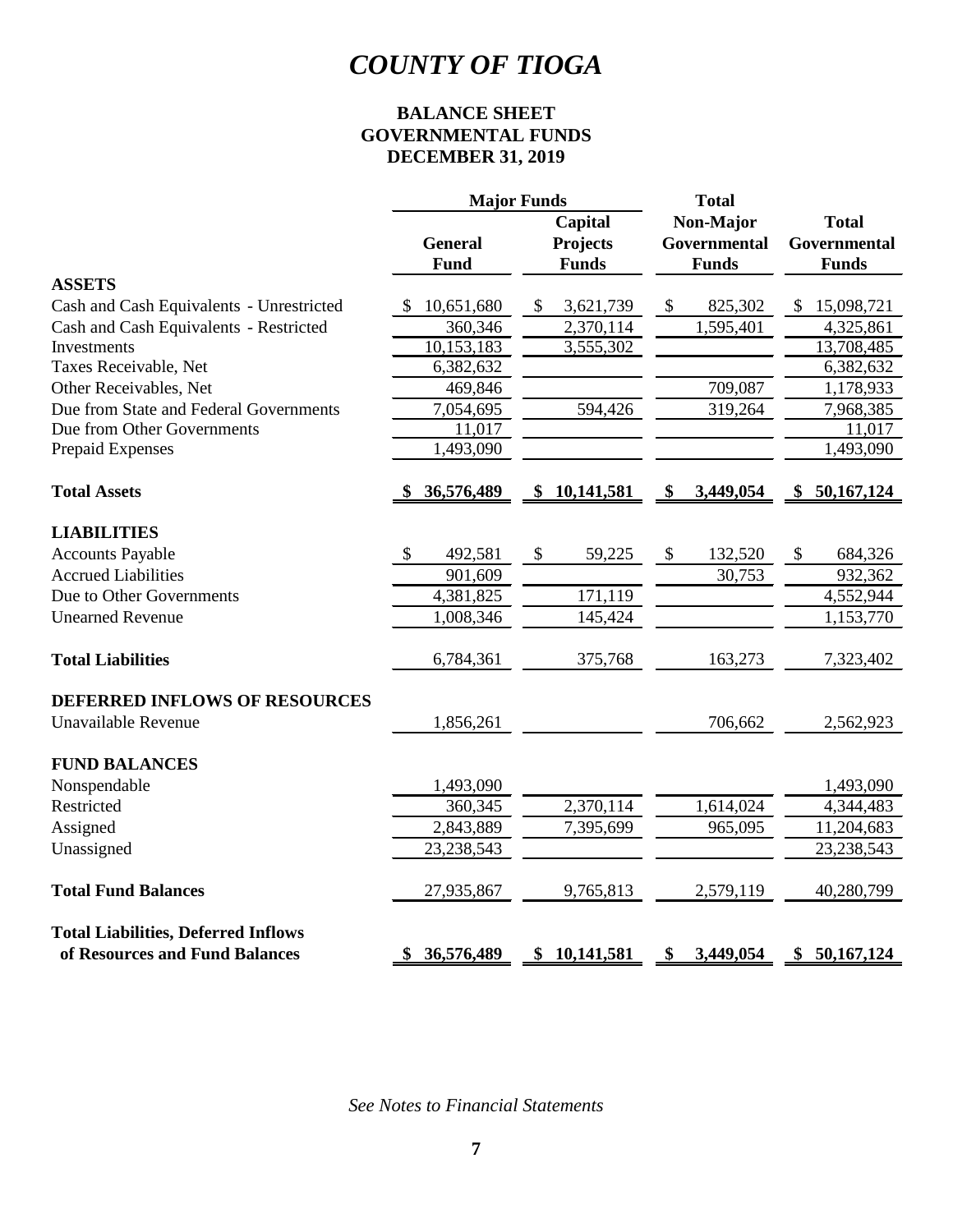# COUNTY OF TIOGA

## BALANCE SHEET
## GOVERNMENTAL FUNDS
## DECEMBER 31, 2019

| | Major Funds | | Total | |
|---|---|---|---|---|
| | General Fund | Capital Projects Funds | Non-Major Governmental Funds | Total Governmental Funds |
| **ASSETS** | | | | |
| Cash and Cash Equivalents - Unrestricted | $ 10,651,680 | $ 3,621,739 | $ 825,302 | $ 15,098,721 |
| Cash and Cash Equivalents - Restricted | 360,346 | 2,370,114 | 1,595,401 | 4,325,861 |
| Investments | 10,153,183 | 3,555,302 | | 13,708,485 |
| Taxes Receivable, Net | 6,382,632 | | | 6,382,632 |
| Other Receivables, Net | 469,846 | | 709,087 | 1,178,933 |
| Due from State and Federal Governments | 7,054,695 | 594,426 | 319,264 | 7,968,385 |
| Due from Other Governments | 11,017 | | | 11,017 |
| Prepaid Expenses | 1,493,090 | | | 1,493,090 |
| **Total Assets** | **$ 36,576,489** | **$ 10,141,581** | **$ 3,449,054** | **$ 50,167,124** |
| **LIABILITIES** | | | | |
| Accounts Payable | $ 492,581 | $ 59,225 | $ 132,520 | $ 684,326 |
| Accrued Liabilities | 901,609 | | 30,753 | 932,362 |
| Due to Other Governments | 4,381,825 | 171,119 | | 4,552,944 |
| Unearned Revenue | 1,008,346 | 145,424 | | 1,153,770 |
| **Total Liabilities** | 6,784,361 | 375,768 | 163,273 | 7,323,402 |
| **DEFERRED INFLOWS OF RESOURCES** | | | | |
| Unavailable Revenue | 1,856,261 | | 706,662 | 2,562,923 |
| **FUND BALANCES** | | | | |
| Nonspendable | 1,493,090 | | | 1,493,090 |
| Restricted | 360,345 | 2,370,114 | 1,614,024 | 4,344,483 |
| Assigned | 2,843,889 | 7,395,699 | 965,095 | 11,204,683 |
| Unassigned | 23,238,543 | | | 23,238,543 |
| **Total Fund Balances** | 27,935,867 | 9,765,813 | 2,579,119 | 40,280,799 |
| **Total Liabilities, Deferred Inflows of Resources and Fund Balances** | **$ 36,576,489** | **$ 10,141,581** | **$ 3,449,054** | **$ 50,167,124** |

*See Notes to Financial Statements*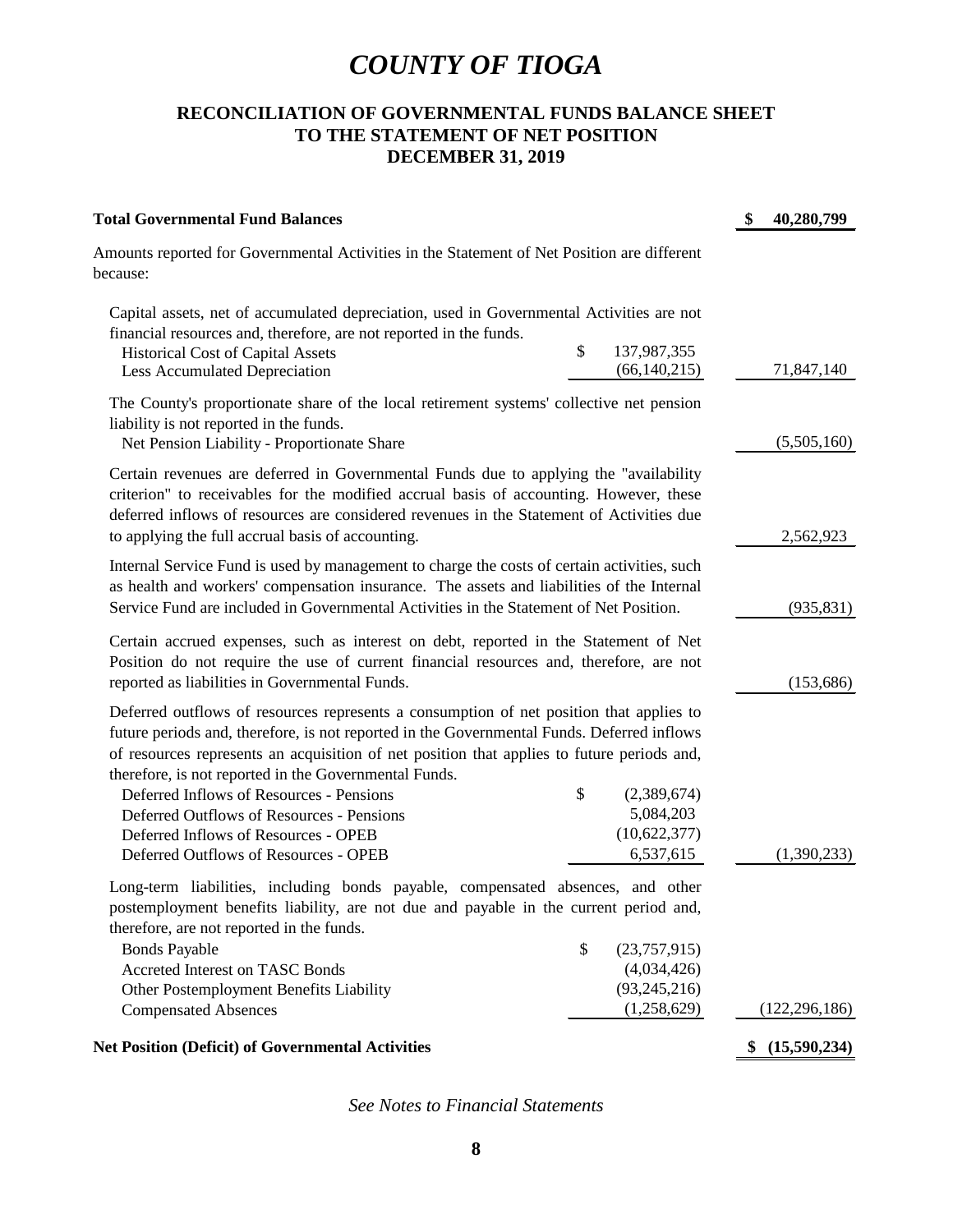# *COUNTY OF TIOGA*

## RECONCILIATION OF GOVERNMENTAL FUNDS BALANCE SHEET TO THE STATEMENT OF NET POSITION DECEMBER 31, 2019

| | | |
|---|---|---|
| **Total Governmental Fund Balances** | | **$ 40,280,799** |
| Amounts reported for Governmental Activities in the Statement of Net Position are different because: | | |
| Capital assets, net of accumulated depreciation, used in Governmental Activities are not financial resources and, therefore, are not reported in the funds. | | |
| Historical Cost of Capital Assets | $ 137,987,355 | |
| Less Accumulated Depreciation | (66,140,215) | 71,847,140 |
| The County's proportionate share of the local retirement systems' collective net pension liability is not reported in the funds. | | |
| Net Pension Liability - Proportionate Share | | (5,505,160) |
| Certain revenues are deferred in Governmental Funds due to applying the "availability criterion" to receivables for the modified accrual basis of accounting. However, these deferred inflows of resources are considered revenues in the Statement of Activities due to applying the full accrual basis of accounting. | | 2,562,923 |
| Internal Service Fund is used by management to charge the costs of certain activities, such as health and workers' compensation insurance. The assets and liabilities of the Internal Service Fund are included in Governmental Activities in the Statement of Net Position. | | (935,831) |
| Certain accrued expenses, such as interest on debt, reported in the Statement of Net Position do not require the use of current financial resources and, therefore, are not reported as liabilities in Governmental Funds. | | (153,686) |
| Deferred outflows of resources represents a consumption of net position that applies to future periods and, therefore, is not reported in the Governmental Funds. Deferred inflows of resources represents an acquisition of net position that applies to future periods and, therefore, is not reported in the Governmental Funds. | | |
| Deferred Inflows of Resources - Pensions | $ (2,389,674) | |
| Deferred Outflows of Resources - Pensions | 5,084,203 | |
| Deferred Inflows of Resources - OPEB | (10,622,377) | |
| Deferred Outflows of Resources - OPEB | 6,537,615 | (1,390,233) |
| Long-term liabilities, including bonds payable, compensated absences, and other postemployment benefits liability, are not due and payable in the current period and, therefore, are not reported in the funds. | | |
| Bonds Payable | $ (23,757,915) | |
| Accreted Interest on TASC Bonds | (4,034,426) | |
| Other Postemployment Benefits Liability | (93,245,216) | |
| Compensated Absences | (1,258,629) | (122,296,186) |
| **Net Position (Deficit) of Governmental Activities** | | **$ (15,590,234)** |

*See Notes to Financial Statements*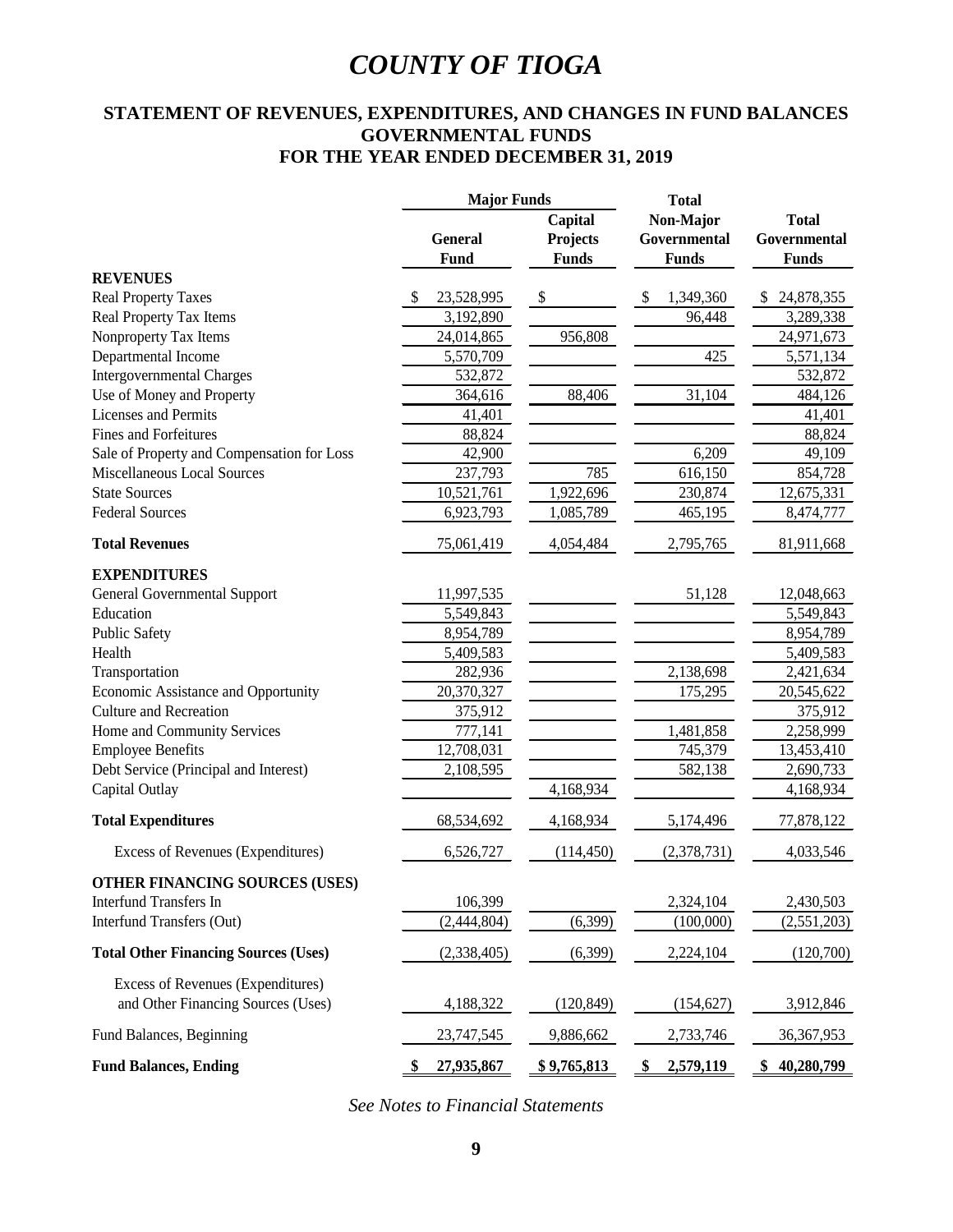# COUNTY OF TIOGA

## STATEMENT OF REVENUES, EXPENDITURES, AND CHANGES IN FUND BALANCES
## GOVERNMENTAL FUNDS
## FOR THE YEAR ENDED DECEMBER 31, 2019

| | Major Funds | | Total | |
|---|---|---|---|---|
| | General Fund | Capital Projects Funds | Non-Major Governmental Funds | Total Governmental Funds |
| **REVENUES** | | | | |
| Real Property Taxes | $ 23,528,995 | $ | $ 1,349,360 | $ 24,878,355 |
| Real Property Tax Items | 3,192,890 | | 96,448 | 3,289,338 |
| Nonproperty Tax Items | 24,014,865 | 956,808 | | 24,971,673 |
| Departmental Income | 5,570,709 | | 425 | 5,571,134 |
| Intergovernmental Charges | 532,872 | | | 532,872 |
| Use of Money and Property | 364,616 | 88,406 | 31,104 | 484,126 |
| Licenses and Permits | 41,401 | | | 41,401 |
| Fines and Forfeitures | 88,824 | | | 88,824 |
| Sale of Property and Compensation for Loss | 42,900 | | 6,209 | 49,109 |
| Miscellaneous Local Sources | 237,793 | 785 | 616,150 | 854,728 |
| State Sources | 10,521,761 | 1,922,696 | 230,874 | 12,675,331 |
| Federal Sources | 6,923,793 | 1,085,789 | 465,195 | 8,474,777 |
| **Total Revenues** | 75,061,419 | 4,054,484 | 2,795,765 | 81,911,668 |
| **EXPENDITURES** | | | | |
| General Governmental Support | 11,997,535 | | 51,128 | 12,048,663 |
| Education | 5,549,843 | | | 5,549,843 |
| Public Safety | 8,954,789 | | | 8,954,789 |
| Health | 5,409,583 | | | 5,409,583 |
| Transportation | 282,936 | | 2,138,698 | 2,421,634 |
| Economic Assistance and Opportunity | 20,370,327 | | 175,295 | 20,545,622 |
| Culture and Recreation | 375,912 | | | 375,912 |
| Home and Community Services | 777,141 | | 1,481,858 | 2,258,999 |
| Employee Benefits | 12,708,031 | | 745,379 | 13,453,410 |
| Debt Service (Principal and Interest) | 2,108,595 | | 582,138 | 2,690,733 |
| Capital Outlay | | 4,168,934 | | 4,168,934 |
| **Total Expenditures** | 68,534,692 | 4,168,934 | 5,174,496 | 77,878,122 |
| Excess of Revenues (Expenditures) | 6,526,727 | (114,450) | (2,378,731) | 4,033,546 |
| **OTHER FINANCING SOURCES (USES)** | | | | |
| Interfund Transfers In | 106,399 | | 2,324,104 | 2,430,503 |
| Interfund Transfers (Out) | (2,444,804) | (6,399) | (100,000) | (2,551,203) |
| **Total Other Financing Sources (Uses)** | (2,338,405) | (6,399) | 2,224,104 | (120,700) |
| Excess of Revenues (Expenditures) and Other Financing Sources (Uses) | 4,188,322 | (120,849) | (154,627) | 3,912,846 |
| Fund Balances, Beginning | 23,747,545 | 9,886,662 | 2,733,746 | 36,367,953 |
| **Fund Balances, Ending** | **$ 27,935,867** | **$ 9,765,813** | **$ 2,579,119** | **$ 40,280,799** |

*See Notes to Financial Statements*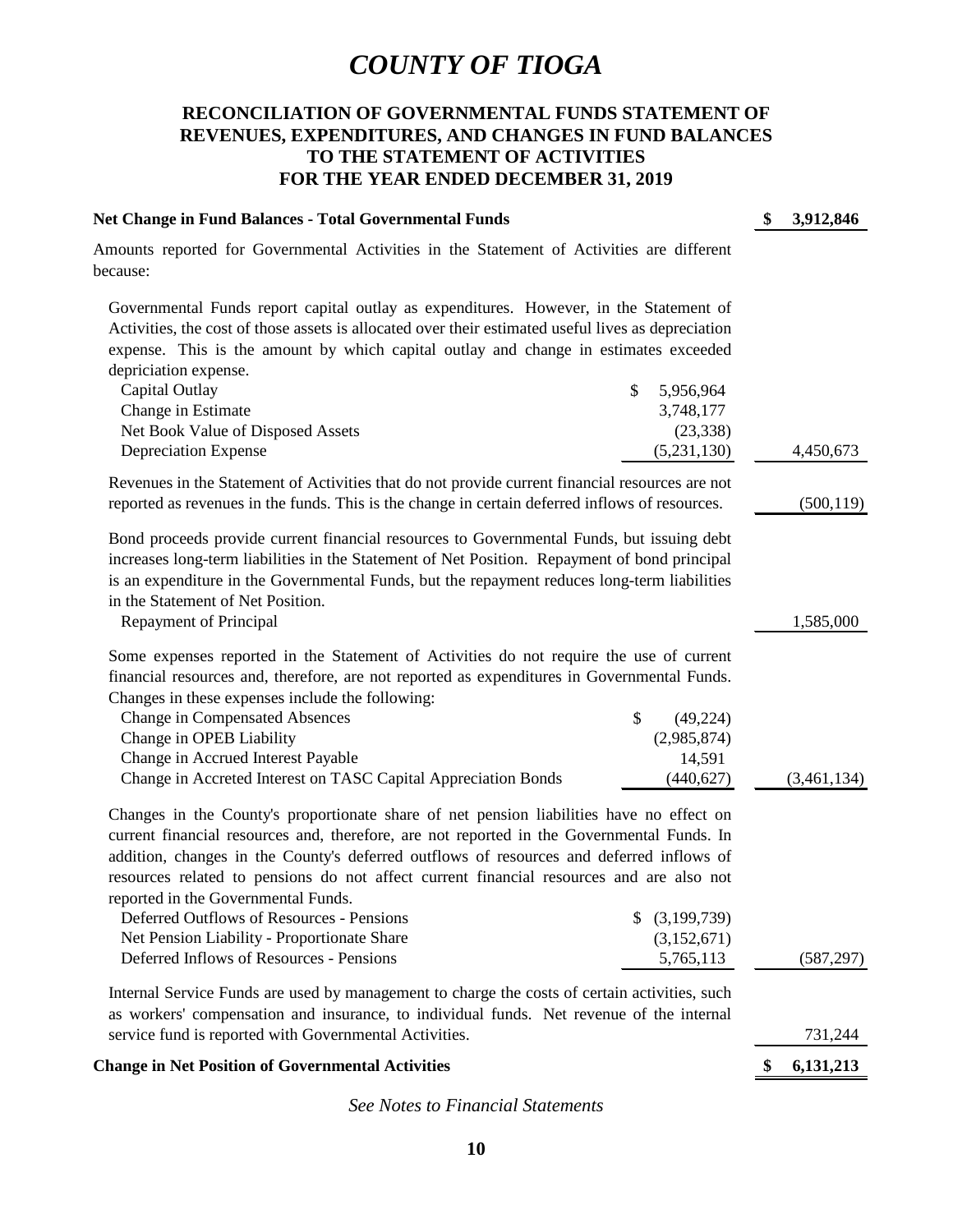# COUNTY OF TIOGA

## RECONCILIATION OF GOVERNMENTAL FUNDS STATEMENT OF REVENUES, EXPENDITURES, AND CHANGES IN FUND BALANCES TO THE STATEMENT OF ACTIVITIES FOR THE YEAR ENDED DECEMBER 31, 2019

| | | |
|---|---|---|
| **Net Change in Fund Balances - Total Governmental Funds** | | **$ 3,912,846** |
| Amounts reported for Governmental Activities in the Statement of Activities are different because: | | |
| Governmental Funds report capital outlay as expenditures. However, in the Statement of Activities, the cost of those assets is allocated over their estimated useful lives as depreciation expense. This is the amount by which capital outlay and change in estimates exceeded depriciation expense. | | |
| Capital Outlay | $ 5,956,964 | |
| Change in Estimate | 3,748,177 | |
| Net Book Value of Disposed Assets | (23,338) | |
| Depreciation Expense | (5,231,130) | 4,450,673 |
| Revenues in the Statement of Activities that do not provide current financial resources are not reported as revenues in the funds. This is the change in certain deferred inflows of resources. | | (500,119) |
| Bond proceeds provide current financial resources to Governmental Funds, but issuing debt increases long-term liabilities in the Statement of Net Position. Repayment of bond principal is an expenditure in the Governmental Funds, but the repayment reduces long-term liabilities in the Statement of Net Position. | | |
| Repayment of Principal | | 1,585,000 |
| Some expenses reported in the Statement of Activities do not require the use of current financial resources and, therefore, are not reported as expenditures in Governmental Funds. Changes in these expenses include the following: | | |
| Change in Compensated Absences | $ (49,224) | |
| Change in OPEB Liability | (2,985,874) | |
| Change in Accrued Interest Payable | 14,591 | |
| Change in Accreted Interest on TASC Capital Appreciation Bonds | (440,627) | (3,461,134) |
| Changes in the County's proportionate share of net pension liabilities have no effect on current financial resources and, therefore, are not reported in the Governmental Funds. In addition, changes in the County's deferred outflows of resources and deferred inflows of resources related to pensions do not affect current financial resources and are also not reported in the Governmental Funds. | | |
| Deferred Outflows of Resources - Pensions | $ (3,199,739) | |
| Net Pension Liability - Proportionate Share | (3,152,671) | |
| Deferred Inflows of Resources - Pensions | 5,765,113 | (587,297) |
| Internal Service Funds are used by management to charge the costs of certain activities, such as workers' compensation and insurance, to individual funds. Net revenue of the internal service fund is reported with Governmental Activities. | | 731,244 |
| **Change in Net Position of Governmental Activities** | | **$ 6,131,213** |

*See Notes to Financial Statements*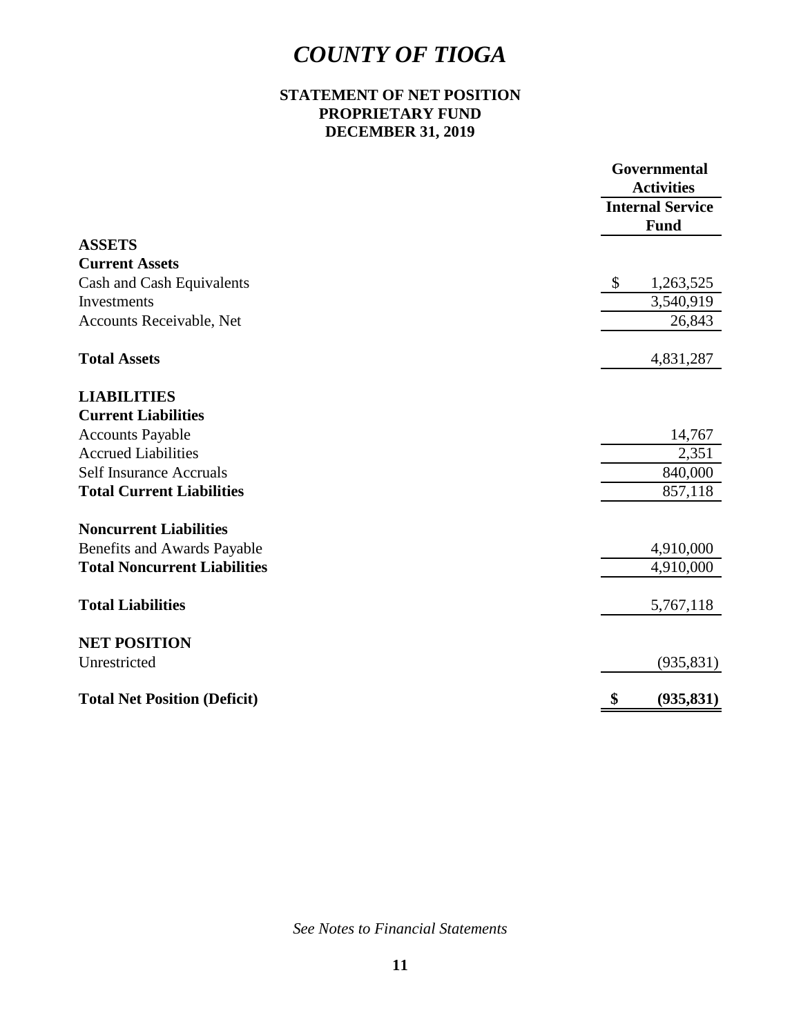# *COUNTY OF TIOGA*

**STATEMENT OF NET POSITION**
**PROPRIETARY FUND**
**DECEMBER 31, 2019**

| | Governmental Activities |
|---|---|
| | Internal Service Fund |
| **ASSETS** | |
| **Current Assets** | |
| Cash and Cash Equivalents | $ 1,263,525 |
| Investments | 3,540,919 |
| Accounts Receivable, Net | 26,843 |
| **Total Assets** | 4,831,287 |
| **LIABILITIES** | |
| **Current Liabilities** | |
| Accounts Payable | 14,767 |
| Accrued Liabilities | 2,351 |
| Self Insurance Accruals | 840,000 |
| **Total Current Liabilities** | 857,118 |
| **Noncurrent Liabilities** | |
| Benefits and Awards Payable | 4,910,000 |
| **Total Noncurrent Liabilities** | 4,910,000 |
| **Total Liabilities** | 5,767,118 |
| **NET POSITION** | |
| Unrestricted | (935,831) |
| **Total Net Position (Deficit)** | **$ (935,831)** |

*See Notes to Financial Statements*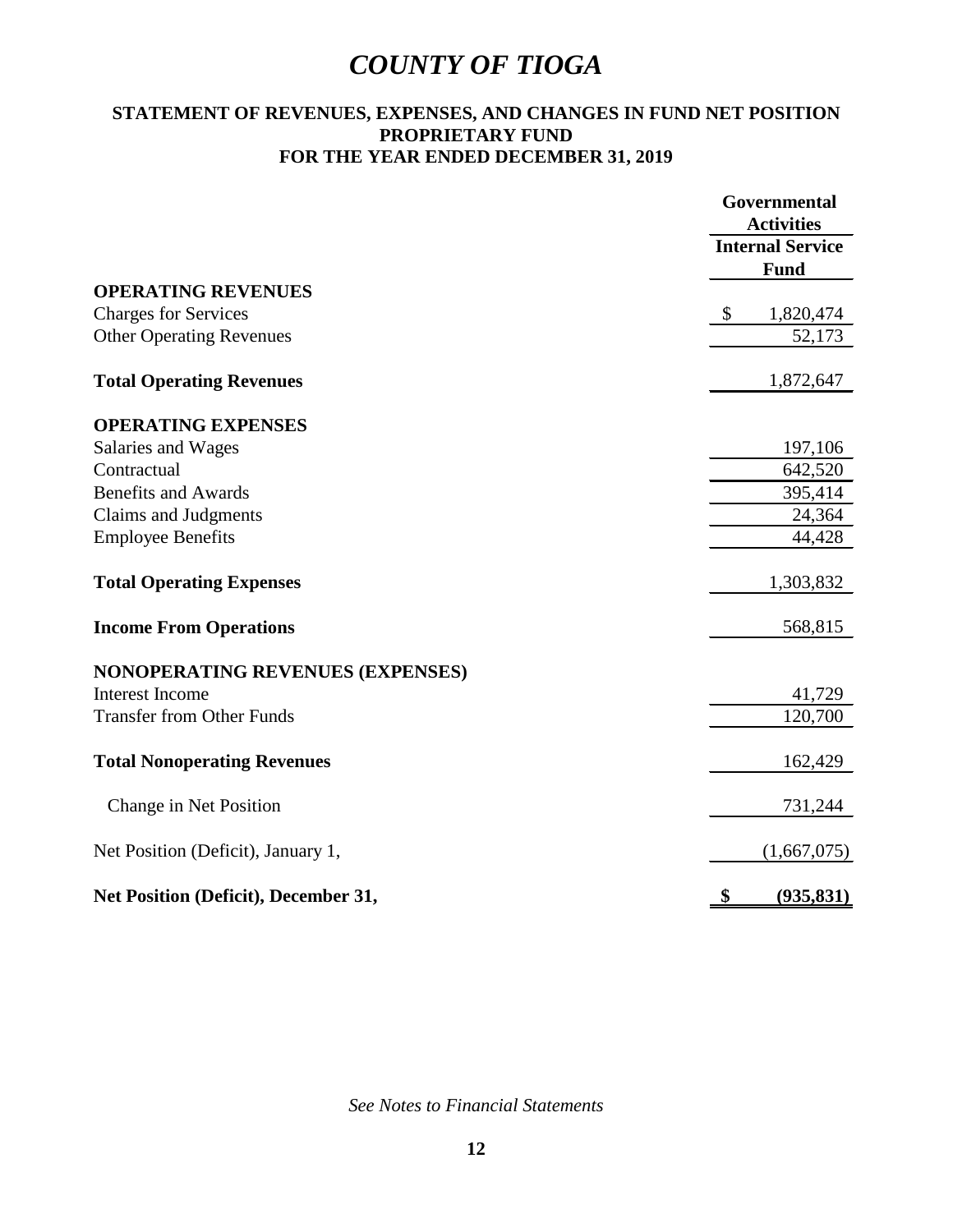# *COUNTY OF TIOGA*

## STATEMENT OF REVENUES, EXPENSES, AND CHANGES IN FUND NET POSITION
## PROPRIETARY FUND
## FOR THE YEAR ENDED DECEMBER 31, 2019

| | Governmental Activities |
|---|---|
| | Internal Service Fund |
| **OPERATING REVENUES** | |
| Charges for Services | $ 1,820,474 |
| Other Operating Revenues | 52,173 |
| **Total Operating Revenues** | 1,872,647 |
| **OPERATING EXPENSES** | |
| Salaries and Wages | 197,106 |
| Contractual | 642,520 |
| Benefits and Awards | 395,414 |
| Claims and Judgments | 24,364 |
| Employee Benefits | 44,428 |
| **Total Operating Expenses** | 1,303,832 |
| **Income From Operations** | 568,815 |
| **NONOPERATING REVENUES (EXPENSES)** | |
| Interest Income | 41,729 |
| Transfer from Other Funds | 120,700 |
| **Total Nonoperating Revenues** | 162,429 |
| Change in Net Position | 731,244 |
| Net Position (Deficit), January 1, | (1,667,075) |
| **Net Position (Deficit), December 31,** | **$ (935,831)** |

*See Notes to Financial Statements*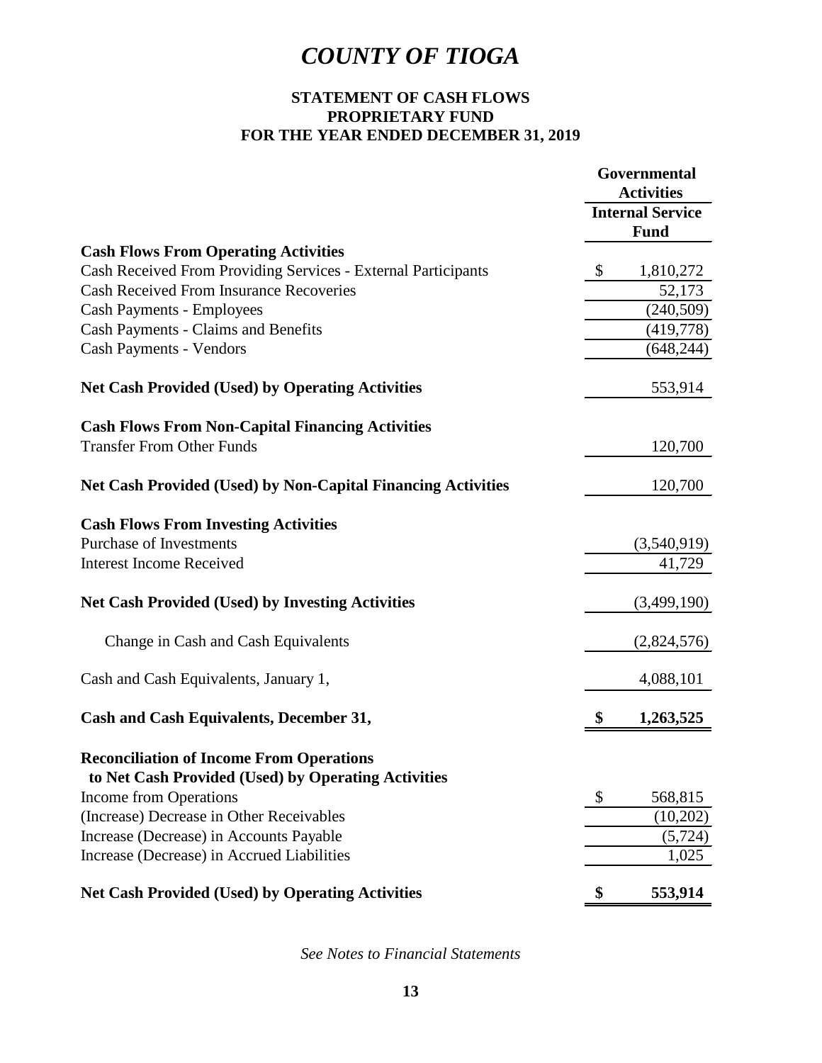# COUNTY OF TIOGA

## STATEMENT OF CASH FLOWS
## PROPRIETARY FUND
## FOR THE YEAR ENDED DECEMBER 31, 2019

| | Governmental Activities |
|---|---|
| | Internal Service Fund |
| **Cash Flows From Operating Activities** | |
| Cash Received From Providing Services - External Participants | $ 1,810,272 |
| Cash Received From Insurance Recoveries | 52,173 |
| Cash Payments - Employees | (240,509) |
| Cash Payments - Claims and Benefits | (419,778) |
| Cash Payments - Vendors | (648,244) |
| **Net Cash Provided (Used) by Operating Activities** | 553,914 |
| **Cash Flows From Non-Capital Financing Activities** | |
| Transfer From Other Funds | 120,700 |
| **Net Cash Provided (Used) by Non-Capital Financing Activities** | 120,700 |
| **Cash Flows From Investing Activities** | |
| Purchase of Investments | (3,540,919) |
| Interest Income Received | 41,729 |
| **Net Cash Provided (Used) by Investing Activities** | (3,499,190) |
| Change in Cash and Cash Equivalents | (2,824,576) |
| Cash and Cash Equivalents, January 1, | 4,088,101 |
| **Cash and Cash Equivalents, December 31,** | **$ 1,263,525** |
| **Reconciliation of Income From Operations to Net Cash Provided (Used) by Operating Activities** | |
| Income from Operations | $ 568,815 |
| (Increase) Decrease in Other Receivables | (10,202) |
| Increase (Decrease) in Accounts Payable | (5,724) |
| Increase (Decrease) in Accrued Liabilities | 1,025 |
| **Net Cash Provided (Used) by Operating Activities** | **$ 553,914** |

*See Notes to Financial Statements*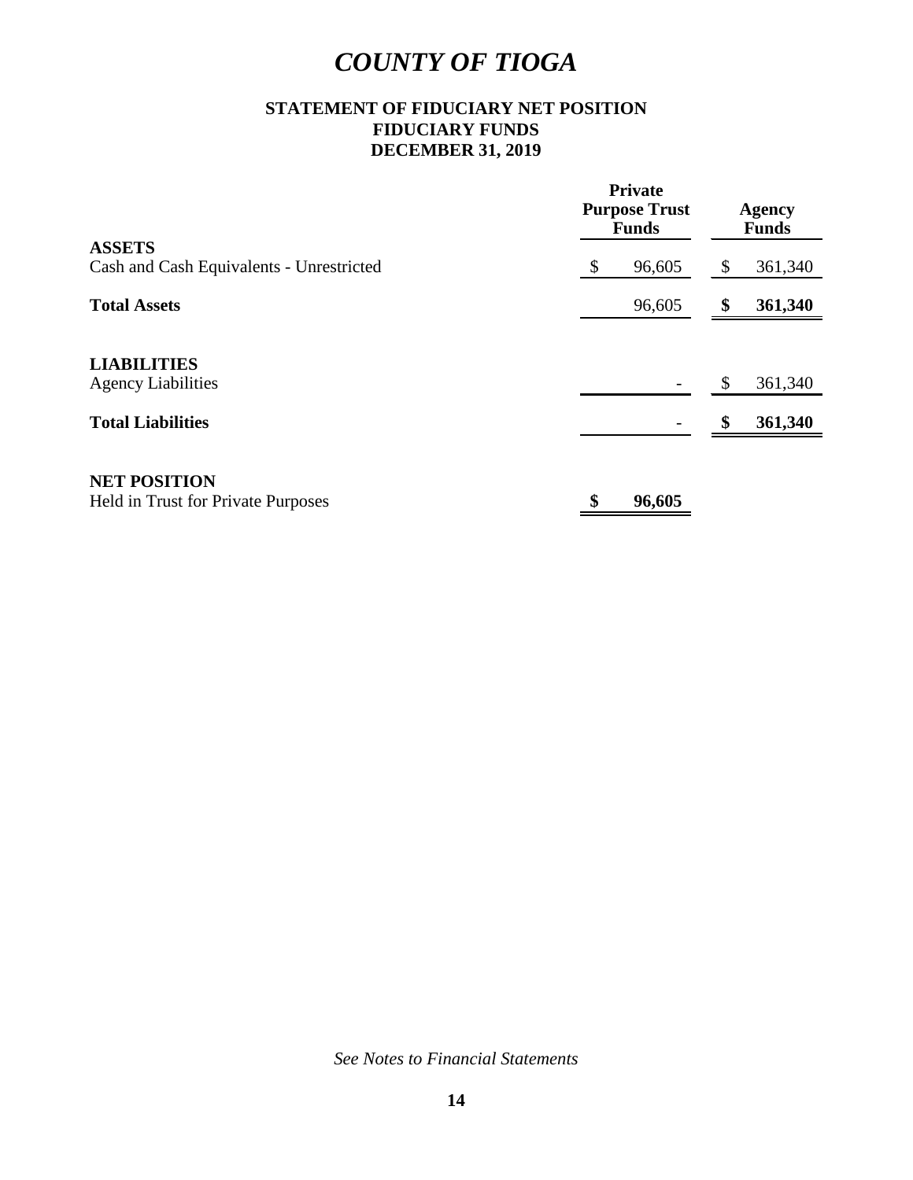# *COUNTY OF TIOGA*

## STATEMENT OF FIDUCIARY NET POSITION
## FIDUCIARY FUNDS
## DECEMBER 31, 2019

| | Private Purpose Trust Funds | Agency Funds |
|---|---|---|
| **ASSETS** | | |
| Cash and Cash Equivalents - Unrestricted | $ 96,605 | $ 361,340 |
| **Total Assets** | 96,605 | **$ 361,340** |
| **LIABILITIES** | | |
| Agency Liabilities | - | $ 361,340 |
| **Total Liabilities** | - | **$ 361,340** |
| **NET POSITION** | | |
| Held in Trust for Private Purposes | **$ 96,605** | |

*See Notes to Financial Statements*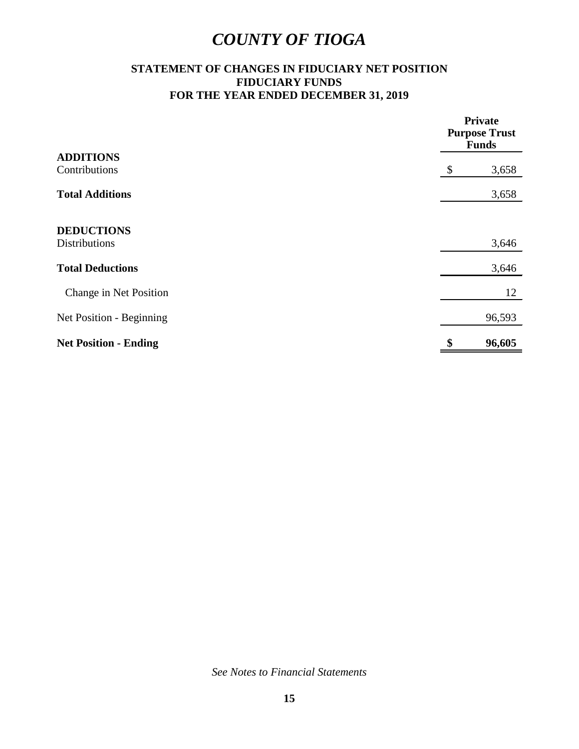# *COUNTY OF TIOGA*

## STATEMENT OF CHANGES IN FIDUCIARY NET POSITION
## FIDUCIARY FUNDS
## FOR THE YEAR ENDED DECEMBER 31, 2019

| | Private Purpose Trust Funds |
|---|---|
| **ADDITIONS** | |
| Contributions | $ 3,658 |
| **Total Additions** | 3,658 |
| **DEDUCTIONS** | |
| Distributions | 3,646 |
| **Total Deductions** | 3,646 |
| Change in Net Position | 12 |
| Net Position - Beginning | 96,593 |
| **Net Position - Ending** | **$ 96,605** |

*See Notes to Financial Statements*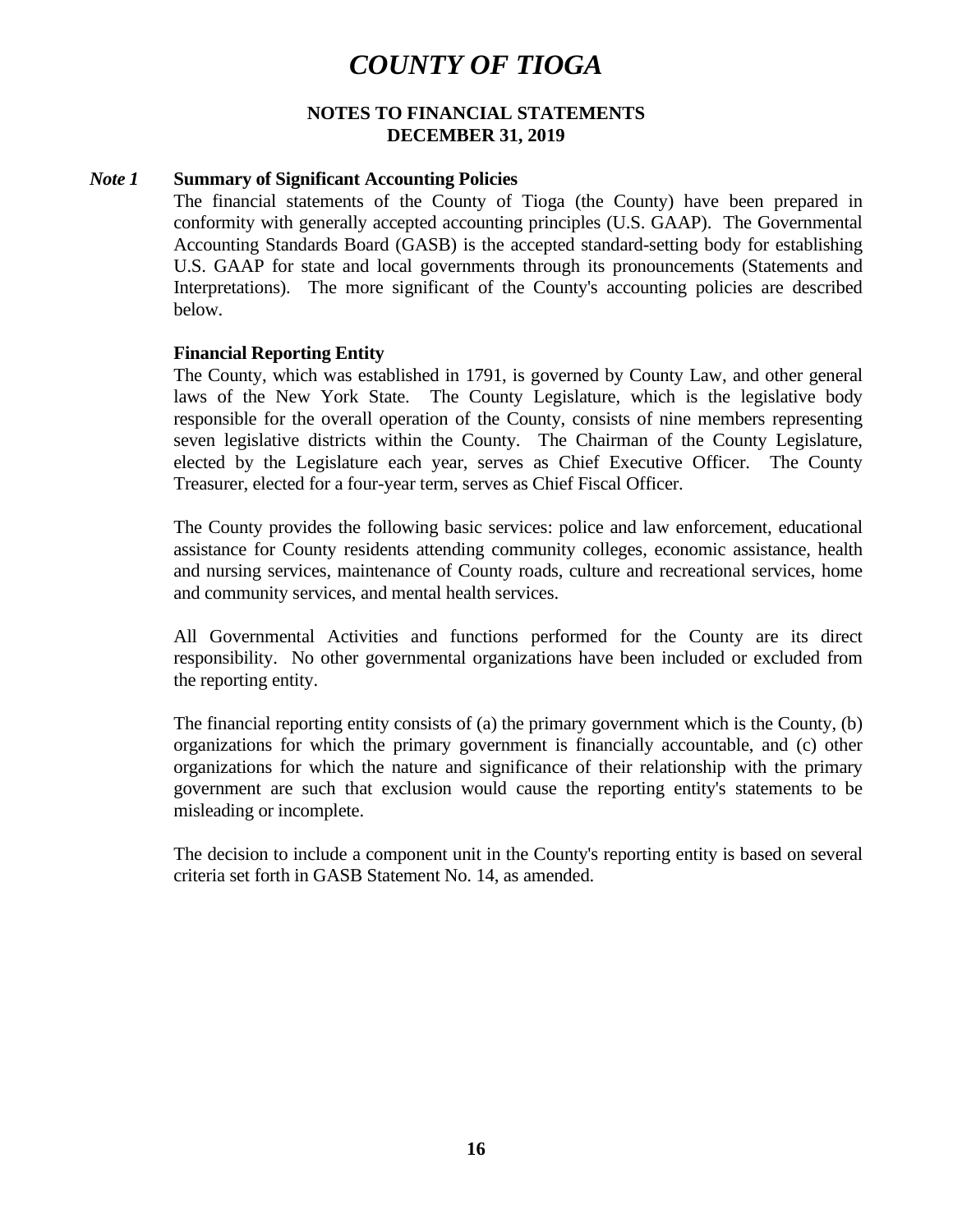# *COUNTY OF TIOGA*

## NOTES TO FINANCIAL STATEMENTS
## DECEMBER 31, 2019

***Note 1*** **Summary of Significant Accounting Policies**

The financial statements of the County of Tioga (the County) have been prepared in conformity with generally accepted accounting principles (U.S. GAAP). The Governmental Accounting Standards Board (GASB) is the accepted standard-setting body for establishing U.S. GAAP for state and local governments through its pronouncements (Statements and Interpretations). The more significant of the County's accounting policies are described below.

**Financial Reporting Entity**

The County, which was established in 1791, is governed by County Law, and other general laws of the New York State. The County Legislature, which is the legislative body responsible for the overall operation of the County, consists of nine members representing seven legislative districts within the County. The Chairman of the County Legislature, elected by the Legislature each year, serves as Chief Executive Officer. The County Treasurer, elected for a four-year term, serves as Chief Fiscal Officer.

The County provides the following basic services: police and law enforcement, educational assistance for County residents attending community colleges, economic assistance, health and nursing services, maintenance of County roads, culture and recreational services, home and community services, and mental health services.

All Governmental Activities and functions performed for the County are its direct responsibility. No other governmental organizations have been included or excluded from the reporting entity.

The financial reporting entity consists of (a) the primary government which is the County, (b) organizations for which the primary government is financially accountable, and (c) other organizations for which the nature and significance of their relationship with the primary government are such that exclusion would cause the reporting entity's statements to be misleading or incomplete.

The decision to include a component unit in the County's reporting entity is based on several criteria set forth in GASB Statement No. 14, as amended.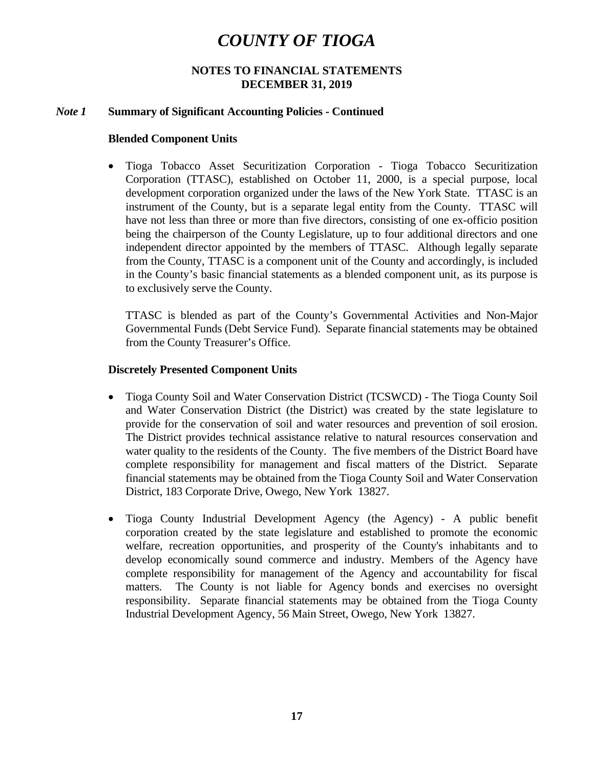# COUNTY OF TIOGA

## NOTES TO FINANCIAL STATEMENTS
## DECEMBER 31, 2019

### *Note 1* Summary of Significant Accounting Policies - Continued

**Blended Component Units**

- Tioga Tobacco Asset Securitization Corporation - Tioga Tobacco Securitization Corporation (TTASC), established on October 11, 2000, is a special purpose, local development corporation organized under the laws of the New York State. TTASC is an instrument of the County, but is a separate legal entity from the County. TTASC will have not less than three or more than five directors, consisting of one ex-officio position being the chairperson of the County Legislature, up to four additional directors and one independent director appointed by the members of TTASC. Although legally separate from the County, TTASC is a component unit of the County and accordingly, is included in the County's basic financial statements as a blended component unit, as its purpose is to exclusively serve the County.

  TTASC is blended as part of the County's Governmental Activities and Non-Major Governmental Funds (Debt Service Fund). Separate financial statements may be obtained from the County Treasurer's Office.

**Discretely Presented Component Units**

- Tioga County Soil and Water Conservation District (TCSWCD) - The Tioga County Soil and Water Conservation District (the District) was created by the state legislature to provide for the conservation of soil and water resources and prevention of soil erosion. The District provides technical assistance relative to natural resources conservation and water quality to the residents of the County. The five members of the District Board have complete responsibility for management and fiscal matters of the District. Separate financial statements may be obtained from the Tioga County Soil and Water Conservation District, 183 Corporate Drive, Owego, New York 13827.

- Tioga County Industrial Development Agency (the Agency) - A public benefit corporation created by the state legislature and established to promote the economic welfare, recreation opportunities, and prosperity of the County's inhabitants and to develop economically sound commerce and industry. Members of the Agency have complete responsibility for management of the Agency and accountability for fiscal matters. The County is not liable for Agency bonds and exercises no oversight responsibility. Separate financial statements may be obtained from the Tioga County Industrial Development Agency, 56 Main Street, Owego, New York 13827.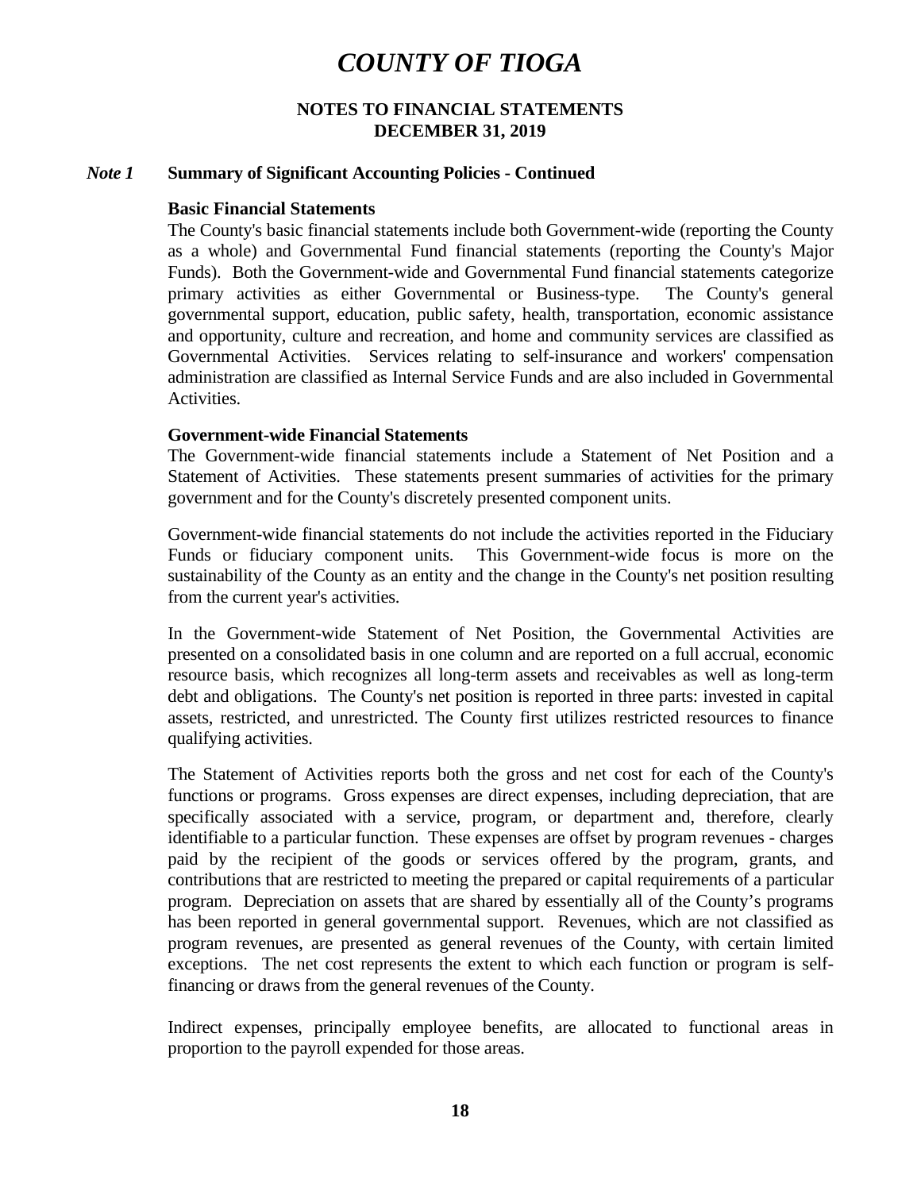# COUNTY OF TIOGA

## NOTES TO FINANCIAL STATEMENTS
## DECEMBER 31, 2019

### *Note 1* Summary of Significant Accounting Policies - Continued

**Basic Financial Statements**

The County's basic financial statements include both Government-wide (reporting the County as a whole) and Governmental Fund financial statements (reporting the County's Major Funds). Both the Government-wide and Governmental Fund financial statements categorize primary activities as either Governmental or Business-type. The County's general governmental support, education, public safety, health, transportation, economic assistance and opportunity, culture and recreation, and home and community services are classified as Governmental Activities. Services relating to self-insurance and workers' compensation administration are classified as Internal Service Funds and are also included in Governmental Activities.

**Government-wide Financial Statements**

The Government-wide financial statements include a Statement of Net Position and a Statement of Activities. These statements present summaries of activities for the primary government and for the County's discretely presented component units.

Government-wide financial statements do not include the activities reported in the Fiduciary Funds or fiduciary component units. This Government-wide focus is more on the sustainability of the County as an entity and the change in the County's net position resulting from the current year's activities.

In the Government-wide Statement of Net Position, the Governmental Activities are presented on a consolidated basis in one column and are reported on a full accrual, economic resource basis, which recognizes all long-term assets and receivables as well as long-term debt and obligations. The County's net position is reported in three parts: invested in capital assets, restricted, and unrestricted. The County first utilizes restricted resources to finance qualifying activities.

The Statement of Activities reports both the gross and net cost for each of the County's functions or programs. Gross expenses are direct expenses, including depreciation, that are specifically associated with a service, program, or department and, therefore, clearly identifiable to a particular function. These expenses are offset by program revenues - charges paid by the recipient of the goods or services offered by the program, grants, and contributions that are restricted to meeting the prepared or capital requirements of a particular program. Depreciation on assets that are shared by essentially all of the County's programs has been reported in general governmental support. Revenues, which are not classified as program revenues, are presented as general revenues of the County, with certain limited exceptions. The net cost represents the extent to which each function or program is self-financing or draws from the general revenues of the County.

Indirect expenses, principally employee benefits, are allocated to functional areas in proportion to the payroll expended for those areas.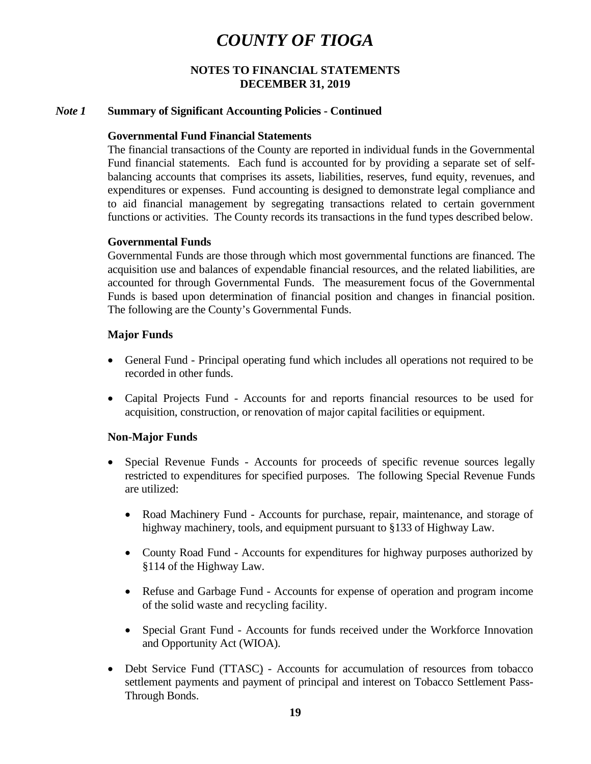# COUNTY OF TIOGA

## NOTES TO FINANCIAL STATEMENTS
## DECEMBER 31, 2019

### *Note 1* Summary of Significant Accounting Policies - Continued

**Governmental Fund Financial Statements**

The financial transactions of the County are reported in individual funds in the Governmental Fund financial statements. Each fund is accounted for by providing a separate set of self-balancing accounts that comprises its assets, liabilities, reserves, fund equity, revenues, and expenditures or expenses. Fund accounting is designed to demonstrate legal compliance and to aid financial management by segregating transactions related to certain government functions or activities. The County records its transactions in the fund types described below.

**Governmental Funds**

Governmental Funds are those through which most governmental functions are financed. The acquisition use and balances of expendable financial resources, and the related liabilities, are accounted for through Governmental Funds. The measurement focus of the Governmental Funds is based upon determination of financial position and changes in financial position. The following are the County's Governmental Funds.

**Major Funds**

- General Fund - Principal operating fund which includes all operations not required to be recorded in other funds.
- Capital Projects Fund - Accounts for and reports financial resources to be used for acquisition, construction, or renovation of major capital facilities or equipment.

**Non-Major Funds**

- Special Revenue Funds - Accounts for proceeds of specific revenue sources legally restricted to expenditures for specified purposes. The following Special Revenue Funds are utilized:
  - Road Machinery Fund - Accounts for purchase, repair, maintenance, and storage of highway machinery, tools, and equipment pursuant to §133 of Highway Law.
  - County Road Fund - Accounts for expenditures for highway purposes authorized by §114 of the Highway Law.
  - Refuse and Garbage Fund - Accounts for expense of operation and program income of the solid waste and recycling facility.
  - Special Grant Fund - Accounts for funds received under the Workforce Innovation and Opportunity Act (WIOA).
- Debt Service Fund (TTASC) - Accounts for accumulation of resources from tobacco settlement payments and payment of principal and interest on Tobacco Settlement Pass-Through Bonds.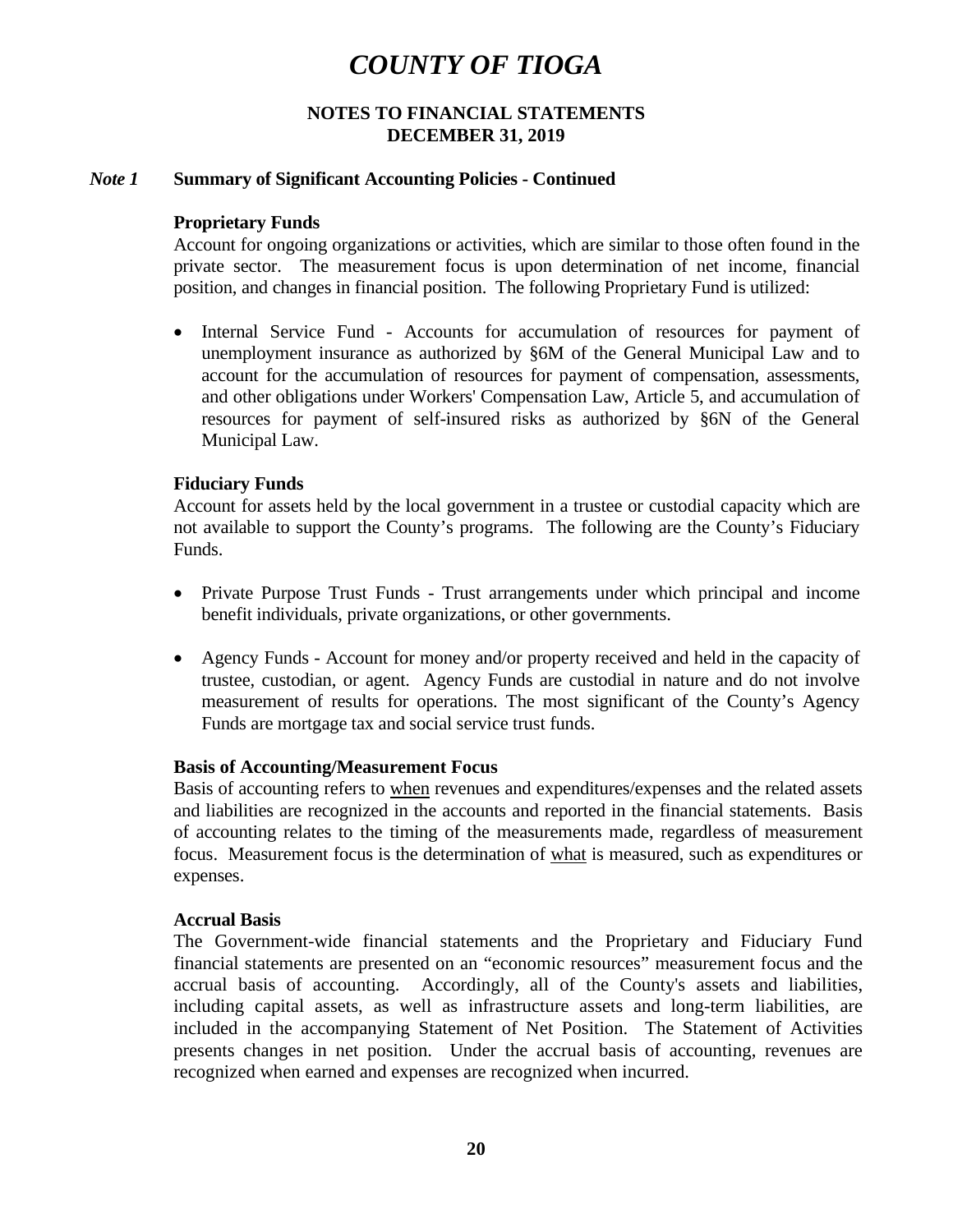# COUNTY OF TIOGA

**NOTES TO FINANCIAL STATEMENTS**
**DECEMBER 31, 2019**

***Note 1*** **Summary of Significant Accounting Policies - Continued**

**Proprietary Funds**

Account for ongoing organizations or activities, which are similar to those often found in the private sector. The measurement focus is upon determination of net income, financial position, and changes in financial position. The following Proprietary Fund is utilized:

- Internal Service Fund - Accounts for accumulation of resources for payment of unemployment insurance as authorized by §6M of the General Municipal Law and to account for the accumulation of resources for payment of compensation, assessments, and other obligations under Workers' Compensation Law, Article 5, and accumulation of resources for payment of self-insured risks as authorized by §6N of the General Municipal Law.

**Fiduciary Funds**

Account for assets held by the local government in a trustee or custodial capacity which are not available to support the County's programs. The following are the County's Fiduciary Funds.

- Private Purpose Trust Funds - Trust arrangements under which principal and income benefit individuals, private organizations, or other governments.

- Agency Funds - Account for money and/or property received and held in the capacity of trustee, custodian, or agent. Agency Funds are custodial in nature and do not involve measurement of results for operations. The most significant of the County's Agency Funds are mortgage tax and social service trust funds.

**Basis of Accounting/Measurement Focus**

Basis of accounting refers to <u>when</u> revenues and expenditures/expenses and the related assets and liabilities are recognized in the accounts and reported in the financial statements. Basis of accounting relates to the timing of the measurements made, regardless of measurement focus. Measurement focus is the determination of <u>what</u> is measured, such as expenditures or expenses.

**Accrual Basis**

The Government-wide financial statements and the Proprietary and Fiduciary Fund financial statements are presented on an "economic resources" measurement focus and the accrual basis of accounting. Accordingly, all of the County's assets and liabilities, including capital assets, as well as infrastructure assets and long-term liabilities, are included in the accompanying Statement of Net Position. The Statement of Activities presents changes in net position. Under the accrual basis of accounting, revenues are recognized when earned and expenses are recognized when incurred.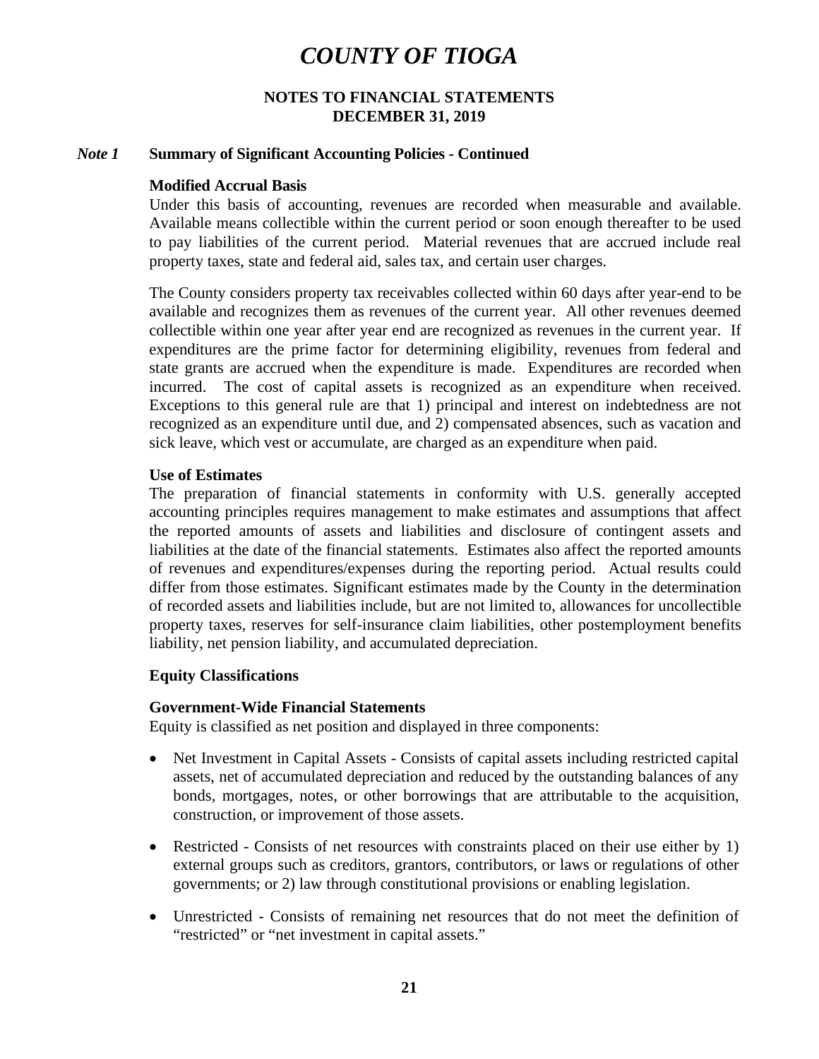# COUNTY OF TIOGA

## NOTES TO FINANCIAL STATEMENTS
## DECEMBER 31, 2019

### *Note 1* Summary of Significant Accounting Policies - Continued

**Modified Accrual Basis**

Under this basis of accounting, revenues are recorded when measurable and available. Available means collectible within the current period or soon enough thereafter to be used to pay liabilities of the current period. Material revenues that are accrued include real property taxes, state and federal aid, sales tax, and certain user charges.

The County considers property tax receivables collected within 60 days after year-end to be available and recognizes them as revenues of the current year. All other revenues deemed collectible within one year after year end are recognized as revenues in the current year. If expenditures are the prime factor for determining eligibility, revenues from federal and state grants are accrued when the expenditure is made. Expenditures are recorded when incurred. The cost of capital assets is recognized as an expenditure when received. Exceptions to this general rule are that 1) principal and interest on indebtedness are not recognized as an expenditure until due, and 2) compensated absences, such as vacation and sick leave, which vest or accumulate, are charged as an expenditure when paid.

**Use of Estimates**

The preparation of financial statements in conformity with U.S. generally accepted accounting principles requires management to make estimates and assumptions that affect the reported amounts of assets and liabilities and disclosure of contingent assets and liabilities at the date of the financial statements. Estimates also affect the reported amounts of revenues and expenditures/expenses during the reporting period. Actual results could differ from those estimates. Significant estimates made by the County in the determination of recorded assets and liabilities include, but are not limited to, allowances for uncollectible property taxes, reserves for self-insurance claim liabilities, other postemployment benefits liability, net pension liability, and accumulated depreciation.

**Equity Classifications**

**Government-Wide Financial Statements**

Equity is classified as net position and displayed in three components:

- Net Investment in Capital Assets - Consists of capital assets including restricted capital assets, net of accumulated depreciation and reduced by the outstanding balances of any bonds, mortgages, notes, or other borrowings that are attributable to the acquisition, construction, or improvement of those assets.

- Restricted - Consists of net resources with constraints placed on their use either by 1) external groups such as creditors, grantors, contributors, or laws or regulations of other governments; or 2) law through constitutional provisions or enabling legislation.

- Unrestricted - Consists of remaining net resources that do not meet the definition of "restricted" or "net investment in capital assets."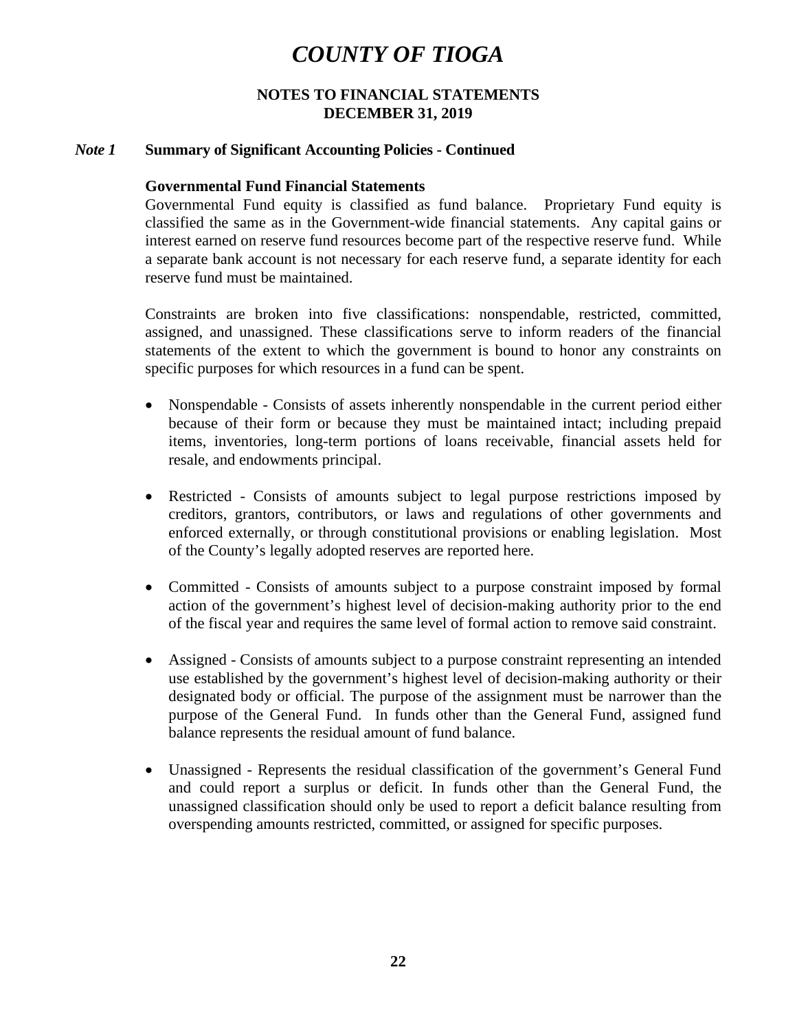# COUNTY OF TIOGA

## NOTES TO FINANCIAL STATEMENTS
## DECEMBER 31, 2019

***Note 1*** **Summary of Significant Accounting Policies - Continued**

**Governmental Fund Financial Statements**

Governmental Fund equity is classified as fund balance. Proprietary Fund equity is classified the same as in the Government-wide financial statements. Any capital gains or interest earned on reserve fund resources become part of the respective reserve fund. While a separate bank account is not necessary for each reserve fund, a separate identity for each reserve fund must be maintained.

Constraints are broken into five classifications: nonspendable, restricted, committed, assigned, and unassigned. These classifications serve to inform readers of the financial statements of the extent to which the government is bound to honor any constraints on specific purposes for which resources in a fund can be spent.

- Nonspendable - Consists of assets inherently nonspendable in the current period either because of their form or because they must be maintained intact; including prepaid items, inventories, long-term portions of loans receivable, financial assets held for resale, and endowments principal.

- Restricted - Consists of amounts subject to legal purpose restrictions imposed by creditors, grantors, contributors, or laws and regulations of other governments and enforced externally, or through constitutional provisions or enabling legislation. Most of the County's legally adopted reserves are reported here.

- Committed - Consists of amounts subject to a purpose constraint imposed by formal action of the government's highest level of decision-making authority prior to the end of the fiscal year and requires the same level of formal action to remove said constraint.

- Assigned - Consists of amounts subject to a purpose constraint representing an intended use established by the government's highest level of decision-making authority or their designated body or official. The purpose of the assignment must be narrower than the purpose of the General Fund. In funds other than the General Fund, assigned fund balance represents the residual amount of fund balance.

- Unassigned - Represents the residual classification of the government's General Fund and could report a surplus or deficit. In funds other than the General Fund, the unassigned classification should only be used to report a deficit balance resulting from overspending amounts restricted, committed, or assigned for specific purposes.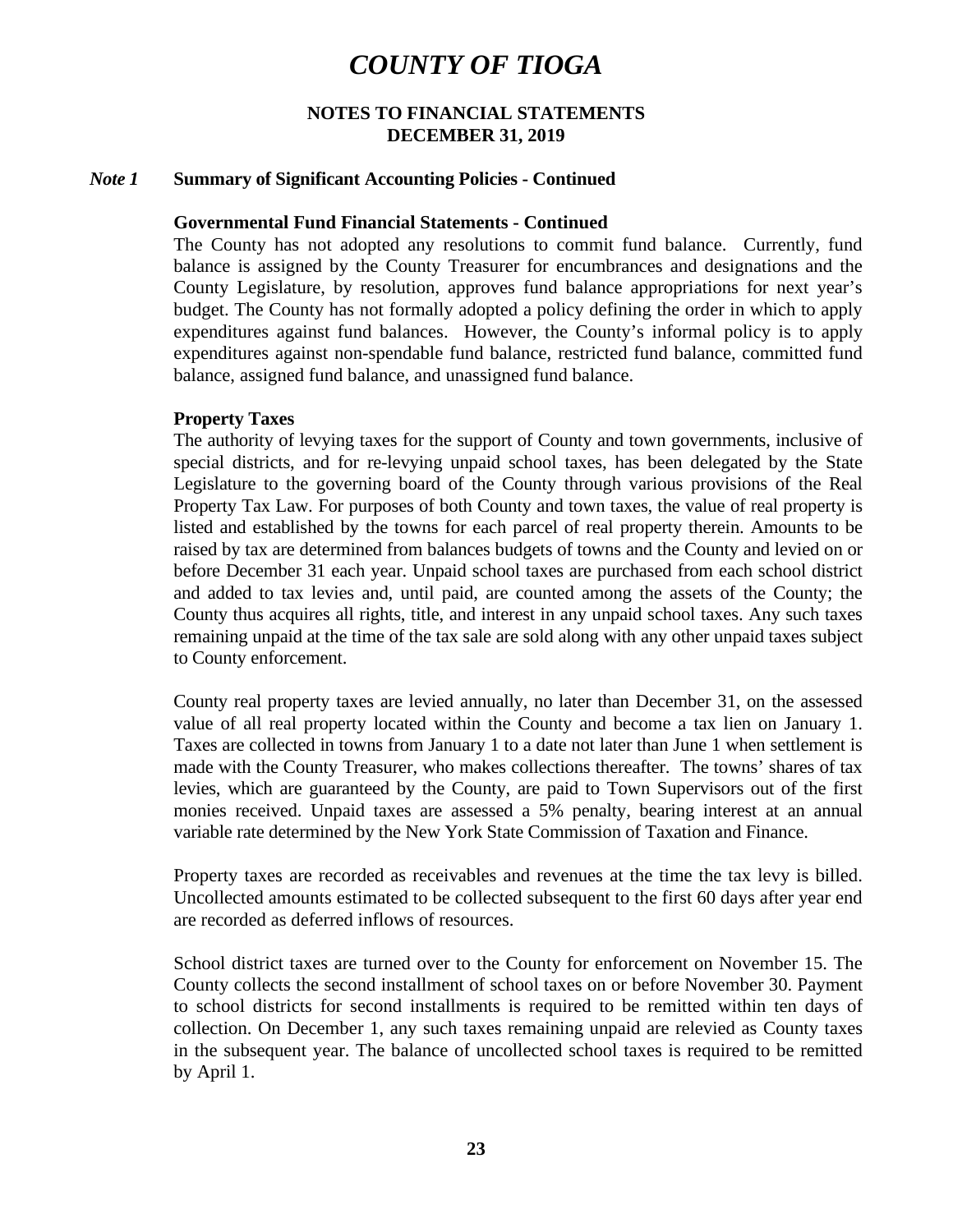# COUNTY OF TIOGA

**NOTES TO FINANCIAL STATEMENTS**
**DECEMBER 31, 2019**

***Note 1*** **Summary of Significant Accounting Policies - Continued**

**Governmental Fund Financial Statements - Continued**

The County has not adopted any resolutions to commit fund balance. Currently, fund balance is assigned by the County Treasurer for encumbrances and designations and the County Legislature, by resolution, approves fund balance appropriations for next year's budget. The County has not formally adopted a policy defining the order in which to apply expenditures against fund balances. However, the County's informal policy is to apply expenditures against non-spendable fund balance, restricted fund balance, committed fund balance, assigned fund balance, and unassigned fund balance.

**Property Taxes**

The authority of levying taxes for the support of County and town governments, inclusive of special districts, and for re-levying unpaid school taxes, has been delegated by the State Legislature to the governing board of the County through various provisions of the Real Property Tax Law. For purposes of both County and town taxes, the value of real property is listed and established by the towns for each parcel of real property therein. Amounts to be raised by tax are determined from balances budgets of towns and the County and levied on or before December 31 each year. Unpaid school taxes are purchased from each school district and added to tax levies and, until paid, are counted among the assets of the County; the County thus acquires all rights, title, and interest in any unpaid school taxes. Any such taxes remaining unpaid at the time of the tax sale are sold along with any other unpaid taxes subject to County enforcement.

County real property taxes are levied annually, no later than December 31, on the assessed value of all real property located within the County and become a tax lien on January 1. Taxes are collected in towns from January 1 to a date not later than June 1 when settlement is made with the County Treasurer, who makes collections thereafter. The towns' shares of tax levies, which are guaranteed by the County, are paid to Town Supervisors out of the first monies received. Unpaid taxes are assessed a 5% penalty, bearing interest at an annual variable rate determined by the New York State Commission of Taxation and Finance.

Property taxes are recorded as receivables and revenues at the time the tax levy is billed. Uncollected amounts estimated to be collected subsequent to the first 60 days after year end are recorded as deferred inflows of resources.

School district taxes are turned over to the County for enforcement on November 15. The County collects the second installment of school taxes on or before November 30. Payment to school districts for second installments is required to be remitted within ten days of collection. On December 1, any such taxes remaining unpaid are relevied as County taxes in the subsequent year. The balance of uncollected school taxes is required to be remitted by April 1.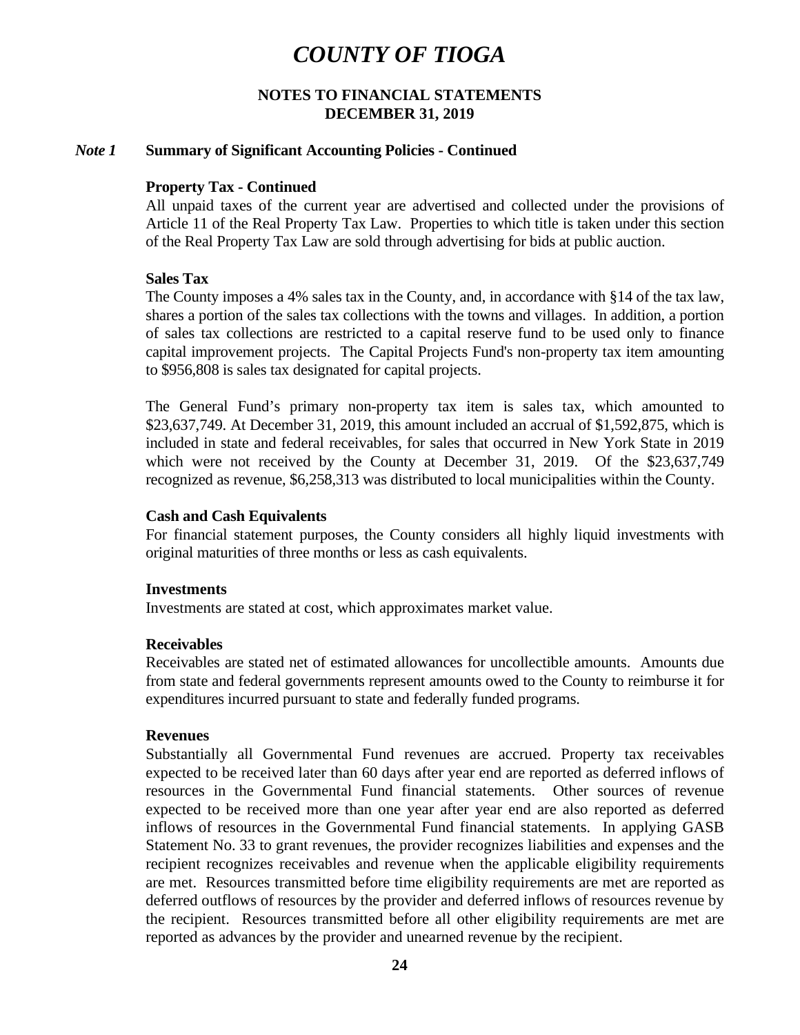# COUNTY OF TIOGA

**NOTES TO FINANCIAL STATEMENTS**
**DECEMBER 31, 2019**

***Note 1*** **Summary of Significant Accounting Policies - Continued**

**Property Tax - Continued**

All unpaid taxes of the current year are advertised and collected under the provisions of Article 11 of the Real Property Tax Law. Properties to which title is taken under this section of the Real Property Tax Law are sold through advertising for bids at public auction.

**Sales Tax**

The County imposes a 4% sales tax in the County, and, in accordance with §14 of the tax law, shares a portion of the sales tax collections with the towns and villages. In addition, a portion of sales tax collections are restricted to a capital reserve fund to be used only to finance capital improvement projects. The Capital Projects Fund's non-property tax item amounting to $956,808 is sales tax designated for capital projects.

The General Fund's primary non-property tax item is sales tax, which amounted to $23,637,749. At December 31, 2019, this amount included an accrual of $1,592,875, which is included in state and federal receivables, for sales that occurred in New York State in 2019 which were not received by the County at December 31, 2019. Of the $23,637,749 recognized as revenue, $6,258,313 was distributed to local municipalities within the County.

**Cash and Cash Equivalents**

For financial statement purposes, the County considers all highly liquid investments with original maturities of three months or less as cash equivalents.

**Investments**

Investments are stated at cost, which approximates market value.

**Receivables**

Receivables are stated net of estimated allowances for uncollectible amounts. Amounts due from state and federal governments represent amounts owed to the County to reimburse it for expenditures incurred pursuant to state and federally funded programs.

**Revenues**

Substantially all Governmental Fund revenues are accrued. Property tax receivables expected to be received later than 60 days after year end are reported as deferred inflows of resources in the Governmental Fund financial statements. Other sources of revenue expected to be received more than one year after year end are also reported as deferred inflows of resources in the Governmental Fund financial statements. In applying GASB Statement No. 33 to grant revenues, the provider recognizes liabilities and expenses and the recipient recognizes receivables and revenue when the applicable eligibility requirements are met. Resources transmitted before time eligibility requirements are met are reported as deferred outflows of resources by the provider and deferred inflows of resources revenue by the recipient. Resources transmitted before all other eligibility requirements are met are reported as advances by the provider and unearned revenue by the recipient.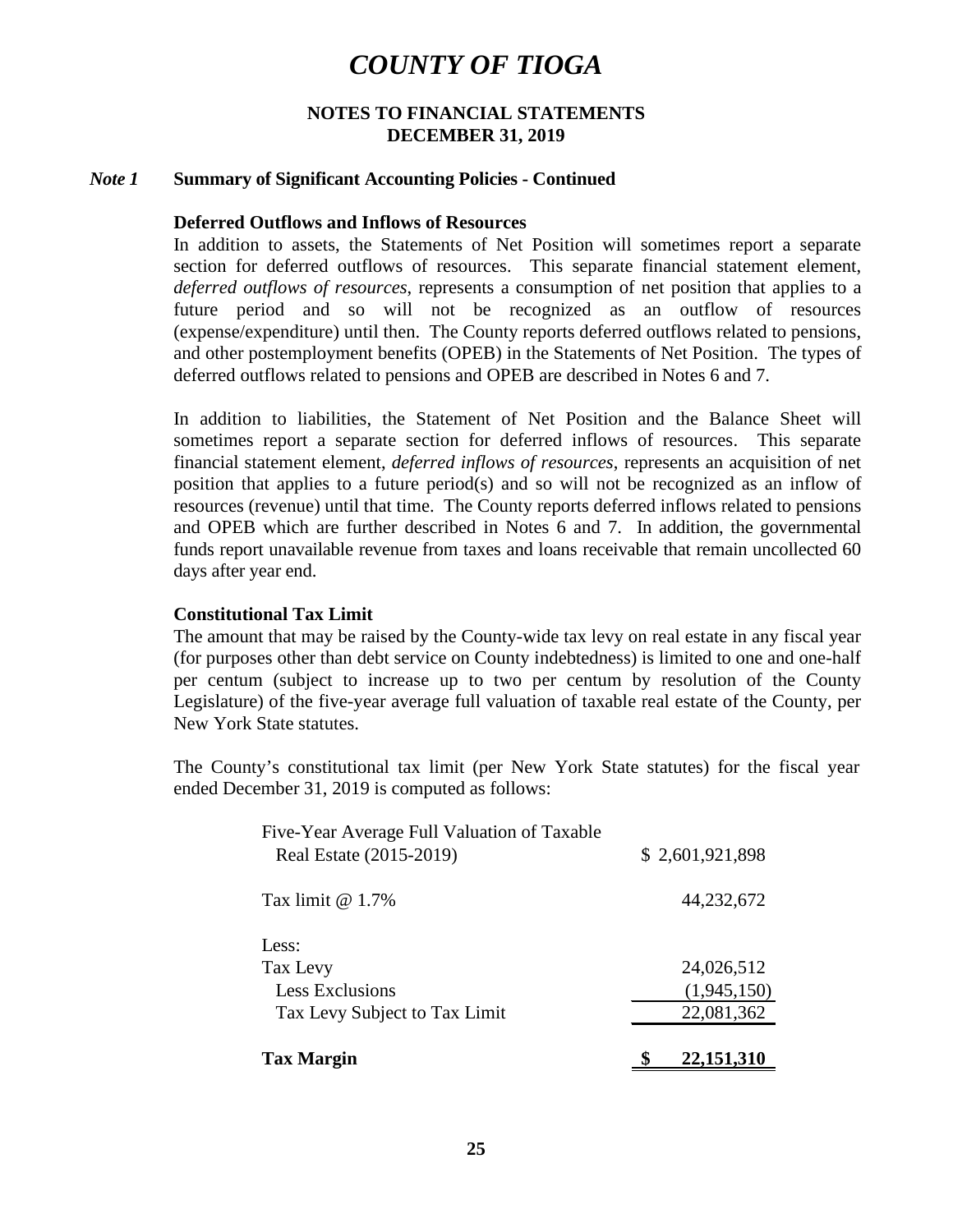# COUNTY OF TIOGA

## NOTES TO FINANCIAL STATEMENTS
## DECEMBER 31, 2019

### *Note 1* Summary of Significant Accounting Policies - Continued

**Deferred Outflows and Inflows of Resources**

In addition to assets, the Statements of Net Position will sometimes report a separate section for deferred outflows of resources. This separate financial statement element, *deferred outflows of resources*, represents a consumption of net position that applies to a future period and so will not be recognized as an outflow of resources (expense/expenditure) until then. The County reports deferred outflows related to pensions, and other postemployment benefits (OPEB) in the Statements of Net Position. The types of deferred outflows related to pensions and OPEB are described in Notes 6 and 7.

In addition to liabilities, the Statement of Net Position and the Balance Sheet will sometimes report a separate section for deferred inflows of resources. This separate financial statement element, *deferred inflows of resources*, represents an acquisition of net position that applies to a future period(s) and so will not be recognized as an inflow of resources (revenue) until that time. The County reports deferred inflows related to pensions and OPEB which are further described in Notes 6 and 7. In addition, the governmental funds report unavailable revenue from taxes and loans receivable that remain uncollected 60 days after year end.

**Constitutional Tax Limit**

The amount that may be raised by the County-wide tax levy on real estate in any fiscal year (for purposes other than debt service on County indebtedness) is limited to one and one-half per centum (subject to increase up to two per centum by resolution of the County Legislature) of the five-year average full valuation of taxable real estate of the County, per New York State statutes.

The County's constitutional tax limit (per New York State statutes) for the fiscal year ended December 31, 2019 is computed as follows:

| | |
|---|---|
| Five-Year Average Full Valuation of Taxable Real Estate (2015-2019) | $ 2,601,921,898 |
| Tax limit @ 1.7% | 44,232,672 |
| Less: | |
| Tax Levy | 24,026,512 |
| Less Exclusions | (1,945,150) |
| Tax Levy Subject to Tax Limit | 22,081,362 |
| **Tax Margin** | **$ 22,151,310** |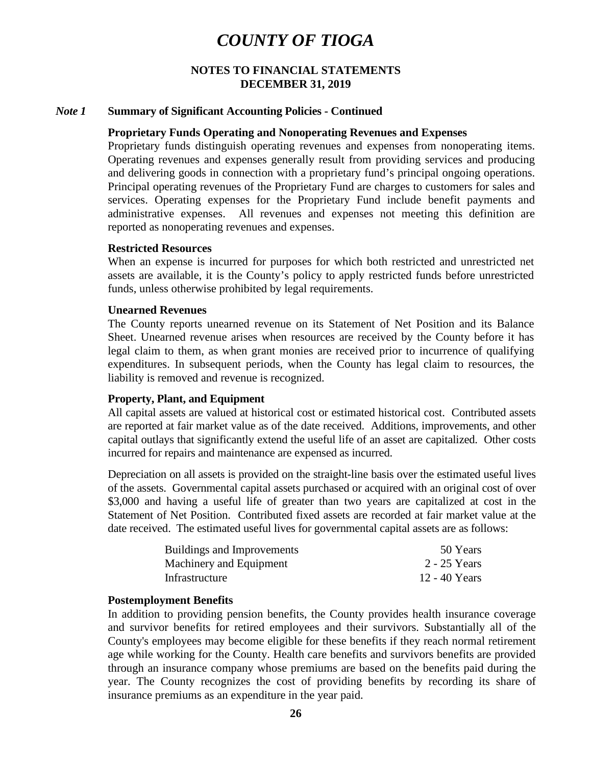# COUNTY OF TIOGA

**NOTES TO FINANCIAL STATEMENTS**
**DECEMBER 31, 2019**

***Note 1*** **Summary of Significant Accounting Policies - Continued**

**Proprietary Funds Operating and Nonoperating Revenues and Expenses**

Proprietary funds distinguish operating revenues and expenses from nonoperating items. Operating revenues and expenses generally result from providing services and producing and delivering goods in connection with a proprietary fund's principal ongoing operations. Principal operating revenues of the Proprietary Fund are charges to customers for sales and services. Operating expenses for the Proprietary Fund include benefit payments and administrative expenses. All revenues and expenses not meeting this definition are reported as nonoperating revenues and expenses.

**Restricted Resources**

When an expense is incurred for purposes for which both restricted and unrestricted net assets are available, it is the County's policy to apply restricted funds before unrestricted funds, unless otherwise prohibited by legal requirements.

**Unearned Revenues**

The County reports unearned revenue on its Statement of Net Position and its Balance Sheet. Unearned revenue arises when resources are received by the County before it has legal claim to them, as when grant monies are received prior to incurrence of qualifying expenditures. In subsequent periods, when the County has legal claim to resources, the liability is removed and revenue is recognized.

**Property, Plant, and Equipment**

All capital assets are valued at historical cost or estimated historical cost. Contributed assets are reported at fair market value as of the date received. Additions, improvements, and other capital outlays that significantly extend the useful life of an asset are capitalized. Other costs incurred for repairs and maintenance are expensed as incurred.

Depreciation on all assets is provided on the straight-line basis over the estimated useful lives of the assets. Governmental capital assets purchased or acquired with an original cost of over $3,000 and having a useful life of greater than two years are capitalized at cost in the Statement of Net Position. Contributed fixed assets are recorded at fair market value at the date received. The estimated useful lives for governmental capital assets are as follows:

| | |
|---|---|
| Buildings and Improvements | 50 Years |
| Machinery and Equipment | 2 - 25 Years |
| Infrastructure | 12 - 40 Years |

**Postemployment Benefits**

In addition to providing pension benefits, the County provides health insurance coverage and survivor benefits for retired employees and their survivors. Substantially all of the County's employees may become eligible for these benefits if they reach normal retirement age while working for the County. Health care benefits and survivors benefits are provided through an insurance company whose premiums are based on the benefits paid during the year. The County recognizes the cost of providing benefits by recording its share of insurance premiums as an expenditure in the year paid.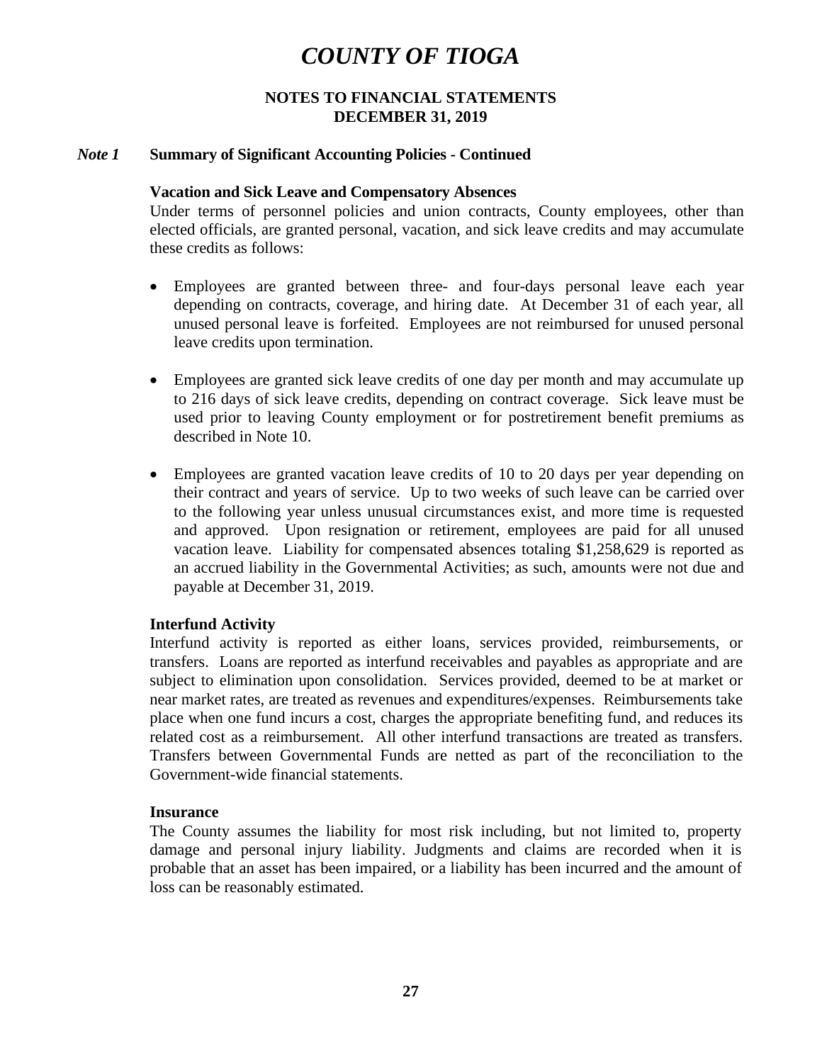# COUNTY OF TIOGA

## NOTES TO FINANCIAL STATEMENTS
## DECEMBER 31, 2019

### *Note 1* Summary of Significant Accounting Policies - Continued

**Vacation and Sick Leave and Compensatory Absences**

Under terms of personnel policies and union contracts, County employees, other than elected officials, are granted personal, vacation, and sick leave credits and may accumulate these credits as follows:

- Employees are granted between three- and four-days personal leave each year depending on contracts, coverage, and hiring date. At December 31 of each year, all unused personal leave is forfeited. Employees are not reimbursed for unused personal leave credits upon termination.

- Employees are granted sick leave credits of one day per month and may accumulate up to 216 days of sick leave credits, depending on contract coverage. Sick leave must be used prior to leaving County employment or for postretirement benefit premiums as described in Note 10.

- Employees are granted vacation leave credits of 10 to 20 days per year depending on their contract and years of service. Up to two weeks of such leave can be carried over to the following year unless unusual circumstances exist, and more time is requested and approved. Upon resignation or retirement, employees are paid for all unused vacation leave. Liability for compensated absences totaling $1,258,629 is reported as an accrued liability in the Governmental Activities; as such, amounts were not due and payable at December 31, 2019.

**Interfund Activity**

Interfund activity is reported as either loans, services provided, reimbursements, or transfers. Loans are reported as interfund receivables and payables as appropriate and are subject to elimination upon consolidation. Services provided, deemed to be at market or near market rates, are treated as revenues and expenditures/expenses. Reimbursements take place when one fund incurs a cost, charges the appropriate benefiting fund, and reduces its related cost as a reimbursement. All other interfund transactions are treated as transfers. Transfers between Governmental Funds are netted as part of the reconciliation to the Government-wide financial statements.

**Insurance**

The County assumes the liability for most risk including, but not limited to, property damage and personal injury liability. Judgments and claims are recorded when it is probable that an asset has been impaired, or a liability has been incurred and the amount of loss can be reasonably estimated.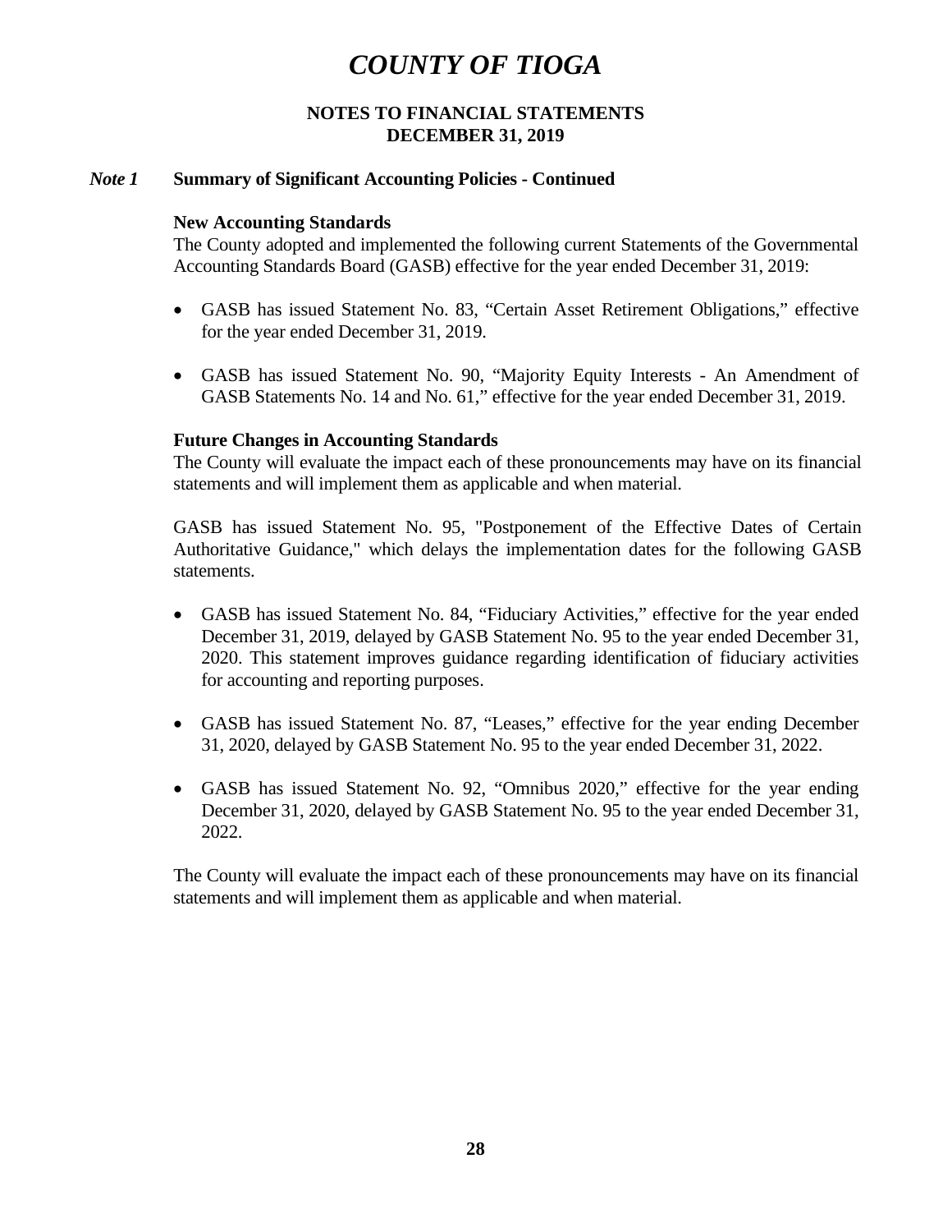# COUNTY OF TIOGA

## NOTES TO FINANCIAL STATEMENTS
## DECEMBER 31, 2019

### *Note 1* Summary of Significant Accounting Policies - Continued

**New Accounting Standards**

The County adopted and implemented the following current Statements of the Governmental Accounting Standards Board (GASB) effective for the year ended December 31, 2019:

- GASB has issued Statement No. 83, "Certain Asset Retirement Obligations," effective for the year ended December 31, 2019.

- GASB has issued Statement No. 90, "Majority Equity Interests - An Amendment of GASB Statements No. 14 and No. 61," effective for the year ended December 31, 2019.

**Future Changes in Accounting Standards**

The County will evaluate the impact each of these pronouncements may have on its financial statements and will implement them as applicable and when material.

GASB has issued Statement No. 95, "Postponement of the Effective Dates of Certain Authoritative Guidance," which delays the implementation dates for the following GASB statements.

- GASB has issued Statement No. 84, "Fiduciary Activities," effective for the year ended December 31, 2019, delayed by GASB Statement No. 95 to the year ended December 31, 2020. This statement improves guidance regarding identification of fiduciary activities for accounting and reporting purposes.

- GASB has issued Statement No. 87, "Leases," effective for the year ending December 31, 2020, delayed by GASB Statement No. 95 to the year ended December 31, 2022.

- GASB has issued Statement No. 92, "Omnibus 2020," effective for the year ending December 31, 2020, delayed by GASB Statement No. 95 to the year ended December 31, 2022.

The County will evaluate the impact each of these pronouncements may have on its financial statements and will implement them as applicable and when material.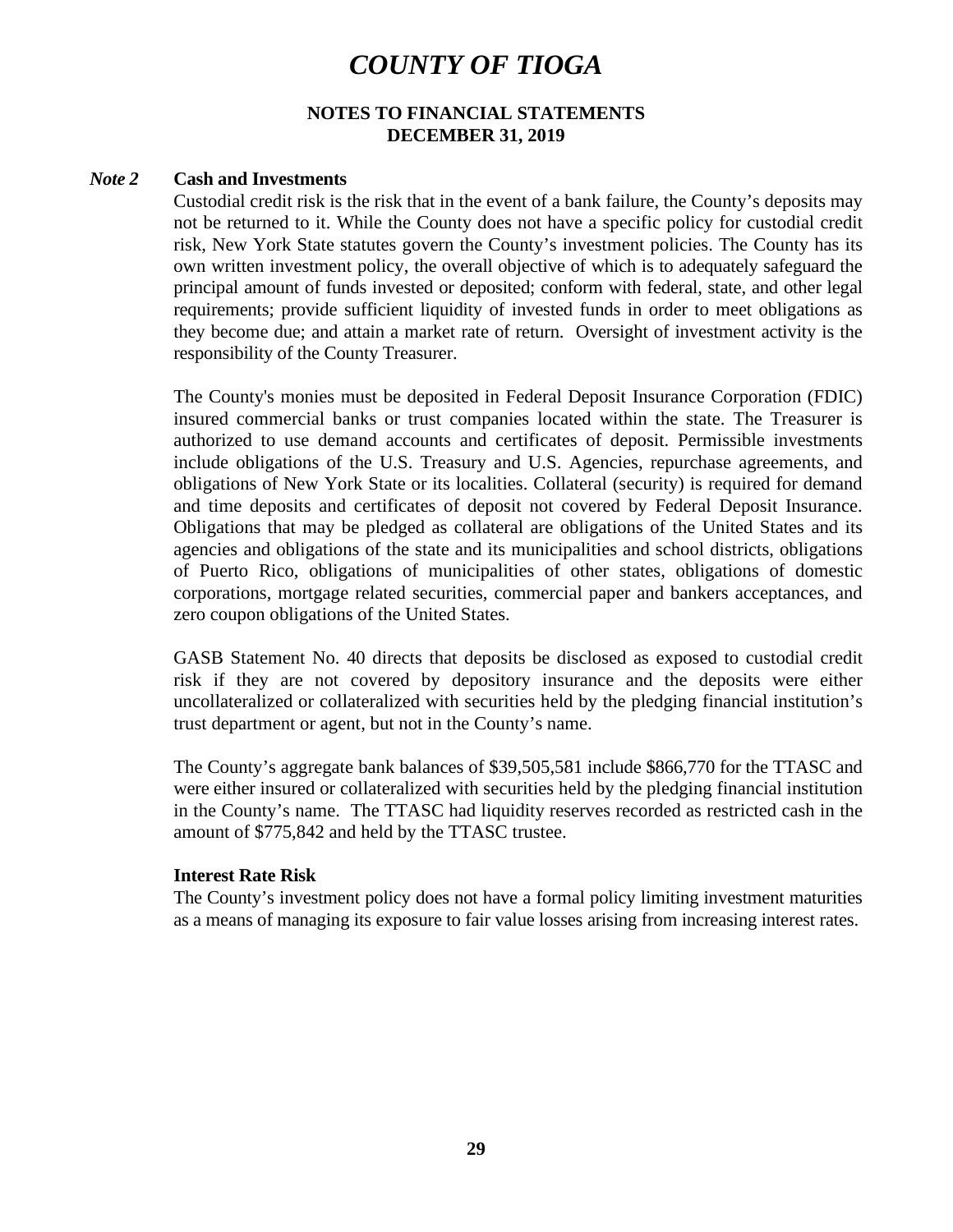# COUNTY OF TIOGA

## NOTES TO FINANCIAL STATEMENTS
## DECEMBER 31, 2019

***Note 2*** **Cash and Investments**

Custodial credit risk is the risk that in the event of a bank failure, the County's deposits may not be returned to it. While the County does not have a specific policy for custodial credit risk, New York State statutes govern the County's investment policies. The County has its own written investment policy, the overall objective of which is to adequately safeguard the principal amount of funds invested or deposited; conform with federal, state, and other legal requirements; provide sufficient liquidity of invested funds in order to meet obligations as they become due; and attain a market rate of return. Oversight of investment activity is the responsibility of the County Treasurer.

The County's monies must be deposited in Federal Deposit Insurance Corporation (FDIC) insured commercial banks or trust companies located within the state. The Treasurer is authorized to use demand accounts and certificates of deposit. Permissible investments include obligations of the U.S. Treasury and U.S. Agencies, repurchase agreements, and obligations of New York State or its localities. Collateral (security) is required for demand and time deposits and certificates of deposit not covered by Federal Deposit Insurance. Obligations that may be pledged as collateral are obligations of the United States and its agencies and obligations of the state and its municipalities and school districts, obligations of Puerto Rico, obligations of municipalities of other states, obligations of domestic corporations, mortgage related securities, commercial paper and bankers acceptances, and zero coupon obligations of the United States.

GASB Statement No. 40 directs that deposits be disclosed as exposed to custodial credit risk if they are not covered by depository insurance and the deposits were either uncollateralized or collateralized with securities held by the pledging financial institution's trust department or agent, but not in the County's name.

The County's aggregate bank balances of $39,505,581 include $866,770 for the TTASC and were either insured or collateralized with securities held by the pledging financial institution in the County's name. The TTASC had liquidity reserves recorded as restricted cash in the amount of $775,842 and held by the TTASC trustee.

**Interest Rate Risk**

The County's investment policy does not have a formal policy limiting investment maturities as a means of managing its exposure to fair value losses arising from increasing interest rates.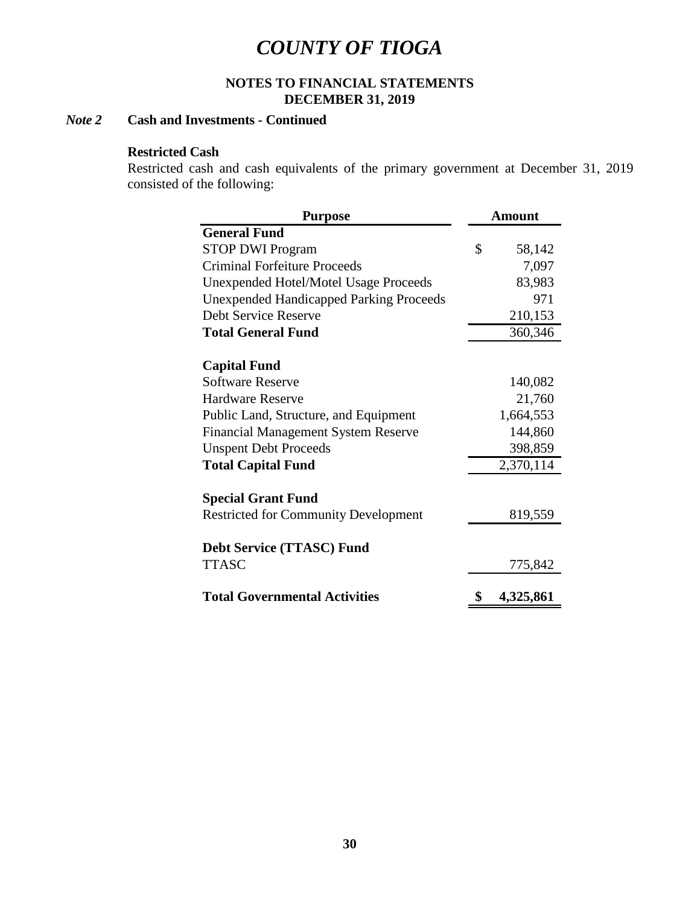# *COUNTY OF TIOGA*

**NOTES TO FINANCIAL STATEMENTS**
**DECEMBER 31, 2019**

### *Note 2* Cash and Investments - Continued

**Restricted Cash**

Restricted cash and cash equivalents of the primary government at December 31, 2019 consisted of the following:

| Purpose | Amount |
|---|---|
| **General Fund** | |
| STOP DWI Program | $ 58,142 |
| Criminal Forfeiture Proceeds | 7,097 |
| Unexpended Hotel/Motel Usage Proceeds | 83,983 |
| Unexpended Handicapped Parking Proceeds | 971 |
| Debt Service Reserve | 210,153 |
| **Total General Fund** | 360,346 |
| | |
| **Capital Fund** | |
| Software Reserve | 140,082 |
| Hardware Reserve | 21,760 |
| Public Land, Structure, and Equipment | 1,664,553 |
| Financial Management System Reserve | 144,860 |
| Unspent Debt Proceeds | 398,859 |
| **Total Capital Fund** | 2,370,114 |
| | |
| **Special Grant Fund** | |
| Restricted for Community Development | 819,559 |
| | |
| **Debt Service (TTASC) Fund** | |
| TTASC | 775,842 |
| | |
| **Total Governmental Activities** | **$ 4,325,861** |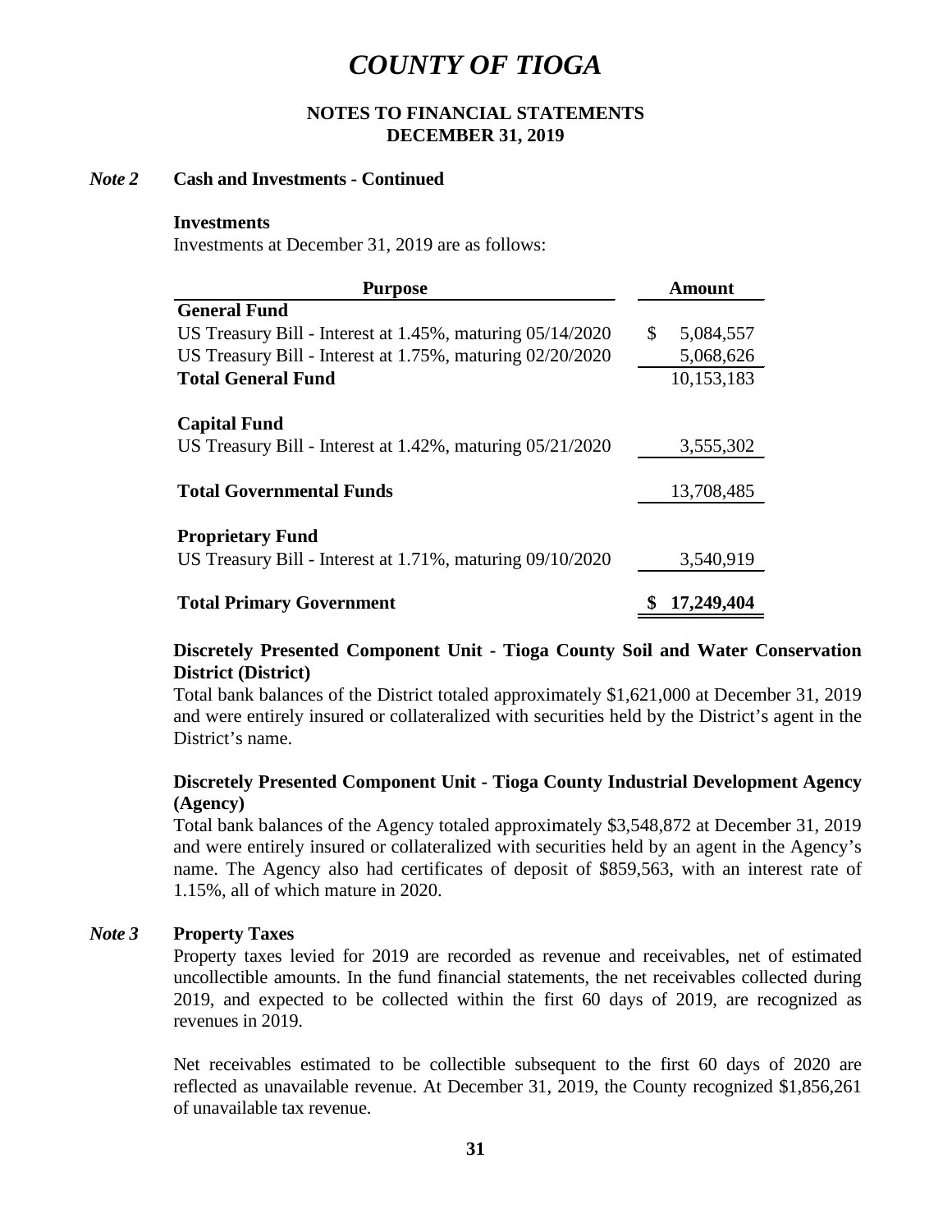# COUNTY OF TIOGA

## NOTES TO FINANCIAL STATEMENTS
## DECEMBER 31, 2019

### *Note 2* Cash and Investments - Continued

**Investments**

Investments at December 31, 2019 are as follows:

| Purpose | Amount |
|---|---|
| **General Fund** | |
| US Treasury Bill - Interest at 1.45%, maturing 05/14/2020 | $ 5,084,557 |
| US Treasury Bill - Interest at 1.75%, maturing 02/20/2020 | 5,068,626 |
| **Total General Fund** | 10,153,183 |
| | |
| **Capital Fund** | |
| US Treasury Bill - Interest at 1.42%, maturing 05/21/2020 | 3,555,302 |
| | |
| **Total Governmental Funds** | 13,708,485 |
| | |
| **Proprietary Fund** | |
| US Treasury Bill - Interest at 1.71%, maturing 09/10/2020 | 3,540,919 |
| | |
| **Total Primary Government** | **$ 17,249,404** |

**Discretely Presented Component Unit - Tioga County Soil and Water Conservation District (District)**

Total bank balances of the District totaled approximately $1,621,000 at December 31, 2019 and were entirely insured or collateralized with securities held by the District's agent in the District's name.

**Discretely Presented Component Unit - Tioga County Industrial Development Agency (Agency)**

Total bank balances of the Agency totaled approximately $3,548,872 at December 31, 2019 and were entirely insured or collateralized with securities held by an agent in the Agency's name. The Agency also had certificates of deposit of $859,563, with an interest rate of 1.15%, all of which mature in 2020.

### *Note 3* Property Taxes

Property taxes levied for 2019 are recorded as revenue and receivables, net of estimated uncollectible amounts. In the fund financial statements, the net receivables collected during 2019, and expected to be collected within the first 60 days of 2019, are recognized as revenues in 2019.

Net receivables estimated to be collectible subsequent to the first 60 days of 2020 are reflected as unavailable revenue. At December 31, 2019, the County recognized $1,856,261 of unavailable tax revenue.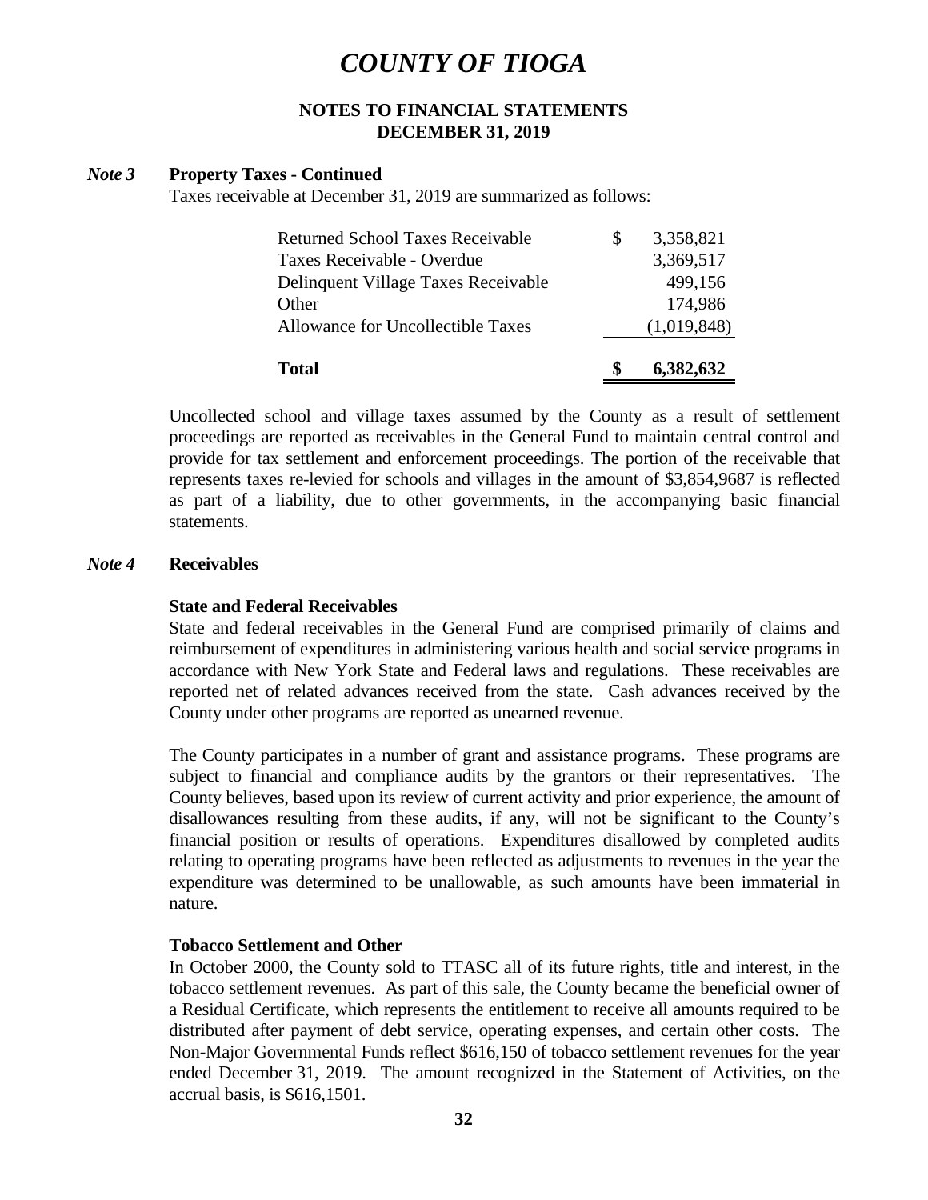# COUNTY OF TIOGA

**NOTES TO FINANCIAL STATEMENTS**
**DECEMBER 31, 2019**

***Note 3*** **Property Taxes - Continued**

Taxes receivable at December 31, 2019 are summarized as follows:

| | |
|---|---|
| Returned School Taxes Receivable | $ 3,358,821 |
| Taxes Receivable - Overdue | 3,369,517 |
| Delinquent Village Taxes Receivable | 499,156 |
| Other | 174,986 |
| Allowance for Uncollectible Taxes | (1,019,848) |
| **Total** | **$ 6,382,632** |

Uncollected school and village taxes assumed by the County as a result of settlement proceedings are reported as receivables in the General Fund to maintain central control and provide for tax settlement and enforcement proceedings. The portion of the receivable that represents taxes re-levied for schools and villages in the amount of $3,854,9687 is reflected as part of a liability, due to other governments, in the accompanying basic financial statements.

***Note 4*** **Receivables**

**State and Federal Receivables**

State and federal receivables in the General Fund are comprised primarily of claims and reimbursement of expenditures in administering various health and social service programs in accordance with New York State and Federal laws and regulations. These receivables are reported net of related advances received from the state. Cash advances received by the County under other programs are reported as unearned revenue.

The County participates in a number of grant and assistance programs. These programs are subject to financial and compliance audits by the grantors or their representatives. The County believes, based upon its review of current activity and prior experience, the amount of disallowances resulting from these audits, if any, will not be significant to the County's financial position or results of operations. Expenditures disallowed by completed audits relating to operating programs have been reflected as adjustments to revenues in the year the expenditure was determined to be unallowable, as such amounts have been immaterial in nature.

**Tobacco Settlement and Other**

In October 2000, the County sold to TTASC all of its future rights, title and interest, in the tobacco settlement revenues. As part of this sale, the County became the beneficial owner of a Residual Certificate, which represents the entitlement to receive all amounts required to be distributed after payment of debt service, operating expenses, and certain other costs. The Non-Major Governmental Funds reflect $616,150 of tobacco settlement revenues for the year ended December 31, 2019. The amount recognized in the Statement of Activities, on the accrual basis, is $616,1501.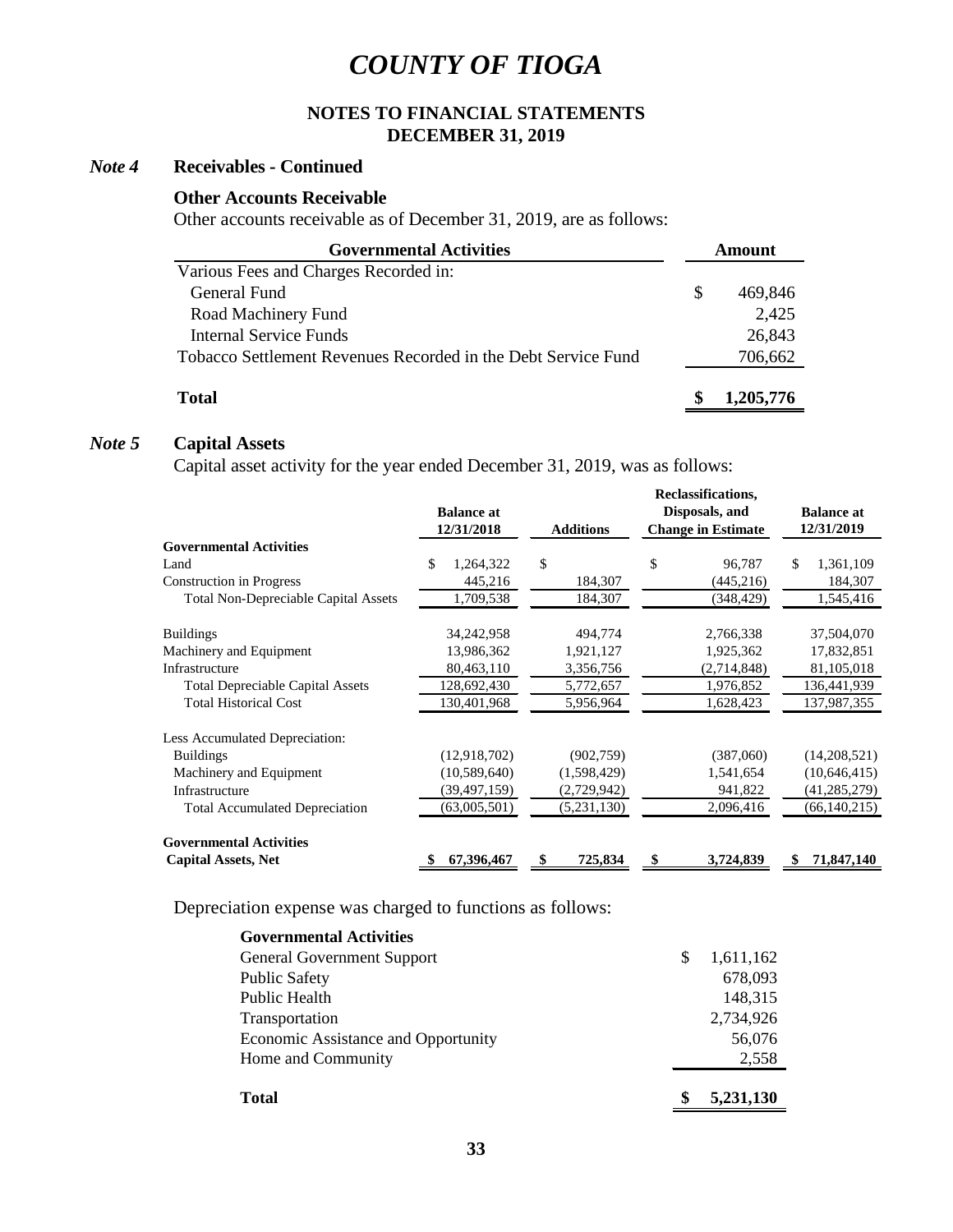# COUNTY OF TIOGA

**NOTES TO FINANCIAL STATEMENTS**
**DECEMBER 31, 2019**

## *Note 4* Receivables - Continued

### Other Accounts Receivable

Other accounts receivable as of December 31, 2019, are as follows:

| Governmental Activities | Amount |
|---|---|
| Various Fees and Charges Recorded in: | |
| General Fund | $ 469,846 |
| Road Machinery Fund | 2,425 |
| Internal Service Funds | 26,843 |
| Tobacco Settlement Revenues Recorded in the Debt Service Fund | 706,662 |
| **Total** | **$ 1,205,776** |

## *Note 5* Capital Assets

Capital asset activity for the year ended December 31, 2019, was as follows:

| | Balance at 12/31/2018 | Additions | Reclassifications, Disposals, and Change in Estimate | Balance at 12/31/2019 |
|---|---|---|---|---|
| **Governmental Activities** | | | | |
| Land | $ 1,264,322 | $ | $ 96,787 | $ 1,361,109 |
| Construction in Progress | 445,216 | 184,307 | (445,216) | 184,307 |
| Total Non-Depreciable Capital Assets | 1,709,538 | 184,307 | (348,429) | 1,545,416 |
| Buildings | 34,242,958 | 494,774 | 2,766,338 | 37,504,070 |
| Machinery and Equipment | 13,986,362 | 1,921,127 | 1,925,362 | 17,832,851 |
| Infrastructure | 80,463,110 | 3,356,756 | (2,714,848) | 81,105,018 |
| Total Depreciable Capital Assets | 128,692,430 | 5,772,657 | 1,976,852 | 136,441,939 |
| Total Historical Cost | 130,401,968 | 5,956,964 | 1,628,423 | 137,987,355 |
| Less Accumulated Depreciation: | | | | |
| Buildings | (12,918,702) | (902,759) | (387,060) | (14,208,521) |
| Machinery and Equipment | (10,589,640) | (1,598,429) | 1,541,654 | (10,646,415) |
| Infrastructure | (39,497,159) | (2,729,942) | 941,822 | (41,285,279) |
| Total Accumulated Depreciation | (63,005,501) | (5,231,130) | 2,096,416 | (66,140,215) |
| **Governmental Activities Capital Assets, Net** | **$ 67,396,467** | **$ 725,834** | **$ 3,724,839** | **$ 71,847,140** |

Depreciation expense was charged to functions as follows:

| **Governmental Activities** | |
|---|---|
| General Government Support | $ 1,611,162 |
| Public Safety | 678,093 |
| Public Health | 148,315 |
| Transportation | 2,734,926 |
| Economic Assistance and Opportunity | 56,076 |
| Home and Community | 2,558 |
| **Total** | **$ 5,231,130** |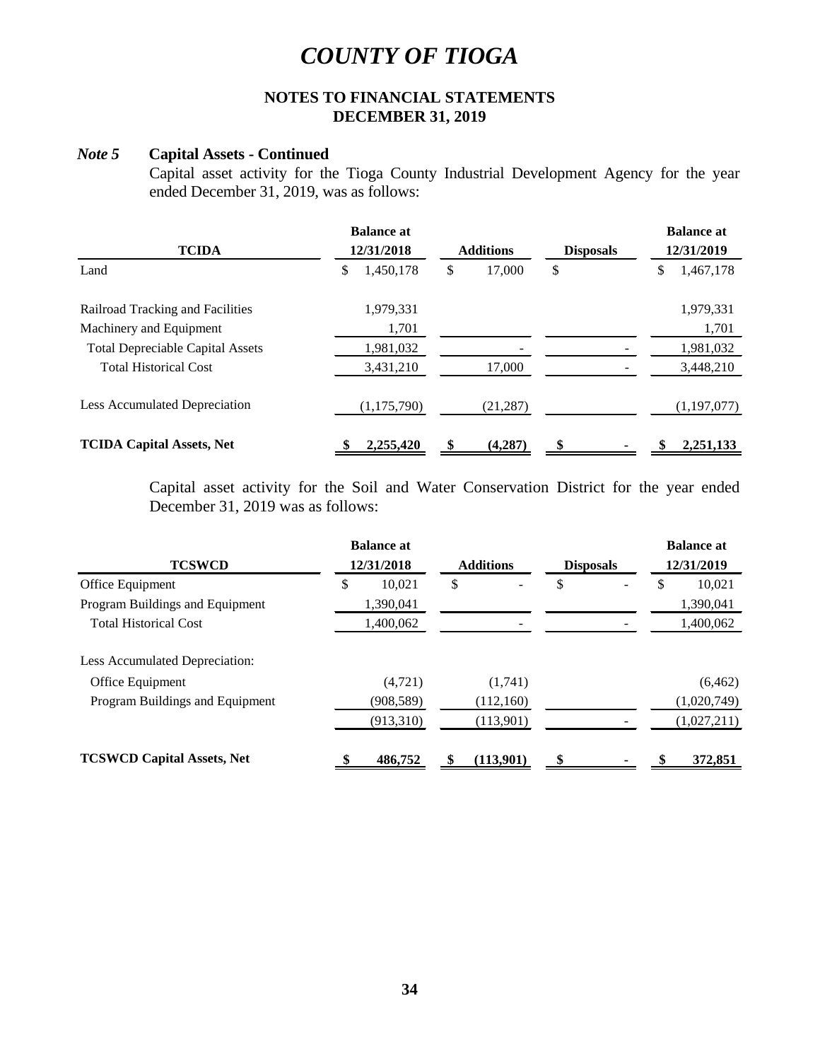# COUNTY OF TIOGA

**NOTES TO FINANCIAL STATEMENTS**
**DECEMBER 31, 2019**

***Note 5*** **Capital Assets - Continued**

Capital asset activity for the Tioga County Industrial Development Agency for the year ended December 31, 2019, was as follows:

| TCIDA | Balance at 12/31/2018 | Additions | Disposals | Balance at 12/31/2019 |
|---|---|---|---|---|
| Land | $ 1,450,178 | $ 17,000 | $ | $ 1,467,178 |
| Railroad Tracking and Facilities | 1,979,331 | | | 1,979,331 |
| Machinery and Equipment | 1,701 | | | 1,701 |
| Total Depreciable Capital Assets | 1,981,032 | - | - | 1,981,032 |
| Total Historical Cost | 3,431,210 | 17,000 | - | 3,448,210 |
| Less Accumulated Depreciation | (1,175,790) | (21,287) | | (1,197,077) |
| **TCIDA Capital Assets, Net** | **$ 2,255,420** | **$ (4,287)** | **$ -** | **$ 2,251,133** |

Capital asset activity for the Soil and Water Conservation District for the year ended December 31, 2019 was as follows:

| TCSWCD | Balance at 12/31/2018 | Additions | Disposals | Balance at 12/31/2019 |
|---|---|---|---|---|
| Office Equipment | $ 10,021 | $ - | $ - | $ 10,021 |
| Program Buildings and Equipment | 1,390,041 | | | 1,390,041 |
| Total Historical Cost | 1,400,062 | - | - | 1,400,062 |
| Less Accumulated Depreciation: | | | | |
| Office Equipment | (4,721) | (1,741) | | (6,462) |
| Program Buildings and Equipment | (908,589) | (112,160) | | (1,020,749) |
| | (913,310) | (113,901) | - | (1,027,211) |
| **TCSWCD Capital Assets, Net** | **$ 486,752** | **$ (113,901)** | **$ -** | **$ 372,851** |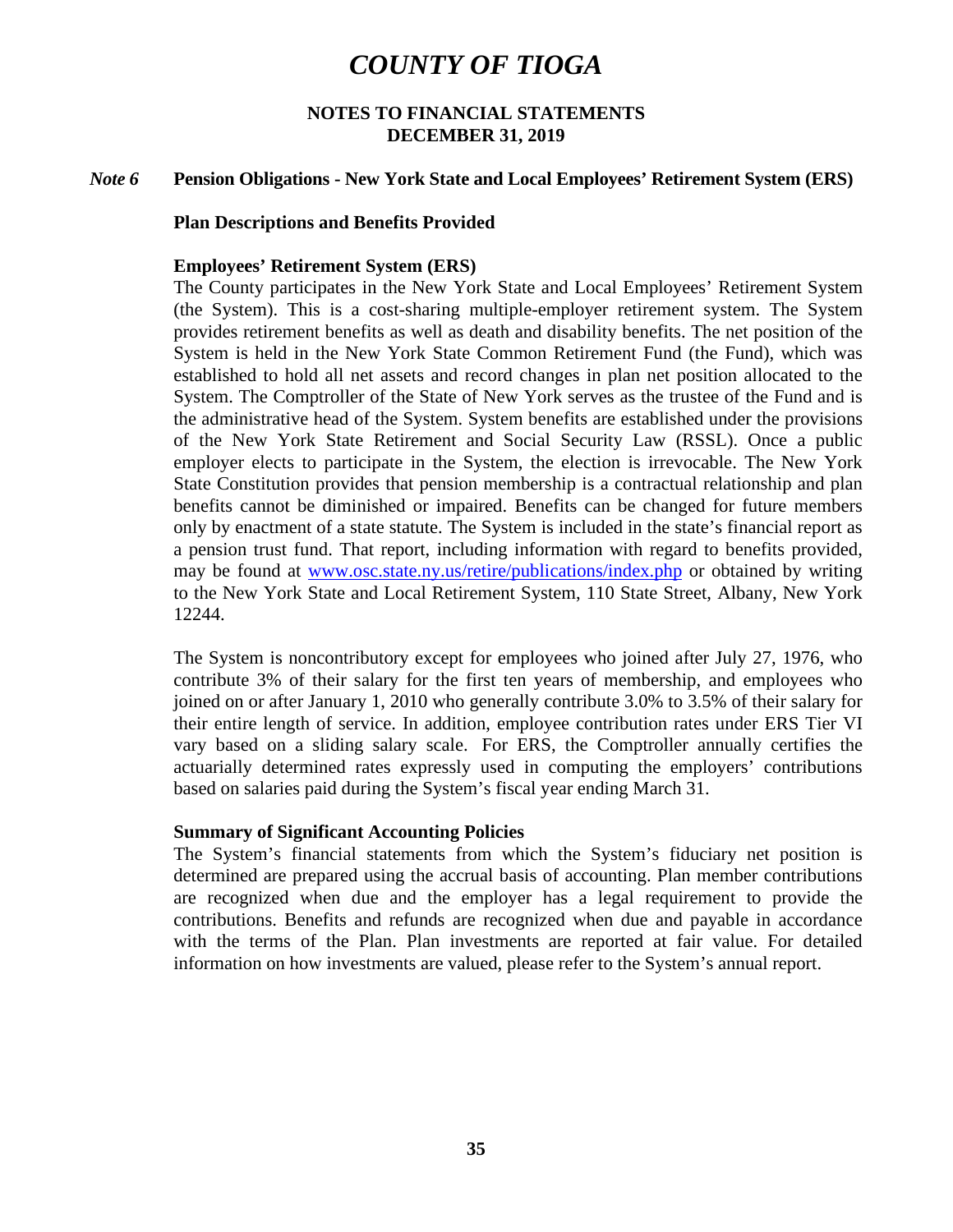# COUNTY OF TIOGA

## NOTES TO FINANCIAL STATEMENTS
## DECEMBER 31, 2019

### *Note 6* Pension Obligations - New York State and Local Employees' Retirement System (ERS)

**Plan Descriptions and Benefits Provided**

**Employees' Retirement System (ERS)**

The County participates in the New York State and Local Employees' Retirement System (the System). This is a cost-sharing multiple-employer retirement system. The System provides retirement benefits as well as death and disability benefits. The net position of the System is held in the New York State Common Retirement Fund (the Fund), which was established to hold all net assets and record changes in plan net position allocated to the System. The Comptroller of the State of New York serves as the trustee of the Fund and is the administrative head of the System. System benefits are established under the provisions of the New York State Retirement and Social Security Law (RSSL). Once a public employer elects to participate in the System, the election is irrevocable. The New York State Constitution provides that pension membership is a contractual relationship and plan benefits cannot be diminished or impaired. Benefits can be changed for future members only by enactment of a state statute. The System is included in the state's financial report as a pension trust fund. That report, including information with regard to benefits provided, may be found at www.osc.state.ny.us/retire/publications/index.php or obtained by writing to the New York State and Local Retirement System, 110 State Street, Albany, New York 12244.

The System is noncontributory except for employees who joined after July 27, 1976, who contribute 3% of their salary for the first ten years of membership, and employees who joined on or after January 1, 2010 who generally contribute 3.0% to 3.5% of their salary for their entire length of service. In addition, employee contribution rates under ERS Tier VI vary based on a sliding salary scale. For ERS, the Comptroller annually certifies the actuarially determined rates expressly used in computing the employers' contributions based on salaries paid during the System's fiscal year ending March 31.

**Summary of Significant Accounting Policies**

The System's financial statements from which the System's fiduciary net position is determined are prepared using the accrual basis of accounting. Plan member contributions are recognized when due and the employer has a legal requirement to provide the contributions. Benefits and refunds are recognized when due and payable in accordance with the terms of the Plan. Plan investments are reported at fair value. For detailed information on how investments are valued, please refer to the System's annual report.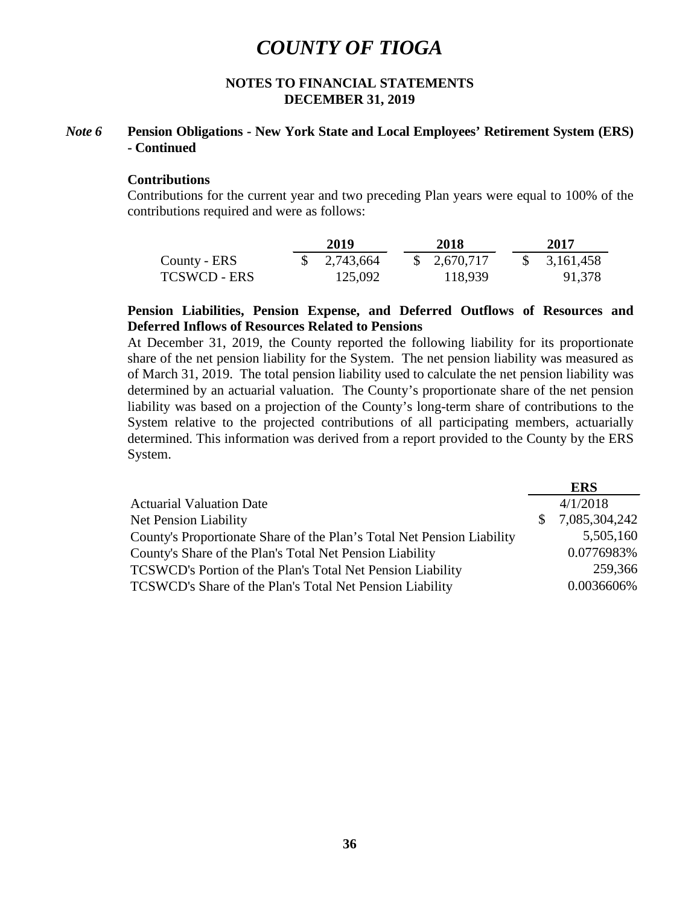# COUNTY OF TIOGA

## NOTES TO FINANCIAL STATEMENTS
## DECEMBER 31, 2019

### *Note 6* Pension Obligations - New York State and Local Employees' Retirement System (ERS) - Continued

**Contributions**

Contributions for the current year and two preceding Plan years were equal to 100% of the contributions required and were as follows:

| | 2019 | 2018 | 2017 |
|---|---|---|---|
| County - ERS | $ 2,743,664 | $ 2,670,717 | $ 3,161,458 |
| TCSWCD - ERS | 125,092 | 118,939 | 91,378 |

**Pension Liabilities, Pension Expense, and Deferred Outflows of Resources and Deferred Inflows of Resources Related to Pensions**

At December 31, 2019, the County reported the following liability for its proportionate share of the net pension liability for the System. The net pension liability was measured as of March 31, 2019. The total pension liability used to calculate the net pension liability was determined by an actuarial valuation. The County's proportionate share of the net pension liability was based on a projection of the County's long-term share of contributions to the System relative to the projected contributions of all participating members, actuarially determined. This information was derived from a report provided to the County by the ERS System.

| | ERS |
|---|---|
| Actuarial Valuation Date | 4/1/2018 |
| Net Pension Liability | $ 7,085,304,242 |
| County's Proportionate Share of the Plan's Total Net Pension Liability | 5,505,160 |
| County's Share of the Plan's Total Net Pension Liability | 0.0776983% |
| TCSWCD's Portion of the Plan's Total Net Pension Liability | 259,366 |
| TCSWCD's Share of the Plan's Total Net Pension Liability | 0.0036606% |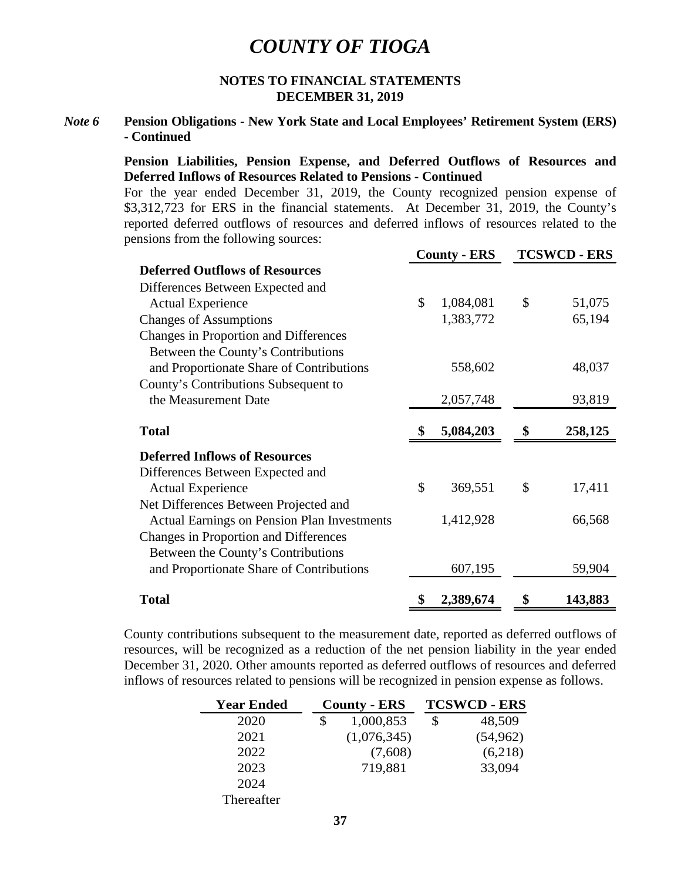# *COUNTY OF TIOGA*

**NOTES TO FINANCIAL STATEMENTS**
**DECEMBER 31, 2019**

***Note 6*** **Pension Obligations - New York State and Local Employees' Retirement System (ERS) - Continued**

**Pension Liabilities, Pension Expense, and Deferred Outflows of Resources and Deferred Inflows of Resources Related to Pensions - Continued**

For the year ended December 31, 2019, the County recognized pension expense of $3,312,723 for ERS in the financial statements. At December 31, 2019, the County's reported deferred outflows of resources and deferred inflows of resources related to the pensions from the following sources:

| | County - ERS | TCSWCD - ERS |
|---|---|---|
| **Deferred Outflows of Resources** | | |
| Differences Between Expected and Actual Experience | $ 1,084,081 | $ 51,075 |
| Changes of Assumptions | 1,383,772 | 65,194 |
| Changes in Proportion and Differences Between the County's Contributions and Proportionate Share of Contributions | 558,602 | 48,037 |
| County's Contributions Subsequent to the Measurement Date | 2,057,748 | 93,819 |
| **Total** | **$ 5,084,203** | **$ 258,125** |
| **Deferred Inflows of Resources** | | |
| Differences Between Expected and Actual Experience | $ 369,551 | $ 17,411 |
| Net Differences Between Projected and Actual Earnings on Pension Plan Investments | 1,412,928 | 66,568 |
| Changes in Proportion and Differences Between the County's Contributions and Proportionate Share of Contributions | 607,195 | 59,904 |
| **Total** | **$ 2,389,674** | **$ 143,883** |

County contributions subsequent to the measurement date, reported as deferred outflows of resources, will be recognized as a reduction of the net pension liability in the year ended December 31, 2020. Other amounts reported as deferred outflows of resources and deferred inflows of resources related to pensions will be recognized in pension expense as follows.

| Year Ended | County - ERS | TCSWCD - ERS |
|---|---|---|
| 2020 | $ 1,000,853 | $ 48,509 |
| 2021 | (1,076,345) | (54,962) |
| 2022 | (7,608) | (6,218) |
| 2023 | 719,881 | 33,094 |
| 2024 | | |
| Thereafter | | |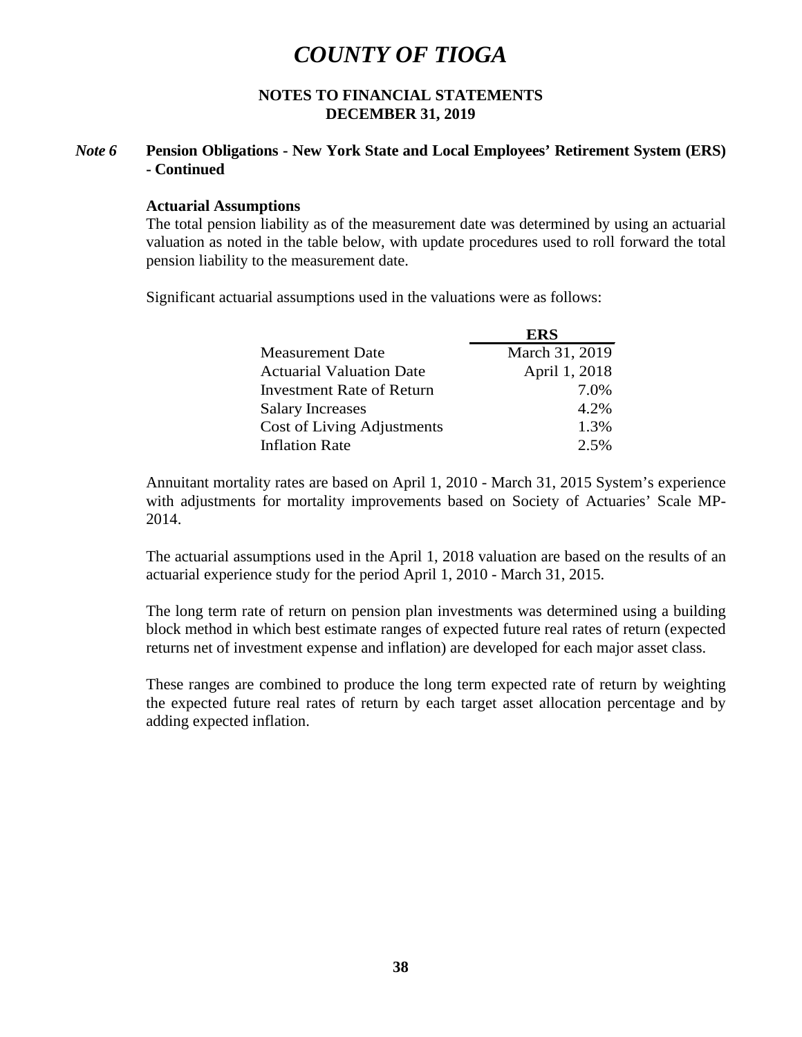# COUNTY OF TIOGA

## NOTES TO FINANCIAL STATEMENTS
## DECEMBER 31, 2019

### *Note 6* Pension Obligations - New York State and Local Employees' Retirement System (ERS) - Continued

**Actuarial Assumptions**

The total pension liability as of the measurement date was determined by using an actuarial valuation as noted in the table below, with update procedures used to roll forward the total pension liability to the measurement date.

Significant actuarial assumptions used in the valuations were as follows:

| | ERS |
|---|---|
| Measurement Date | March 31, 2019 |
| Actuarial Valuation Date | April 1, 2018 |
| Investment Rate of Return | 7.0% |
| Salary Increases | 4.2% |
| Cost of Living Adjustments | 1.3% |
| Inflation Rate | 2.5% |

Annuitant mortality rates are based on April 1, 2010 - March 31, 2015 System's experience with adjustments for mortality improvements based on Society of Actuaries' Scale MP-2014.

The actuarial assumptions used in the April 1, 2018 valuation are based on the results of an actuarial experience study for the period April 1, 2010 - March 31, 2015.

The long term rate of return on pension plan investments was determined using a building block method in which best estimate ranges of expected future real rates of return (expected returns net of investment expense and inflation) are developed for each major asset class.

These ranges are combined to produce the long term expected rate of return by weighting the expected future real rates of return by each target asset allocation percentage and by adding expected inflation.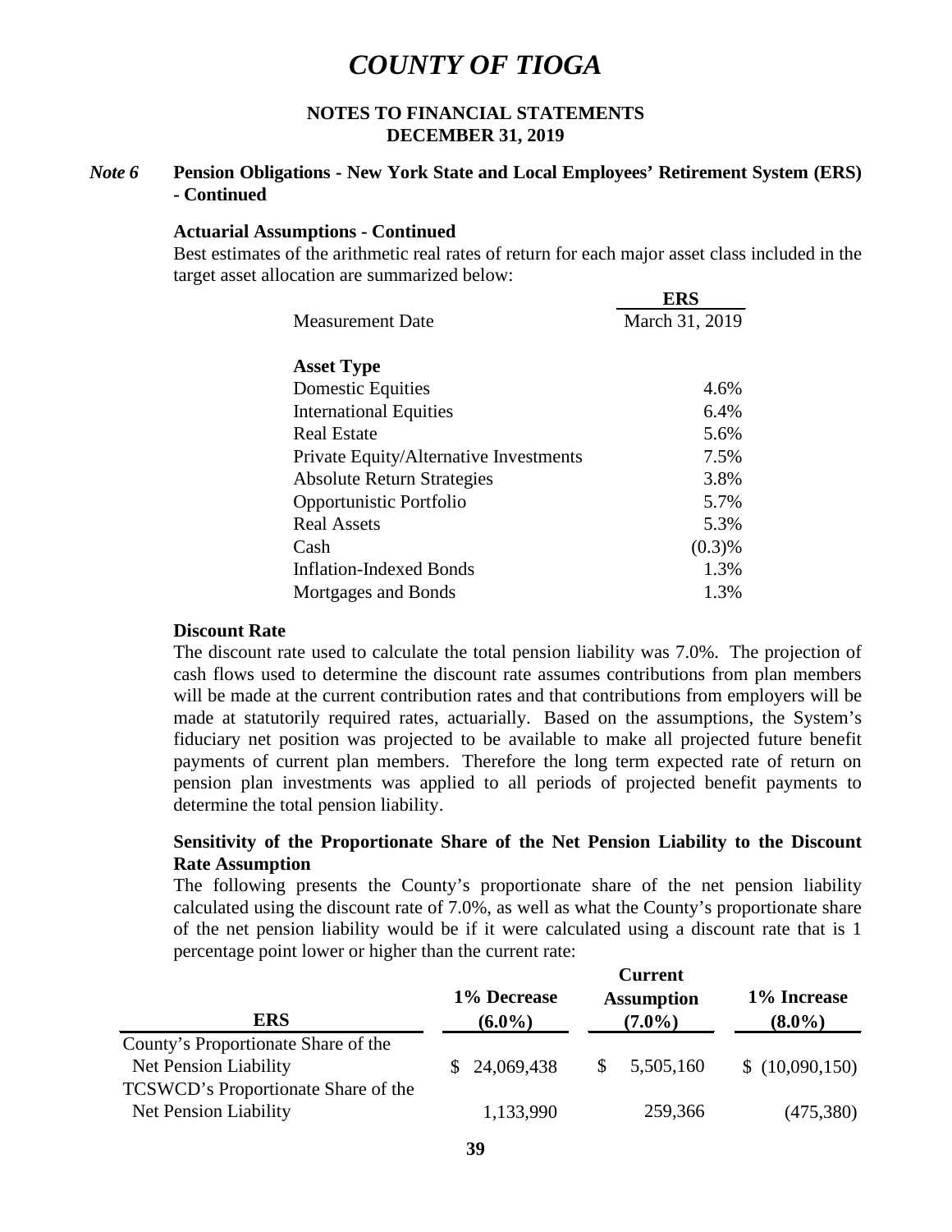# COUNTY OF TIOGA

## NOTES TO FINANCIAL STATEMENTS
## DECEMBER 31, 2019

### *Note 6* Pension Obligations - New York State and Local Employees' Retirement System (ERS) - Continued

**Actuarial Assumptions - Continued**

Best estimates of the arithmetic real rates of return for each major asset class included in the target asset allocation are summarized below:

| | ERS |
|---|---|
| Measurement Date | March 31, 2019 |
| **Asset Type** | |
| Domestic Equities | 4.6% |
| International Equities | 6.4% |
| Real Estate | 5.6% |
| Private Equity/Alternative Investments | 7.5% |
| Absolute Return Strategies | 3.8% |
| Opportunistic Portfolio | 5.7% |
| Real Assets | 5.3% |
| Cash | (0.3)% |
| Inflation-Indexed Bonds | 1.3% |
| Mortgages and Bonds | 1.3% |

**Discount Rate**

The discount rate used to calculate the total pension liability was 7.0%. The projection of cash flows used to determine the discount rate assumes contributions from plan members will be made at the current contribution rates and that contributions from employers will be made at statutorily required rates, actuarially. Based on the assumptions, the System's fiduciary net position was projected to be available to make all projected future benefit payments of current plan members. Therefore the long term expected rate of return on pension plan investments was applied to all periods of projected benefit payments to determine the total pension liability.

**Sensitivity of the Proportionate Share of the Net Pension Liability to the Discount Rate Assumption**

The following presents the County's proportionate share of the net pension liability calculated using the discount rate of 7.0%, as well as what the County's proportionate share of the net pension liability would be if it were calculated using a discount rate that is 1 percentage point lower or higher than the current rate:

| ERS | 1% Decrease (6.0%) | Current Assumption (7.0%) | 1% Increase (8.0%) |
|---|---|---|---|
| County's Proportionate Share of the Net Pension Liability | $ 24,069,438 | $ 5,505,160 | $ (10,090,150) |
| TCSWCD's Proportionate Share of the Net Pension Liability | 1,133,990 | 259,366 | (475,380) |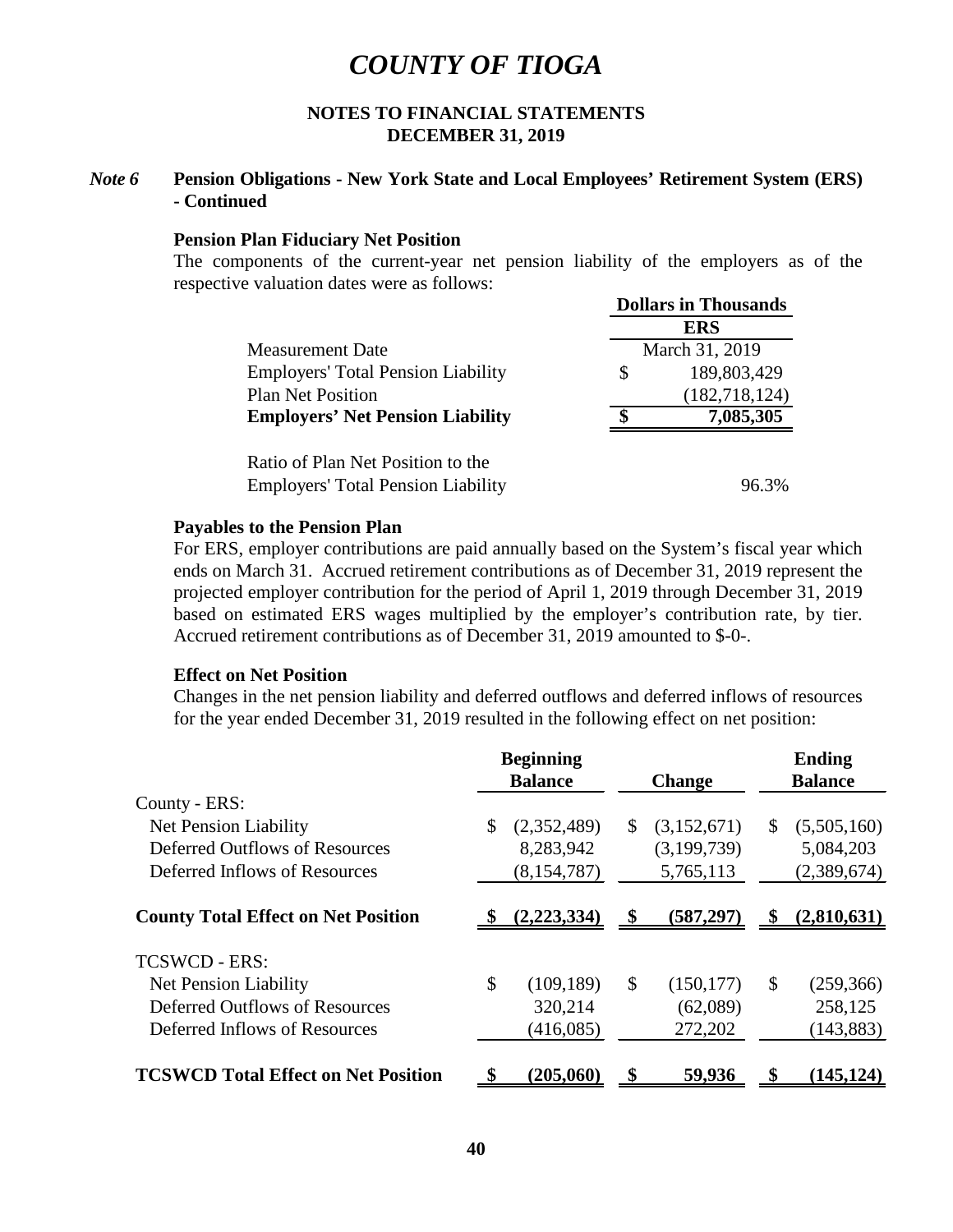# COUNTY OF TIOGA

## NOTES TO FINANCIAL STATEMENTS
## DECEMBER 31, 2019

### *Note 6* Pension Obligations - New York State and Local Employees' Retirement System (ERS) - Continued

**Pension Plan Fiduciary Net Position**

The components of the current-year net pension liability of the employers as of the respective valuation dates were as follows:

| | Dollars in Thousands |
|---|---|
| | **ERS** |
| Measurement Date | March 31, 2019 |
| Employers' Total Pension Liability | $ 189,803,429 |
| Plan Net Position | (182,718,124) |
| **Employers' Net Pension Liability** | **$ 7,085,305** |
| Ratio of Plan Net Position to the Employers' Total Pension Liability | 96.3% |

**Payables to the Pension Plan**

For ERS, employer contributions are paid annually based on the System's fiscal year which ends on March 31. Accrued retirement contributions as of December 31, 2019 represent the projected employer contribution for the period of April 1, 2019 through December 31, 2019 based on estimated ERS wages multiplied by the employer's contribution rate, by tier. Accrued retirement contributions as of December 31, 2019 amounted to $-0-.

**Effect on Net Position**

Changes in the net pension liability and deferred outflows and deferred inflows of resources for the year ended December 31, 2019 resulted in the following effect on net position:

| | Beginning Balance | Change | Ending Balance |
|---|---|---|---|
| County - ERS: | | | |
| Net Pension Liability | $ (2,352,489) | $ (3,152,671) | $ (5,505,160) |
| Deferred Outflows of Resources | 8,283,942 | (3,199,739) | 5,084,203 |
| Deferred Inflows of Resources | (8,154,787) | 5,765,113 | (2,389,674) |
| **County Total Effect on Net Position** | **$ (2,223,334)** | **$ (587,297)** | **$ (2,810,631)** |
| TCSWCD - ERS: | | | |
| Net Pension Liability | $ (109,189) | $ (150,177) | $ (259,366) |
| Deferred Outflows of Resources | 320,214 | (62,089) | 258,125 |
| Deferred Inflows of Resources | (416,085) | 272,202 | (143,883) |
| **TCSWCD Total Effect on Net Position** | **$ (205,060)** | **$ 59,936** | **$ (145,124)** |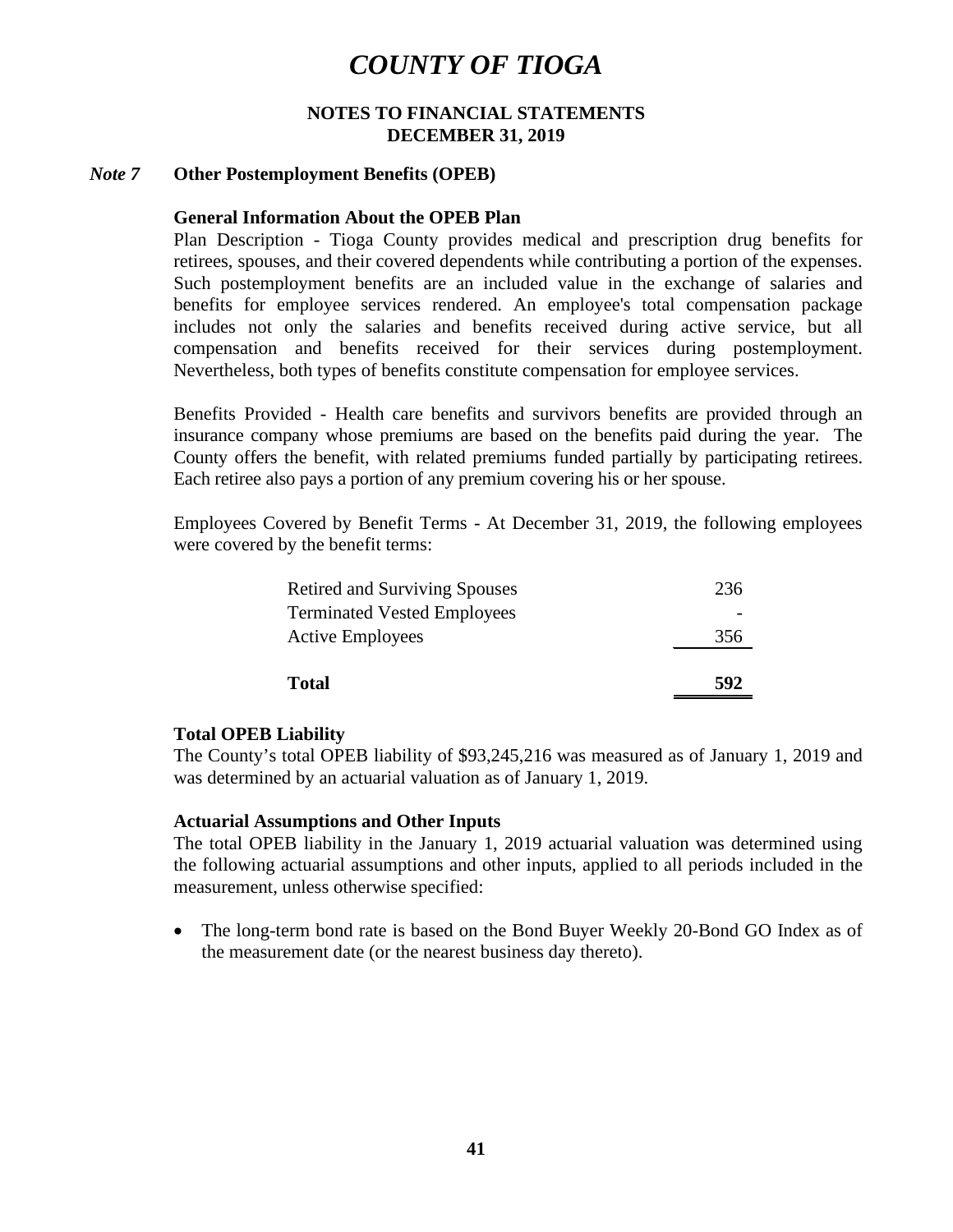# COUNTY OF TIOGA

## NOTES TO FINANCIAL STATEMENTS
## DECEMBER 31, 2019

### *Note 7* Other Postemployment Benefits (OPEB)

**General Information About the OPEB Plan**

Plan Description - Tioga County provides medical and prescription drug benefits for retirees, spouses, and their covered dependents while contributing a portion of the expenses. Such postemployment benefits are an included value in the exchange of salaries and benefits for employee services rendered. An employee's total compensation package includes not only the salaries and benefits received during active service, but all compensation and benefits received for their services during postemployment. Nevertheless, both types of benefits constitute compensation for employee services.

Benefits Provided - Health care benefits and survivors benefits are provided through an insurance company whose premiums are based on the benefits paid during the year. The County offers the benefit, with related premiums funded partially by participating retirees. Each retiree also pays a portion of any premium covering his or her spouse.

Employees Covered by Benefit Terms - At December 31, 2019, the following employees were covered by the benefit terms:

| | |
|---|---|
| Retired and Surviving Spouses | 236 |
| Terminated Vested Employees | - |
| Active Employees | 356 |
| **Total** | **592** |

**Total OPEB Liability**

The County's total OPEB liability of $93,245,216 was measured as of January 1, 2019 and was determined by an actuarial valuation as of January 1, 2019.

**Actuarial Assumptions and Other Inputs**

The total OPEB liability in the January 1, 2019 actuarial valuation was determined using the following actuarial assumptions and other inputs, applied to all periods included in the measurement, unless otherwise specified:

- The long-term bond rate is based on the Bond Buyer Weekly 20-Bond GO Index as of the measurement date (or the nearest business day thereto).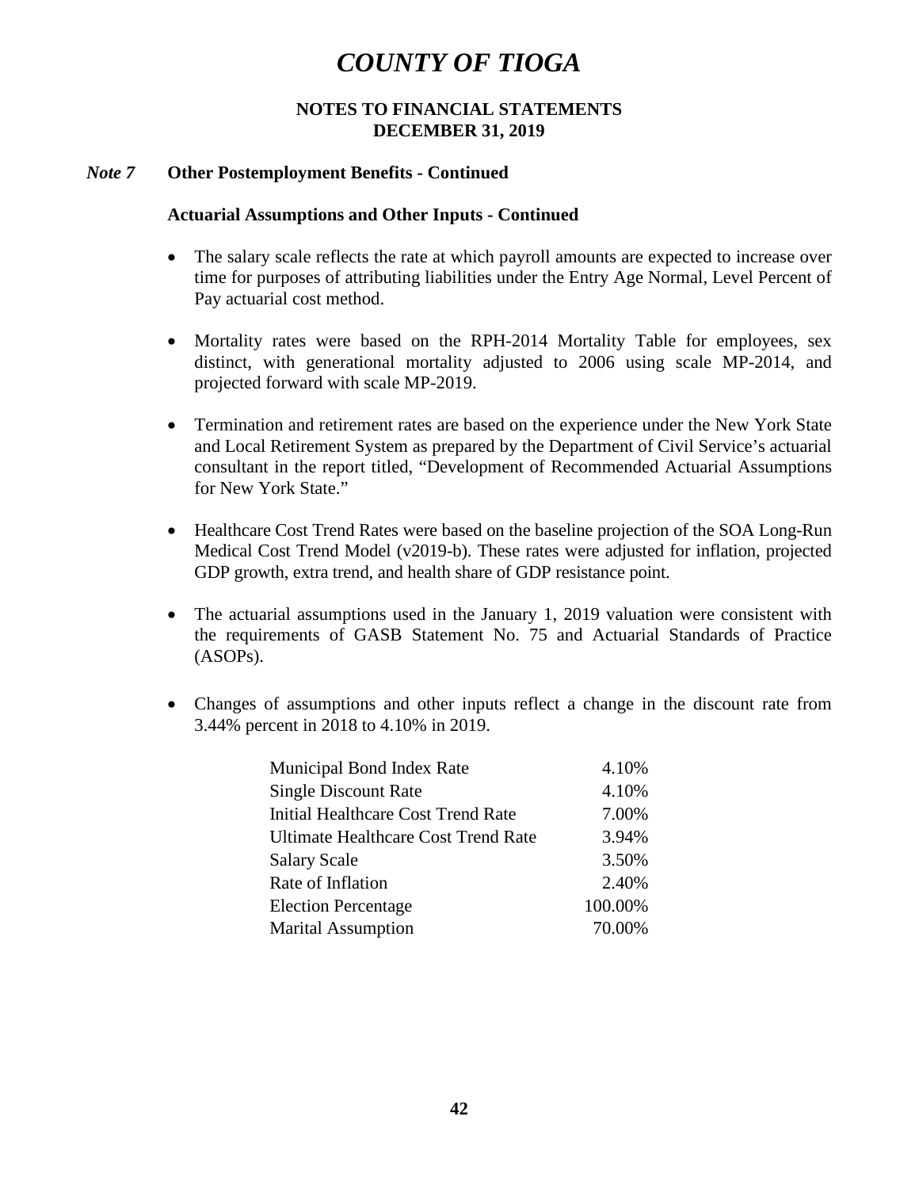# COUNTY OF TIOGA

**NOTES TO FINANCIAL STATEMENTS**
**DECEMBER 31, 2019**

## *Note 7* Other Postemployment Benefits - Continued

### Actuarial Assumptions and Other Inputs - Continued

- The salary scale reflects the rate at which payroll amounts are expected to increase over time for purposes of attributing liabilities under the Entry Age Normal, Level Percent of Pay actuarial cost method.

- Mortality rates were based on the RPH-2014 Mortality Table for employees, sex distinct, with generational mortality adjusted to 2006 using scale MP-2014, and projected forward with scale MP-2019.

- Termination and retirement rates are based on the experience under the New York State and Local Retirement System as prepared by the Department of Civil Service's actuarial consultant in the report titled, "Development of Recommended Actuarial Assumptions for New York State."

- Healthcare Cost Trend Rates were based on the baseline projection of the SOA Long-Run Medical Cost Trend Model (v2019-b). These rates were adjusted for inflation, projected GDP growth, extra trend, and health share of GDP resistance point.

- The actuarial assumptions used in the January 1, 2019 valuation were consistent with the requirements of GASB Statement No. 75 and Actuarial Standards of Practice (ASOPs).

- Changes of assumptions and other inputs reflect a change in the discount rate from 3.44% percent in 2018 to 4.10% in 2019.

| | |
|---|---|
| Municipal Bond Index Rate | 4.10% |
| Single Discount Rate | 4.10% |
| Initial Healthcare Cost Trend Rate | 7.00% |
| Ultimate Healthcare Cost Trend Rate | 3.94% |
| Salary Scale | 3.50% |
| Rate of Inflation | 2.40% |
| Election Percentage | 100.00% |
| Marital Assumption | 70.00% |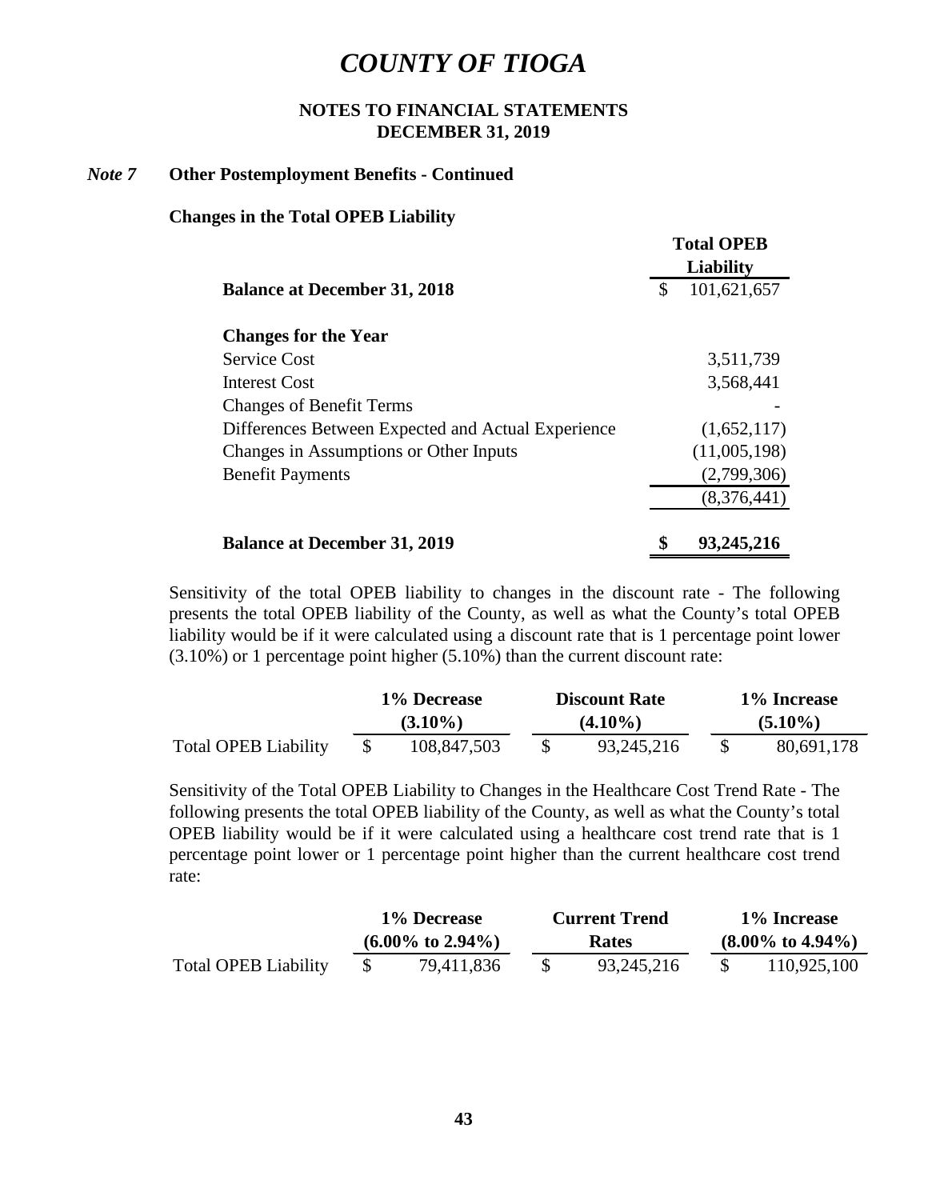# COUNTY OF TIOGA

**NOTES TO FINANCIAL STATEMENTS**
**DECEMBER 31, 2019**

***Note 7*** **Other Postemployment Benefits - Continued**

**Changes in the Total OPEB Liability**

| | Total OPEB Liability |
|---|---|
| **Balance at December 31, 2018** | $ 101,621,657 |
| | |
| **Changes for the Year** | |
| Service Cost | 3,511,739 |
| Interest Cost | 3,568,441 |
| Changes of Benefit Terms | - |
| Differences Between Expected and Actual Experience | (1,652,117) |
| Changes in Assumptions or Other Inputs | (11,005,198) |
| Benefit Payments | (2,799,306) |
| | (8,376,441) |
| | |
| **Balance at December 31, 2019** | **$ 93,245,216** |

Sensitivity of the total OPEB liability to changes in the discount rate - The following presents the total OPEB liability of the County, as well as what the County's total OPEB liability would be if it were calculated using a discount rate that is 1 percentage point lower (3.10%) or 1 percentage point higher (5.10%) than the current discount rate:

| | 1% Decrease (3.10%) | Discount Rate (4.10%) | 1% Increase (5.10%) |
|---|---|---|---|
| Total OPEB Liability | $ 108,847,503 | $ 93,245,216 | $ 80,691,178 |

Sensitivity of the Total OPEB Liability to Changes in the Healthcare Cost Trend Rate - The following presents the total OPEB liability of the County, as well as what the County's total OPEB liability would be if it were calculated using a healthcare cost trend rate that is 1 percentage point lower or 1 percentage point higher than the current healthcare cost trend rate:

| | 1% Decrease (6.00% to 2.94%) | Current Trend Rates | 1% Increase (8.00% to 4.94%) |
|---|---|---|---|
| Total OPEB Liability | $ 79,411,836 | $ 93,245,216 | $ 110,925,100 |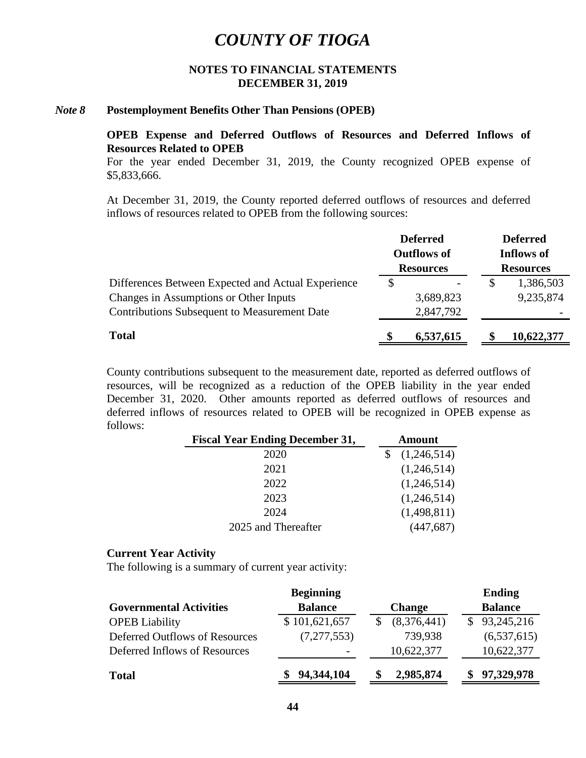# COUNTY OF TIOGA

## NOTES TO FINANCIAL STATEMENTS
## DECEMBER 31, 2019

### *Note 8* Postemployment Benefits Other Than Pensions (OPEB)

**OPEB Expense and Deferred Outflows of Resources and Deferred Inflows of Resources Related to OPEB**

For the year ended December 31, 2019, the County recognized OPEB expense of $5,833,666.

At December 31, 2019, the County reported deferred outflows of resources and deferred inflows of resources related to OPEB from the following sources:

| | Deferred Outflows of Resources | Deferred Inflows of Resources |
|---|---|---|
| Differences Between Expected and Actual Experience | $ - | $ 1,386,503 |
| Changes in Assumptions or Other Inputs | 3,689,823 | 9,235,874 |
| Contributions Subsequent to Measurement Date | 2,847,792 | - |
| **Total** | **$ 6,537,615** | **$ 10,622,377** |

County contributions subsequent to the measurement date, reported as deferred outflows of resources, will be recognized as a reduction of the OPEB liability in the year ended December 31, 2020. Other amounts reported as deferred outflows of resources and deferred inflows of resources related to OPEB will be recognized in OPEB expense as follows:

| Fiscal Year Ending December 31, | Amount |
|---|---|
| 2020 | $ (1,246,514) |
| 2021 | (1,246,514) |
| 2022 | (1,246,514) |
| 2023 | (1,246,514) |
| 2024 | (1,498,811) |
| 2025 and Thereafter | (447,687) |

**Current Year Activity**

The following is a summary of current year activity:

| Governmental Activities | Beginning Balance | Change | Ending Balance |
|---|---|---|---|
| OPEB Liability | $ 101,621,657 | $ (8,376,441) | $ 93,245,216 |
| Deferred Outflows of Resources | (7,277,553) | 739,938 | (6,537,615) |
| Deferred Inflows of Resources | - | 10,622,377 | 10,622,377 |
| **Total** | **$ 94,344,104** | **$ 2,985,874** | **$ 97,329,978** |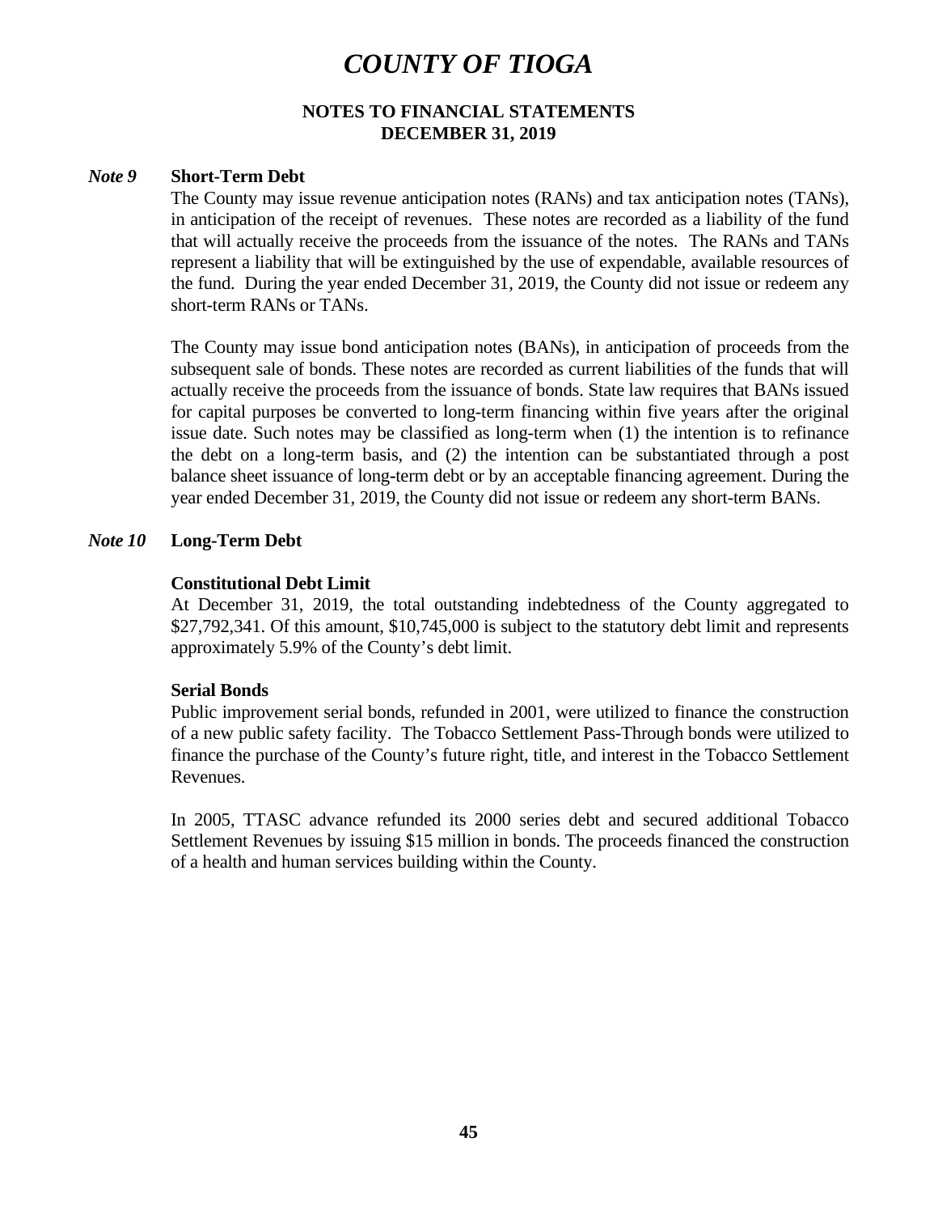# COUNTY OF TIOGA

**NOTES TO FINANCIAL STATEMENTS**
**DECEMBER 31, 2019**

## *Note 9* Short-Term Debt

The County may issue revenue anticipation notes (RANs) and tax anticipation notes (TANs), in anticipation of the receipt of revenues. These notes are recorded as a liability of the fund that will actually receive the proceeds from the issuance of the notes. The RANs and TANs represent a liability that will be extinguished by the use of expendable, available resources of the fund. During the year ended December 31, 2019, the County did not issue or redeem any short-term RANs or TANs.

The County may issue bond anticipation notes (BANs), in anticipation of proceeds from the subsequent sale of bonds. These notes are recorded as current liabilities of the funds that will actually receive the proceeds from the issuance of bonds. State law requires that BANs issued for capital purposes be converted to long-term financing within five years after the original issue date. Such notes may be classified as long-term when (1) the intention is to refinance the debt on a long-term basis, and (2) the intention can be substantiated through a post balance sheet issuance of long-term debt or by an acceptable financing agreement. During the year ended December 31, 2019, the County did not issue or redeem any short-term BANs.

## *Note 10* Long-Term Debt

### Constitutional Debt Limit

At December 31, 2019, the total outstanding indebtedness of the County aggregated to \$27,792,341. Of this amount, \$10,745,000 is subject to the statutory debt limit and represents approximately 5.9% of the County's debt limit.

### Serial Bonds

Public improvement serial bonds, refunded in 2001, were utilized to finance the construction of a new public safety facility. The Tobacco Settlement Pass-Through bonds were utilized to finance the purchase of the County's future right, title, and interest in the Tobacco Settlement Revenues.

In 2005, TTASC advance refunded its 2000 series debt and secured additional Tobacco Settlement Revenues by issuing \$15 million in bonds. The proceeds financed the construction of a health and human services building within the County.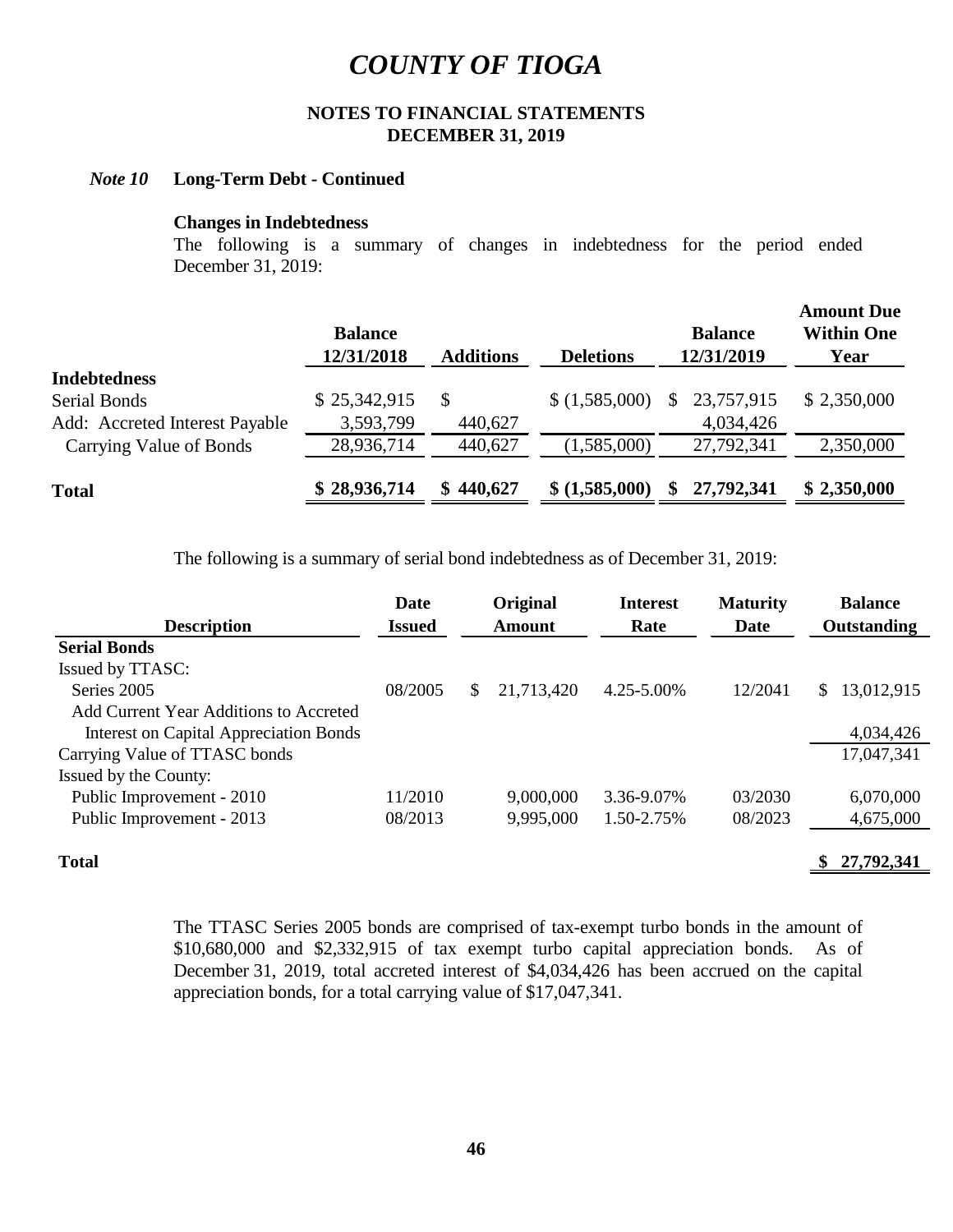# COUNTY OF TIOGA

**NOTES TO FINANCIAL STATEMENTS**
**DECEMBER 31, 2019**

***Note 10*** **Long-Term Debt - Continued**

**Changes in Indebtedness**

The following is a summary of changes in indebtedness for the period ended December 31, 2019:

| | Balance 12/31/2018 | Additions | Deletions | Balance 12/31/2019 | Amount Due Within One Year |
|---|---|---|---|---|---|
| **Indebtedness** | | | | | |
| Serial Bonds | $ 25,342,915 | $ | $ (1,585,000) | $ 23,757,915 | $ 2,350,000 |
| Add: Accreted Interest Payable | 3,593,799 | 440,627 | | 4,034,426 | |
| Carrying Value of Bonds | 28,936,714 | 440,627 | (1,585,000) | 27,792,341 | 2,350,000 |
| **Total** | **$ 28,936,714** | **$ 440,627** | **$ (1,585,000)** | **$ 27,792,341** | **$ 2,350,000** |

The following is a summary of serial bond indebtedness as of December 31, 2019:

| Description | Date Issued | Original Amount | Interest Rate | Maturity Date | Balance Outstanding |
|---|---|---|---|---|---|
| **Serial Bonds** | | | | | |
| Issued by TTASC: | | | | | |
| Series 2005 | 08/2005 | $ 21,713,420 | 4.25-5.00% | 12/2041 | $ 13,012,915 |
| Add Current Year Additions to Accreted Interest on Capital Appreciation Bonds | | | | | 4,034,426 |
| Carrying Value of TTASC bonds | | | | | 17,047,341 |
| Issued by the County: | | | | | |
| Public Improvement - 2010 | 11/2010 | 9,000,000 | 3.36-9.07% | 03/2030 | 6,070,000 |
| Public Improvement - 2013 | 08/2013 | 9,995,000 | 1.50-2.75% | 08/2023 | 4,675,000 |
| **Total** | | | | | **$ 27,792,341** |

The TTASC Series 2005 bonds are comprised of tax-exempt turbo bonds in the amount of $10,680,000 and $2,332,915 of tax exempt turbo capital appreciation bonds. As of December 31, 2019, total accreted interest of $4,034,426 has been accrued on the capital appreciation bonds, for a total carrying value of $17,047,341.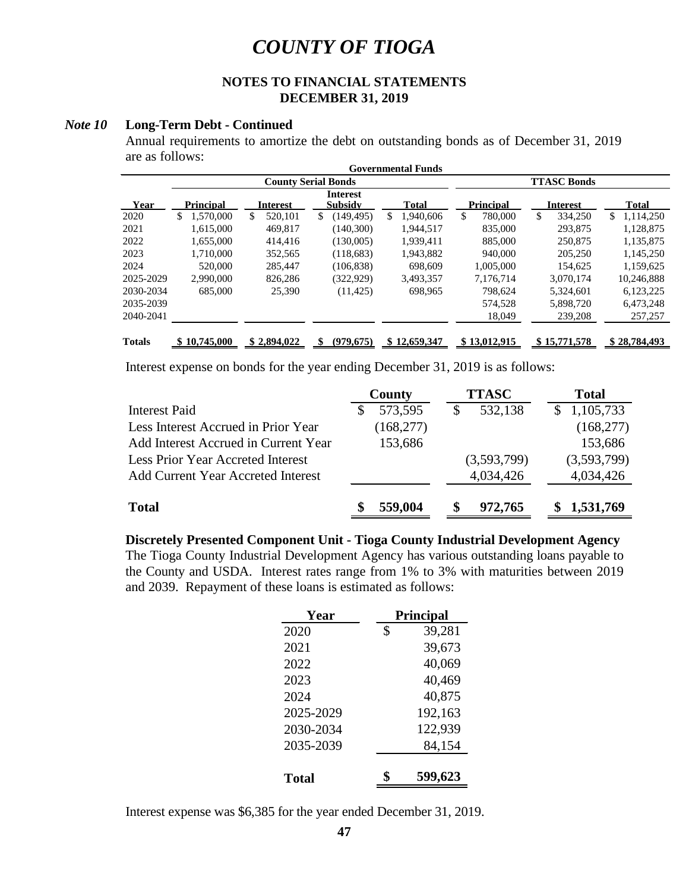# COUNTY OF TIOGA

## NOTES TO FINANCIAL STATEMENTS
## DECEMBER 31, 2019

### *Note 10* Long-Term Debt - Continued

Annual requirements to amortize the debt on outstanding bonds as of December 31, 2019 are as follows:

| | Governmental Funds | | | | | | |
|---|---|---|---|---|---|---|---|
| | County Serial Bonds | | | | TTASC Bonds | | |
| Year | Principal | Interest | Interest Subsidy | Total | Principal | Interest | Total |
| 2020 | $ 1,570,000 | $ 520,101 | $ (149,495) | $ 1,940,606 | $ 780,000 | $ 334,250 | $ 1,114,250 |
| 2021 | 1,615,000 | 469,817 | (140,300) | 1,944,517 | 835,000 | 293,875 | 1,128,875 |
| 2022 | 1,655,000 | 414,416 | (130,005) | 1,939,411 | 885,000 | 250,875 | 1,135,875 |
| 2023 | 1,710,000 | 352,565 | (118,683) | 1,943,882 | 940,000 | 205,250 | 1,145,250 |
| 2024 | 520,000 | 285,447 | (106,838) | 698,609 | 1,005,000 | 154,625 | 1,159,625 |
| 2025-2029 | 2,990,000 | 826,286 | (322,929) | 3,493,357 | 7,176,714 | 3,070,174 | 10,246,888 |
| 2030-2034 | 685,000 | 25,390 | (11,425) | 698,965 | 798,624 | 5,324,601 | 6,123,225 |
| 2035-2039 | | | | | 574,528 | 5,898,720 | 6,473,248 |
| 2040-2041 | | | | | 18,049 | 239,208 | 257,257 |
| **Totals** | $ 10,745,000 | $ 2,894,022 | $ (979,675) | $ 12,659,347 | $ 13,012,915 | $ 15,771,578 | $ 28,784,493 |

Interest expense on bonds for the year ending December 31, 2019 is as follows:

| | County | TTASC | Total |
|---|---|---|---|
| Interest Paid | $ 573,595 | $ 532,138 | $ 1,105,733 |
| Less Interest Accrued in Prior Year | (168,277) | | (168,277) |
| Add Interest Accrued in Current Year | 153,686 | | 153,686 |
| Less Prior Year Accreted Interest | | (3,593,799) | (3,593,799) |
| Add Current Year Accreted Interest | | 4,034,426 | 4,034,426 |
| **Total** | **$ 559,004** | **$ 972,765** | **$ 1,531,769** |

**Discretely Presented Component Unit - Tioga County Industrial Development Agency**

The Tioga County Industrial Development Agency has various outstanding loans payable to the County and USDA. Interest rates range from 1% to 3% with maturities between 2019 and 2039. Repayment of these loans is estimated as follows:

| Year | Principal |
|---|---|
| 2020 | $ 39,281 |
| 2021 | 39,673 |
| 2022 | 40,069 |
| 2023 | 40,469 |
| 2024 | 40,875 |
| 2025-2029 | 192,163 |
| 2030-2034 | 122,939 |
| 2035-2039 | 84,154 |
| **Total** | **$ 599,623** |

Interest expense was $6,385 for the year ended December 31, 2019.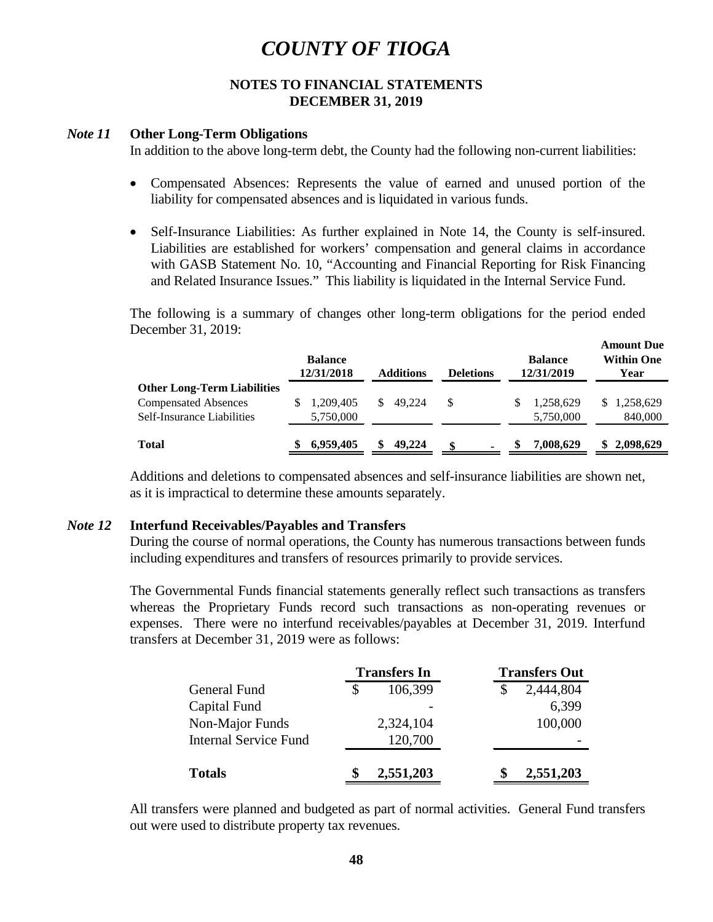# COUNTY OF TIOGA

## NOTES TO FINANCIAL STATEMENTS
## DECEMBER 31, 2019

### *Note 11* Other Long-Term Obligations

In addition to the above long-term debt, the County had the following non-current liabilities:

- Compensated Absences: Represents the value of earned and unused portion of the liability for compensated absences and is liquidated in various funds.
- Self-Insurance Liabilities: As further explained in Note 14, the County is self-insured. Liabilities are established for workers' compensation and general claims in accordance with GASB Statement No. 10, "Accounting and Financial Reporting for Risk Financing and Related Insurance Issues." This liability is liquidated in the Internal Service Fund.

The following is a summary of changes other long-term obligations for the period ended December 31, 2019:

| | Balance 12/31/2018 | Additions | Deletions | Balance 12/31/2019 | Amount Due Within One Year |
|---|---|---|---|---|---|
| **Other Long-Term Liabilities** | | | | | |
| Compensated Absences | $ 1,209,405 | $ 49,224 | $ | $ 1,258,629 | $ 1,258,629 |
| Self-Insurance Liabilities | 5,750,000 | | | 5,750,000 | 840,000 |
| **Total** | **$ 6,959,405** | **$ 49,224** | **$ -** | **$ 7,008,629** | **$ 2,098,629** |

Additions and deletions to compensated absences and self-insurance liabilities are shown net, as it is impractical to determine these amounts separately.

### *Note 12* Interfund Receivables/Payables and Transfers

During the course of normal operations, the County has numerous transactions between funds including expenditures and transfers of resources primarily to provide services.

The Governmental Funds financial statements generally reflect such transactions as transfers whereas the Proprietary Funds record such transactions as non-operating revenues or expenses. There were no interfund receivables/payables at December 31, 2019. Interfund transfers at December 31, 2019 were as follows:

| | Transfers In | Transfers Out |
|---|---|---|
| General Fund | $ 106,399 | $ 2,444,804 |
| Capital Fund | - | 6,399 |
| Non-Major Funds | 2,324,104 | 100,000 |
| Internal Service Fund | 120,700 | - |
| **Totals** | **$ 2,551,203** | **$ 2,551,203** |

All transfers were planned and budgeted as part of normal activities. General Fund transfers out were used to distribute property tax revenues.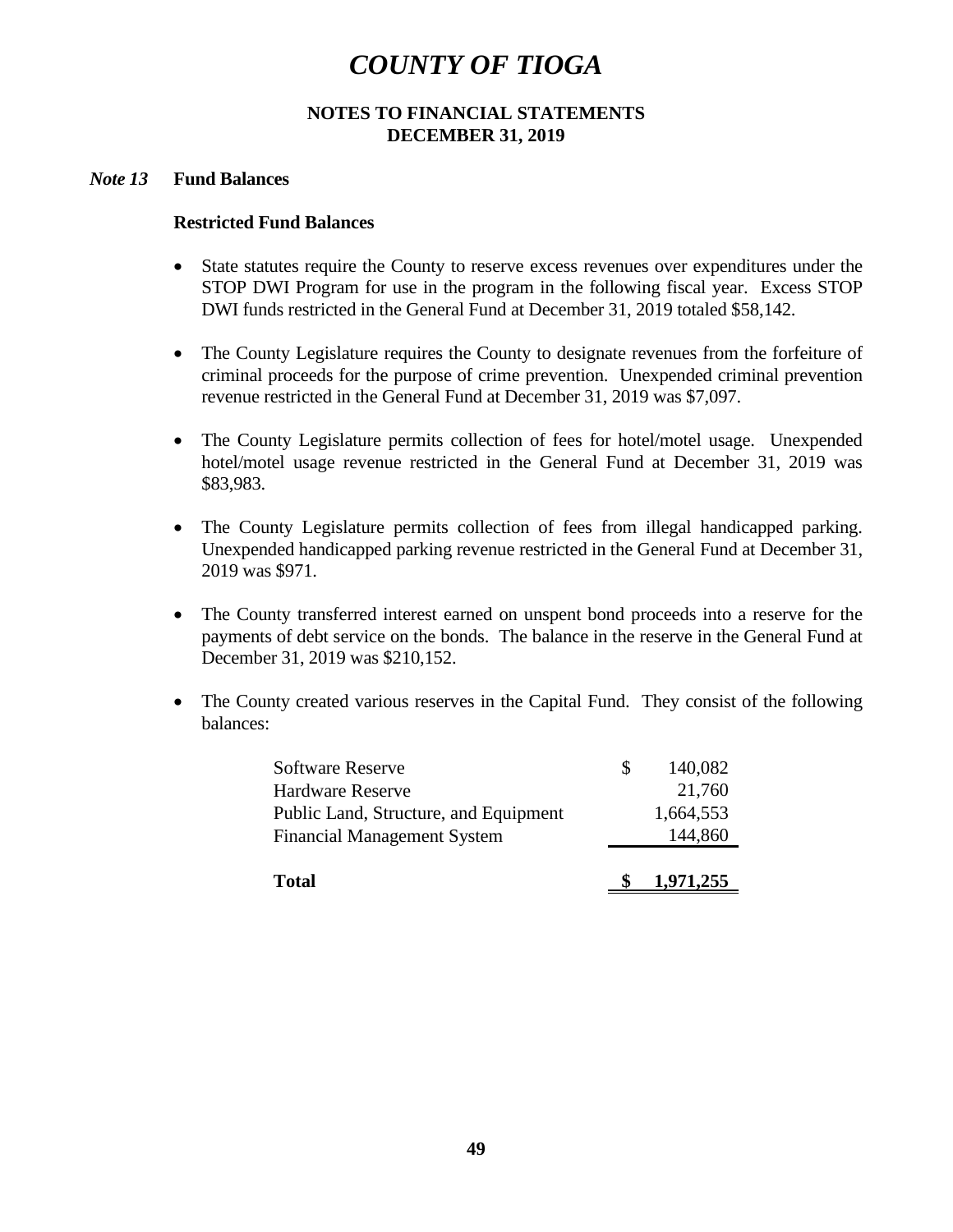# COUNTY OF TIOGA

**NOTES TO FINANCIAL STATEMENTS**
**DECEMBER 31, 2019**

## *Note 13* Fund Balances

### Restricted Fund Balances

- State statutes require the County to reserve excess revenues over expenditures under the STOP DWI Program for use in the program in the following fiscal year. Excess STOP DWI funds restricted in the General Fund at December 31, 2019 totaled $58,142.

- The County Legislature requires the County to designate revenues from the forfeiture of criminal proceeds for the purpose of crime prevention. Unexpended criminal prevention revenue restricted in the General Fund at December 31, 2019 was $7,097.

- The County Legislature permits collection of fees for hotel/motel usage. Unexpended hotel/motel usage revenue restricted in the General Fund at December 31, 2019 was $83,983.

- The County Legislature permits collection of fees from illegal handicapped parking. Unexpended handicapped parking revenue restricted in the General Fund at December 31, 2019 was $971.

- The County transferred interest earned on unspent bond proceeds into a reserve for the payments of debt service on the bonds. The balance in the reserve in the General Fund at December 31, 2019 was $210,152.

- The County created various reserves in the Capital Fund. They consist of the following balances:

| | |
|---|---|
| Software Reserve | $ 140,082 |
| Hardware Reserve | 21,760 |
| Public Land, Structure, and Equipment | 1,664,553 |
| Financial Management System | 144,860 |
| **Total** | **$ 1,971,255** |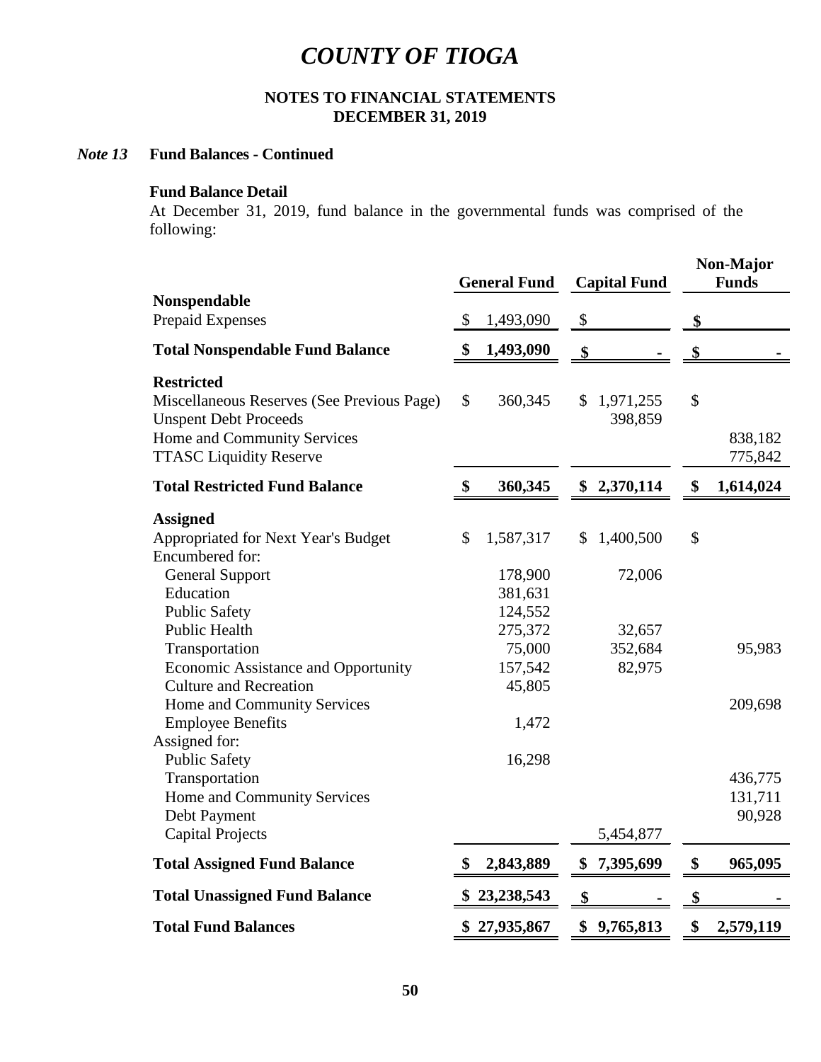# COUNTY OF TIOGA

**NOTES TO FINANCIAL STATEMENTS**
**DECEMBER 31, 2019**

***Note 13*** **Fund Balances - Continued**

**Fund Balance Detail**

At December 31, 2019, fund balance in the governmental funds was comprised of the following:

| | General Fund | Capital Fund | Non-Major Funds |
|---|---|---|---|
| **Nonspendable** | | | |
| Prepaid Expenses | $ 1,493,090 | $ | $ |
| **Total Nonspendable Fund Balance** | **$ 1,493,090** | **$ -** | **$ -** |
| **Restricted** | | | |
| Miscellaneous Reserves (See Previous Page) | $ 360,345 | $ 1,971,255 | $ |
| Unspent Debt Proceeds | | 398,859 | |
| Home and Community Services | | | 838,182 |
| TTASC Liquidity Reserve | | | 775,842 |
| **Total Restricted Fund Balance** | **$ 360,345** | **$ 2,370,114** | **$ 1,614,024** |
| **Assigned** | | | |
| Appropriated for Next Year's Budget | $ 1,587,317 | $ 1,400,500 | $ |
| Encumbered for: | | | |
| General Support | 178,900 | 72,006 | |
| Education | 381,631 | | |
| Public Safety | 124,552 | | |
| Public Health | 275,372 | 32,657 | |
| Transportation | 75,000 | 352,684 | 95,983 |
| Economic Assistance and Opportunity | 157,542 | 82,975 | |
| Culture and Recreation | 45,805 | | |
| Home and Community Services | | | 209,698 |
| Employee Benefits | 1,472 | | |
| Assigned for: | | | |
| Public Safety | 16,298 | | |
| Transportation | | | 436,775 |
| Home and Community Services | | | 131,711 |
| Debt Payment | | | 90,928 |
| Capital Projects | | 5,454,877 | |
| **Total Assigned Fund Balance** | **$ 2,843,889** | **$ 7,395,699** | **$ 965,095** |
| **Total Unassigned Fund Balance** | **$ 23,238,543** | **$ -** | **$ -** |
| **Total Fund Balances** | **$ 27,935,867** | **$ 9,765,813** | **$ 2,579,119** |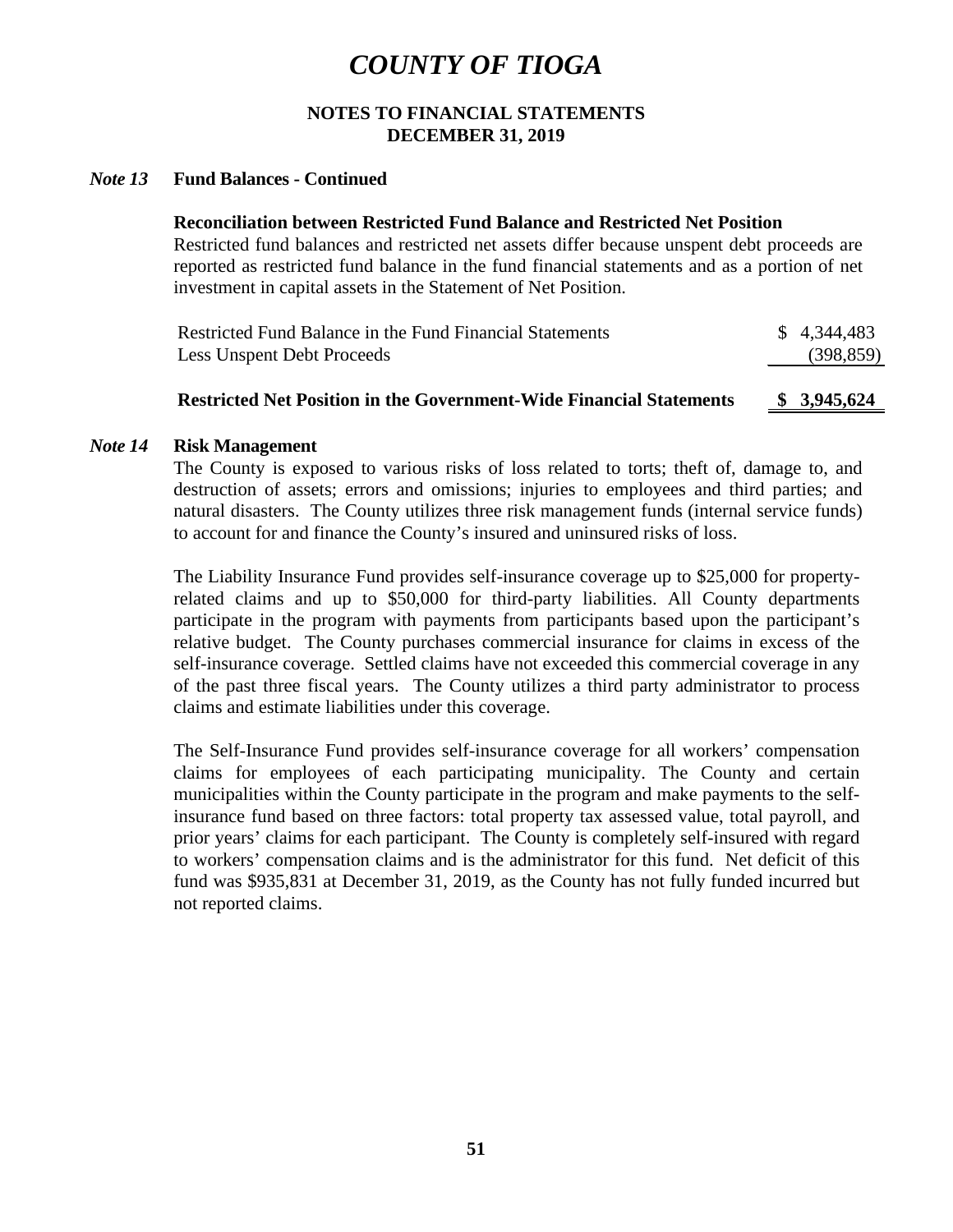# COUNTY OF TIOGA

## NOTES TO FINANCIAL STATEMENTS
## DECEMBER 31, 2019

### *Note 13* Fund Balances - Continued

**Reconciliation between Restricted Fund Balance and Restricted Net Position**

Restricted fund balances and restricted net assets differ because unspent debt proceeds are reported as restricted fund balance in the fund financial statements and as a portion of net investment in capital assets in the Statement of Net Position.

| | |
|---|---|
| Restricted Fund Balance in the Fund Financial Statements | $ 4,344,483 |
| Less Unspent Debt Proceeds | (398,859) |
| **Restricted Net Position in the Government-Wide Financial Statements** | **$ 3,945,624** |

### *Note 14* Risk Management

The County is exposed to various risks of loss related to torts; theft of, damage to, and destruction of assets; errors and omissions; injuries to employees and third parties; and natural disasters. The County utilizes three risk management funds (internal service funds) to account for and finance the County's insured and uninsured risks of loss.

The Liability Insurance Fund provides self-insurance coverage up to $25,000 for property-related claims and up to $50,000 for third-party liabilities. All County departments participate in the program with payments from participants based upon the participant's relative budget. The County purchases commercial insurance for claims in excess of the self-insurance coverage. Settled claims have not exceeded this commercial coverage in any of the past three fiscal years. The County utilizes a third party administrator to process claims and estimate liabilities under this coverage.

The Self-Insurance Fund provides self-insurance coverage for all workers' compensation claims for employees of each participating municipality. The County and certain municipalities within the County participate in the program and make payments to the self-insurance fund based on three factors: total property tax assessed value, total payroll, and prior years' claims for each participant. The County is completely self-insured with regard to workers' compensation claims and is the administrator for this fund. Net deficit of this fund was $935,831 at December 31, 2019, as the County has not fully funded incurred but not reported claims.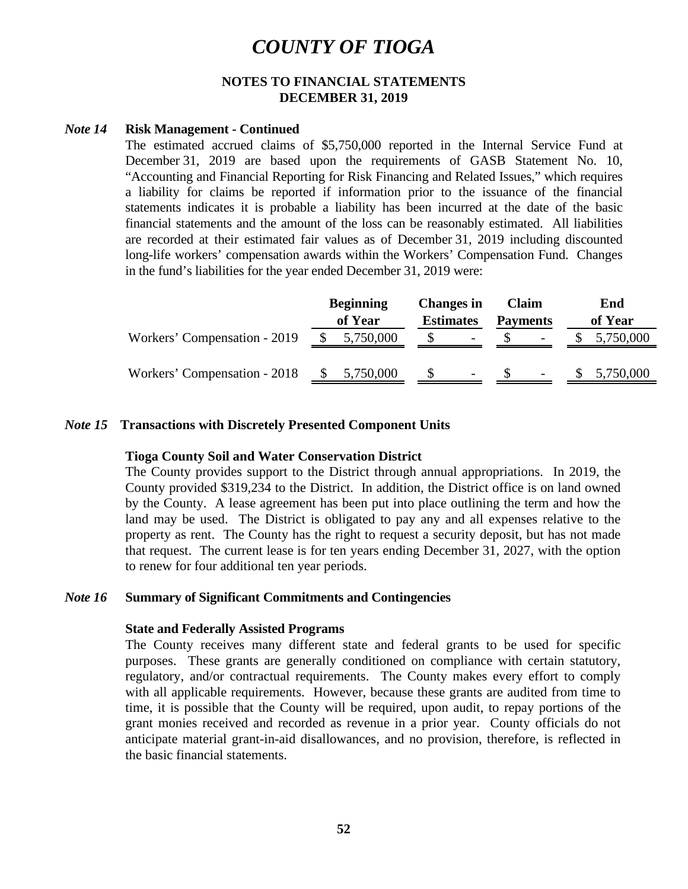# *COUNTY OF TIOGA*

**NOTES TO FINANCIAL STATEMENTS**
**DECEMBER 31, 2019**

***Note 14*** **Risk Management - Continued**

The estimated accrued claims of $5,750,000 reported in the Internal Service Fund at December 31, 2019 are based upon the requirements of GASB Statement No. 10, "Accounting and Financial Reporting for Risk Financing and Related Issues," which requires a liability for claims be reported if information prior to the issuance of the financial statements indicates it is probable a liability has been incurred at the date of the basic financial statements and the amount of the loss can be reasonably estimated. All liabilities are recorded at their estimated fair values as of December 31, 2019 including discounted long-life workers' compensation awards within the Workers' Compensation Fund. Changes in the fund's liabilities for the year ended December 31, 2019 were:

| | Beginning of Year | Changes in Estimates | Claim Payments | End of Year |
|---|---|---|---|---|
| Workers' Compensation - 2019 | $ 5,750,000 | $ - | $ - | $ 5,750,000 |
| Workers' Compensation - 2018 | $ 5,750,000 | $ - | $ - | $ 5,750,000 |

***Note 15*** **Transactions with Discretely Presented Component Units**

**Tioga County Soil and Water Conservation District**

The County provides support to the District through annual appropriations. In 2019, the County provided $319,234 to the District. In addition, the District office is on land owned by the County. A lease agreement has been put into place outlining the term and how the land may be used. The District is obligated to pay any and all expenses relative to the property as rent. The County has the right to request a security deposit, but has not made that request. The current lease is for ten years ending December 31, 2027, with the option to renew for four additional ten year periods.

***Note 16*** **Summary of Significant Commitments and Contingencies**

**State and Federally Assisted Programs**

The County receives many different state and federal grants to be used for specific purposes. These grants are generally conditioned on compliance with certain statutory, regulatory, and/or contractual requirements. The County makes every effort to comply with all applicable requirements. However, because these grants are audited from time to time, it is possible that the County will be required, upon audit, to repay portions of the grant monies received and recorded as revenue in a prior year. County officials do not anticipate material grant-in-aid disallowances, and no provision, therefore, is reflected in the basic financial statements.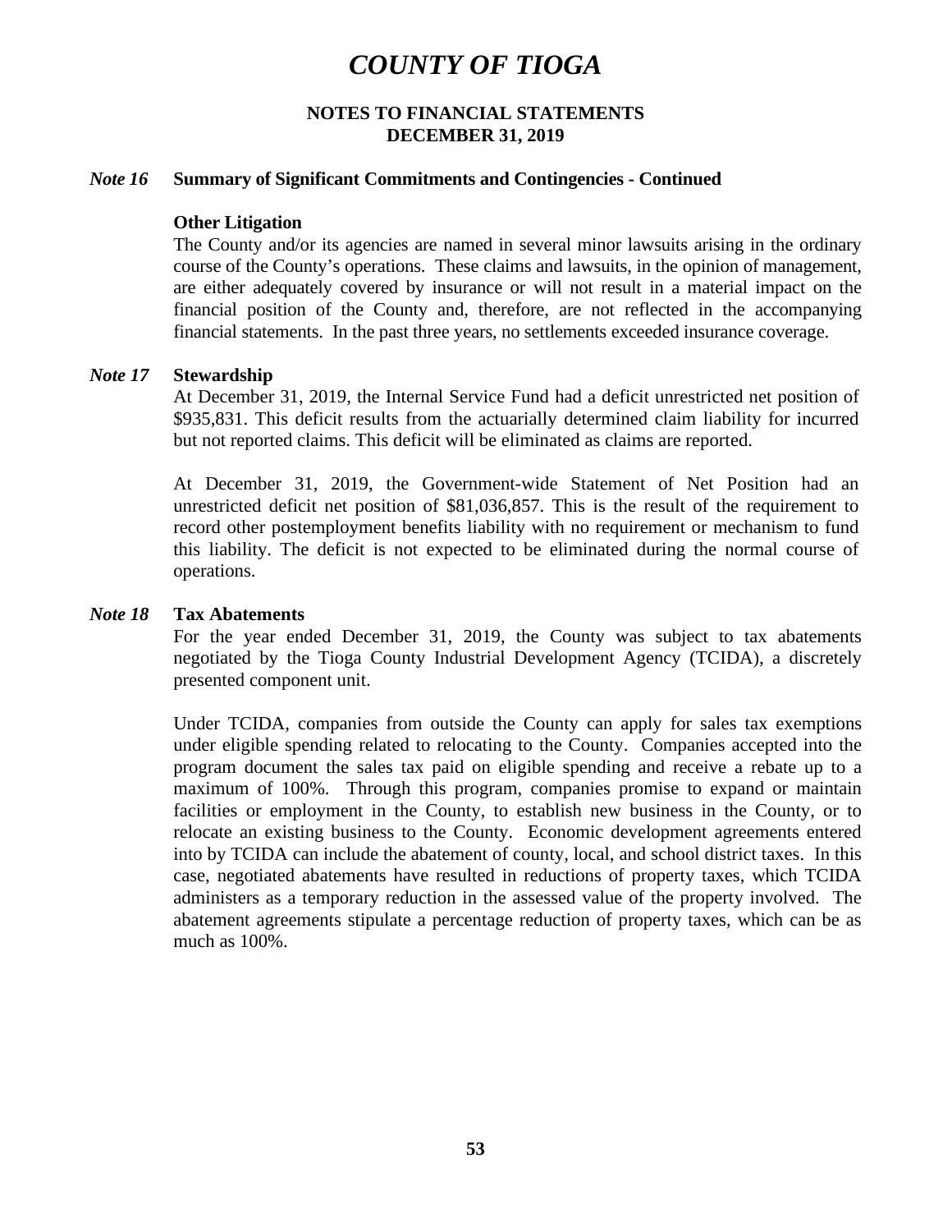# COUNTY OF TIOGA

**NOTES TO FINANCIAL STATEMENTS**
**DECEMBER 31, 2019**

### *Note 16* Summary of Significant Commitments and Contingencies - Continued

**Other Litigation**

The County and/or its agencies are named in several minor lawsuits arising in the ordinary course of the County's operations. These claims and lawsuits, in the opinion of management, are either adequately covered by insurance or will not result in a material impact on the financial position of the County and, therefore, are not reflected in the accompanying financial statements. In the past three years, no settlements exceeded insurance coverage.

### *Note 17* Stewardship

At December 31, 2019, the Internal Service Fund had a deficit unrestricted net position of $935,831. This deficit results from the actuarially determined claim liability for incurred but not reported claims. This deficit will be eliminated as claims are reported.

At December 31, 2019, the Government-wide Statement of Net Position had an unrestricted deficit net position of $81,036,857. This is the result of the requirement to record other postemployment benefits liability with no requirement or mechanism to fund this liability. The deficit is not expected to be eliminated during the normal course of operations.

### *Note 18* Tax Abatements

For the year ended December 31, 2019, the County was subject to tax abatements negotiated by the Tioga County Industrial Development Agency (TCIDA), a discretely presented component unit.

Under TCIDA, companies from outside the County can apply for sales tax exemptions under eligible spending related to relocating to the County. Companies accepted into the program document the sales tax paid on eligible spending and receive a rebate up to a maximum of 100%. Through this program, companies promise to expand or maintain facilities or employment in the County, to establish new business in the County, or to relocate an existing business to the County. Economic development agreements entered into by TCIDA can include the abatement of county, local, and school district taxes. In this case, negotiated abatements have resulted in reductions of property taxes, which TCIDA administers as a temporary reduction in the assessed value of the property involved. The abatement agreements stipulate a percentage reduction of property taxes, which can be as much as 100%.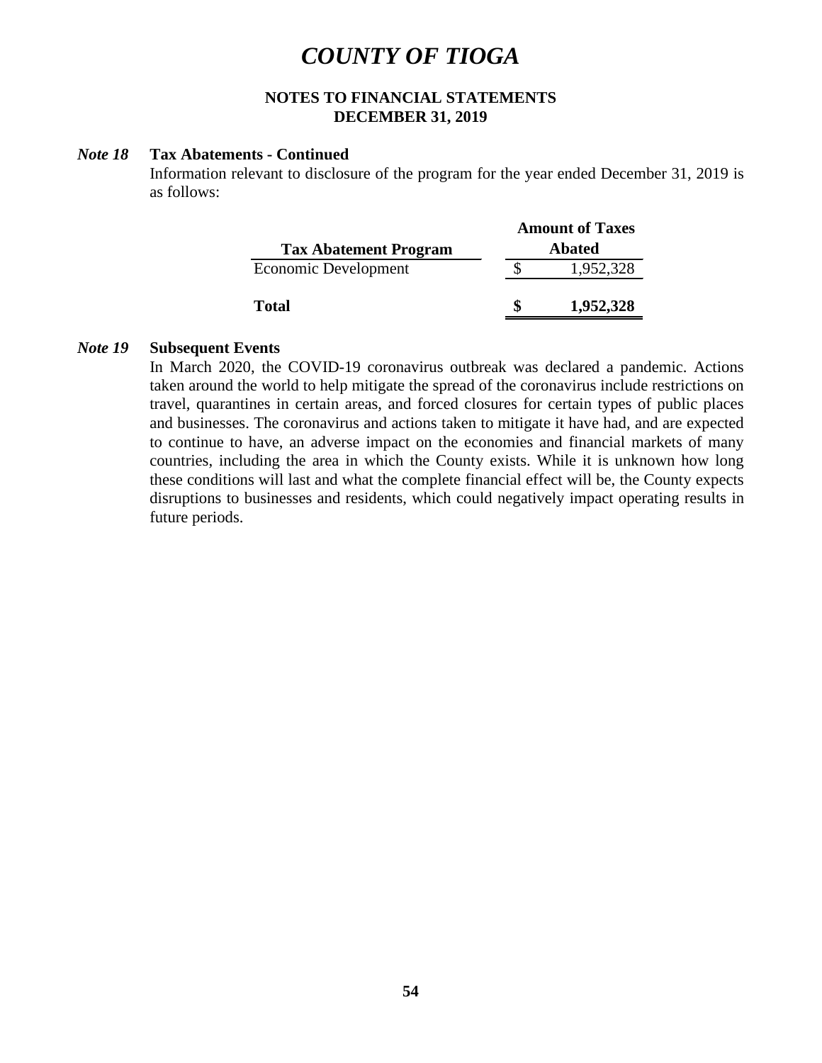# COUNTY OF TIOGA

**NOTES TO FINANCIAL STATEMENTS**
**DECEMBER 31, 2019**

***Note 18*** **Tax Abatements - Continued**

Information relevant to disclosure of the program for the year ended December 31, 2019 is as follows:

| Tax Abatement Program | Amount of Taxes Abated |
|---|---|
| Economic Development | $ 1,952,328 |
| **Total** | **$ 1,952,328** |

***Note 19*** **Subsequent Events**

In March 2020, the COVID-19 coronavirus outbreak was declared a pandemic. Actions taken around the world to help mitigate the spread of the coronavirus include restrictions on travel, quarantines in certain areas, and forced closures for certain types of public places and businesses. The coronavirus and actions taken to mitigate it have had, and are expected to continue to have, an adverse impact on the economies and financial markets of many countries, including the area in which the County exists. While it is unknown how long these conditions will last and what the complete financial effect will be, the County expects disruptions to businesses and residents, which could negatively impact operating results in future periods.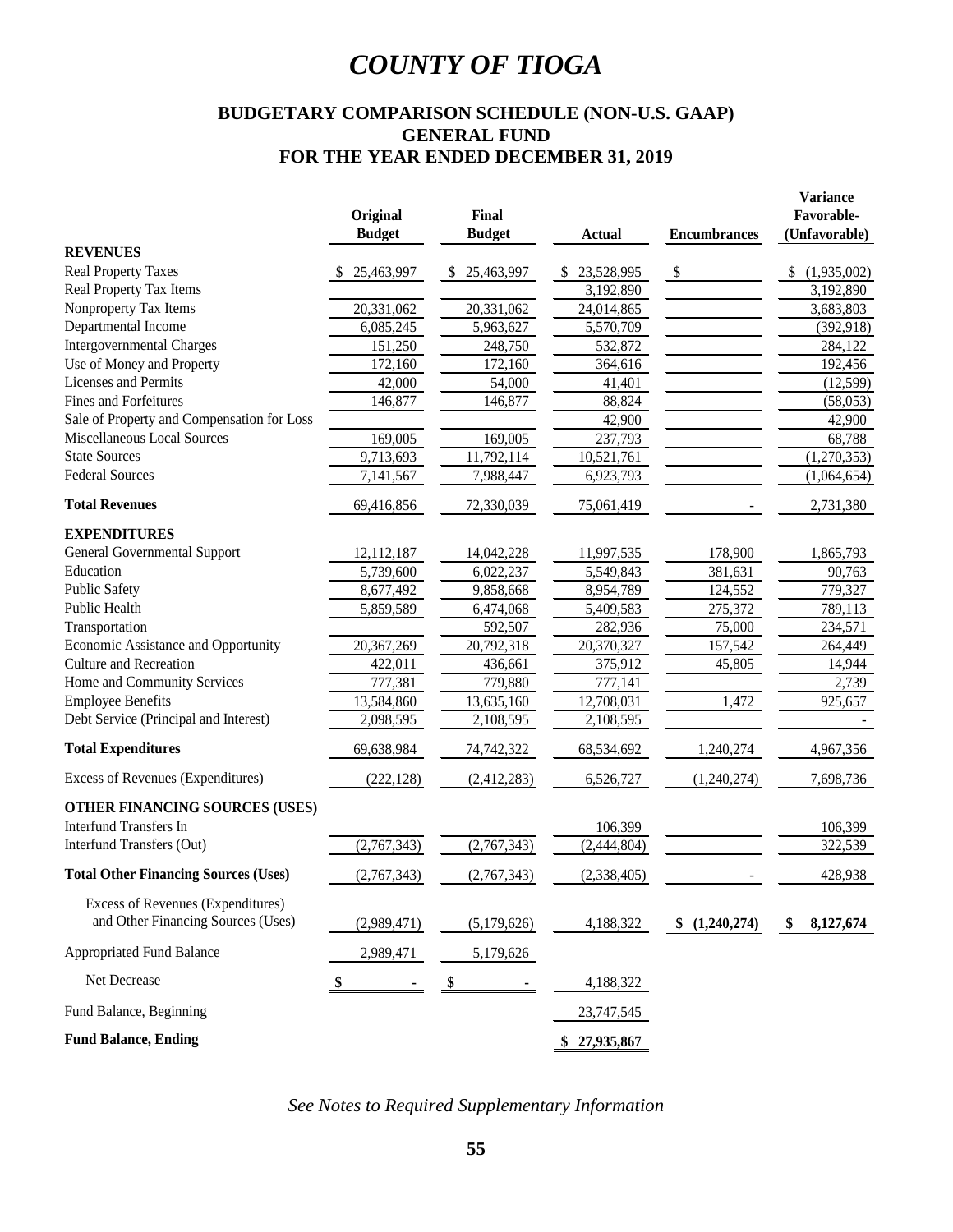# COUNTY OF TIOGA

## BUDGETARY COMPARISON SCHEDULE (NON-U.S. GAAP)
## GENERAL FUND
## FOR THE YEAR ENDED DECEMBER 31, 2019

| | Original Budget | Final Budget | Actual | Encumbrances | Variance Favorable-(Unfavorable) |
|---|---|---|---|---|---|
| **REVENUES** | | | | | |
| Real Property Taxes | $ 25,463,997 | $ 25,463,997 | $ 23,528,995 | $ | $ (1,935,002) |
| Real Property Tax Items | | | 3,192,890 | | 3,192,890 |
| Nonproperty Tax Items | 20,331,062 | 20,331,062 | 24,014,865 | | 3,683,803 |
| Departmental Income | 6,085,245 | 5,963,627 | 5,570,709 | | (392,918) |
| Intergovernmental Charges | 151,250 | 248,750 | 532,872 | | 284,122 |
| Use of Money and Property | 172,160 | 172,160 | 364,616 | | 192,456 |
| Licenses and Permits | 42,000 | 54,000 | 41,401 | | (12,599) |
| Fines and Forfeitures | 146,877 | 146,877 | 88,824 | | (58,053) |
| Sale of Property and Compensation for Loss | | | 42,900 | | 42,900 |
| Miscellaneous Local Sources | 169,005 | 169,005 | 237,793 | | 68,788 |
| State Sources | 9,713,693 | 11,792,114 | 10,521,761 | | (1,270,353) |
| Federal Sources | 7,141,567 | 7,988,447 | 6,923,793 | | (1,064,654) |
| **Total Revenues** | 69,416,856 | 72,330,039 | 75,061,419 | - | 2,731,380 |
| **EXPENDITURES** | | | | | |
| General Governmental Support | 12,112,187 | 14,042,228 | 11,997,535 | 178,900 | 1,865,793 |
| Education | 5,739,600 | 6,022,237 | 5,549,843 | 381,631 | 90,763 |
| Public Safety | 8,677,492 | 9,858,668 | 8,954,789 | 124,552 | 779,327 |
| Public Health | 5,859,589 | 6,474,068 | 5,409,583 | 275,372 | 789,113 |
| Transportation | | 592,507 | 282,936 | 75,000 | 234,571 |
| Economic Assistance and Opportunity | 20,367,269 | 20,792,318 | 20,370,327 | 157,542 | 264,449 |
| Culture and Recreation | 422,011 | 436,661 | 375,912 | 45,805 | 14,944 |
| Home and Community Services | 777,381 | 779,880 | 777,141 | | 2,739 |
| Employee Benefits | 13,584,860 | 13,635,160 | 12,708,031 | 1,472 | 925,657 |
| Debt Service (Principal and Interest) | 2,098,595 | 2,108,595 | 2,108,595 | | - |
| **Total Expenditures** | 69,638,984 | 74,742,322 | 68,534,692 | 1,240,274 | 4,967,356 |
| Excess of Revenues (Expenditures) | (222,128) | (2,412,283) | 6,526,727 | (1,240,274) | 7,698,736 |
| **OTHER FINANCING SOURCES (USES)** | | | | | |
| Interfund Transfers In | | | 106,399 | | 106,399 |
| Interfund Transfers (Out) | (2,767,343) | (2,767,343) | (2,444,804) | | 322,539 |
| **Total Other Financing Sources (Uses)** | (2,767,343) | (2,767,343) | (2,338,405) | - | 428,938 |
| Excess of Revenues (Expenditures) and Other Financing Sources (Uses) | (2,989,471) | (5,179,626) | 4,188,322 | **$ (1,240,274)** | **$ 8,127,674** |
| Appropriated Fund Balance | 2,989,471 | 5,179,626 | | | |
| Net Decrease | $ - | $ - | 4,188,322 | | |
| Fund Balance, Beginning | | | 23,747,545 | | |
| **Fund Balance, Ending** | | | **$ 27,935,867** | | |

*See Notes to Required Supplementary Information*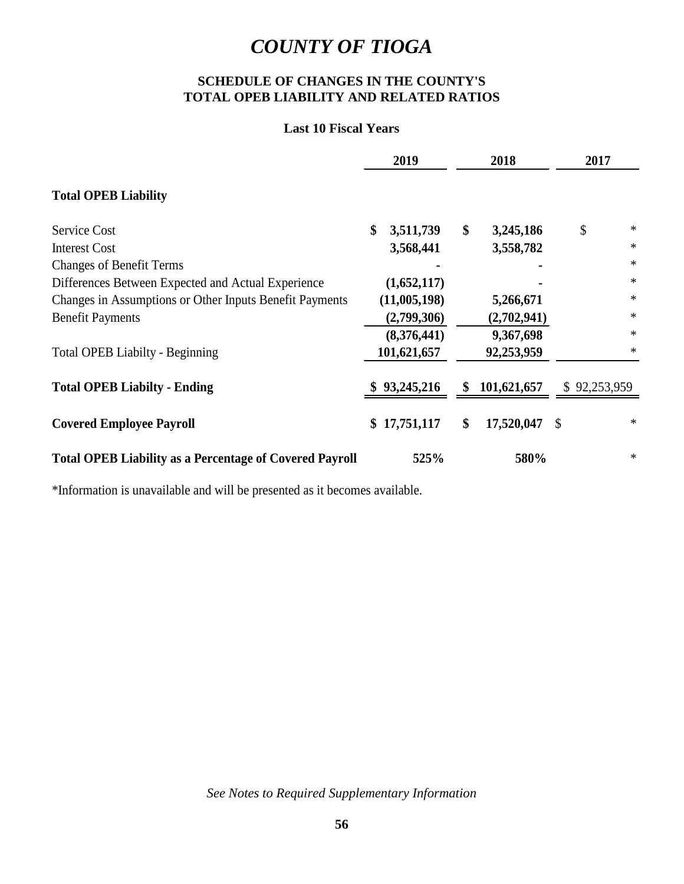# *COUNTY OF TIOGA*

**SCHEDULE OF CHANGES IN THE COUNTY'S TOTAL OPEB LIABILITY AND RELATED RATIOS**

**Last 10 Fiscal Years**

| | 2019 | 2018 | 2017 |
|---|---|---|---|
| **Total OPEB Liability** | | | |
| Service Cost | $ 3,511,739 | $ 3,245,186 | $ * |
| Interest Cost | 3,568,441 | 3,558,782 | * |
| Changes of Benefit Terms | - | - | * |
| Differences Between Expected and Actual Experience | (1,652,117) | - | * |
| Changes in Assumptions or Other Inputs Benefit Payments | (11,005,198) | 5,266,671 | * |
| Benefit Payments | (2,799,306) | (2,702,941) | * |
| | (8,376,441) | 9,367,698 | * |
| Total OPEB Liabilty - Beginning | 101,621,657 | 92,253,959 | * |
| **Total OPEB Liabilty - Ending** | $ 93,245,216 | $ 101,621,657 | $ 92,253,959 |
| **Covered Employee Payroll** | $ 17,751,117 | $ 17,520,047 | $ * |
| **Total OPEB Liability as a Percentage of Covered Payroll** | 525% | 580% | * |

*Information is unavailable and will be presented as it becomes available.

*See Notes to Required Supplementary Information*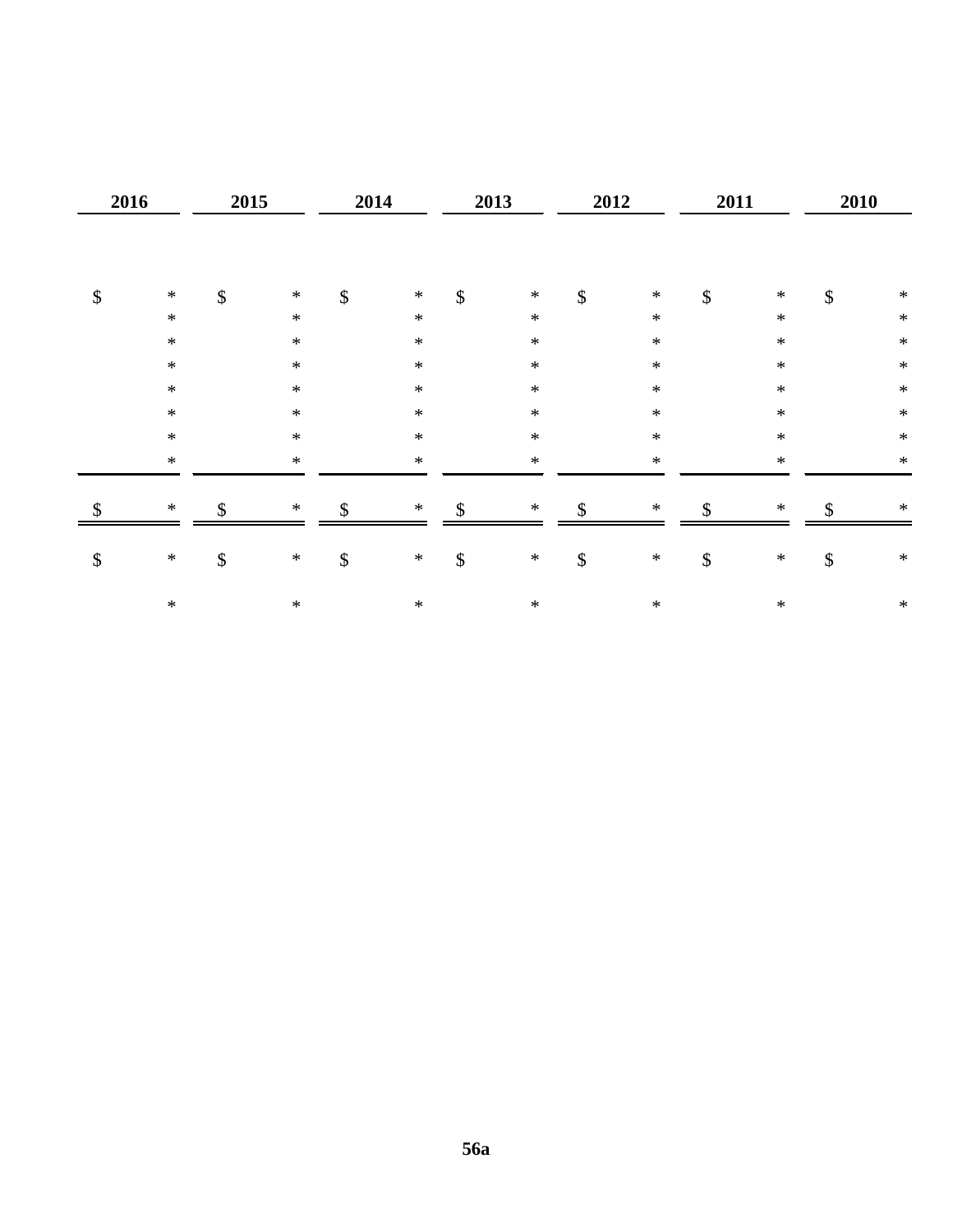| 2016 | 2015 | 2014 | 2013 | 2012 | 2011 | 2010 |
|---|---|---|---|---|---|---|
| $ * | $ * | $ * | $ * | $ * | $ * | $ * |
| * | * | * | * | * | * | * |
| * | * | * | * | * | * | * |
| * | * | * | * | * | * | * |
| * | * | * | * | * | * | * |
| * | * | * | * | * | * | * |
| * | * | * | * | * | * | * |
| * | * | * | * | * | * | * |
| $ * | $ * | $ * | $ * | $ * | $ * | $ * |
| $ * | $ * | $ * | $ * | $ * | $ * | $ * |
| * | * | * | * | * | * | * |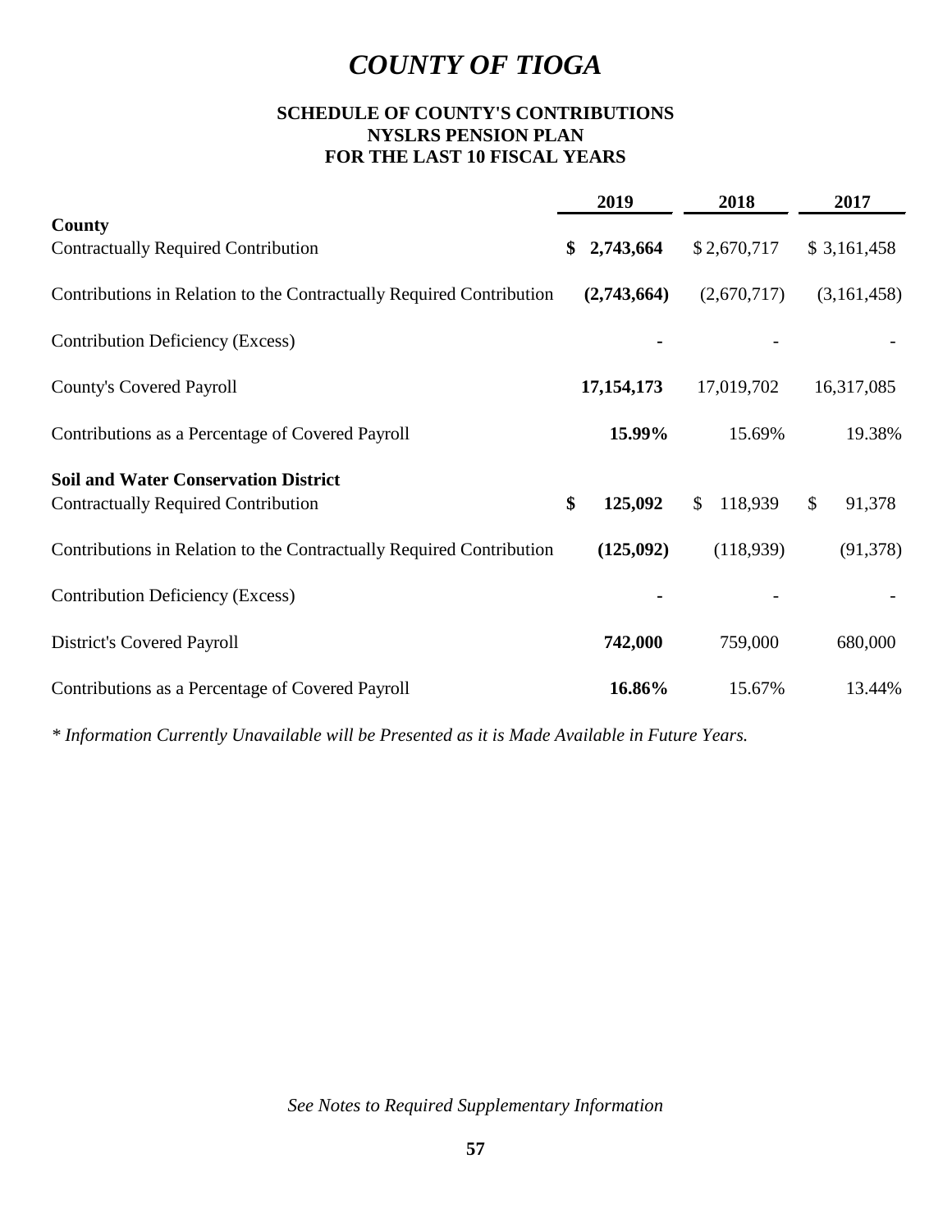# *COUNTY OF TIOGA*

**SCHEDULE OF COUNTY'S CONTRIBUTIONS**
**NYSLRS PENSION PLAN**
**FOR THE LAST 10 FISCAL YEARS**

| | **2019** | **2018** | **2017** |
|---|---|---|---|
| **County** | | | |
| Contractually Required Contribution | **$ 2,743,664** | $ 2,670,717 | $ 3,161,458 |
| Contributions in Relation to the Contractually Required Contribution | **(2,743,664)** | (2,670,717) | (3,161,458) |
| Contribution Deficiency (Excess) | **-** | - | - |
| County's Covered Payroll | **17,154,173** | 17,019,702 | 16,317,085 |
| Contributions as a Percentage of Covered Payroll | **15.99%** | 15.69% | 19.38% |
| **Soil and Water Conservation District** | | | |
| Contractually Required Contribution | **$ 125,092** | $ 118,939 | $ 91,378 |
| Contributions in Relation to the Contractually Required Contribution | **(125,092)** | (118,939) | (91,378) |
| Contribution Deficiency (Excess) | **-** | - | - |
| District's Covered Payroll | **742,000** | 759,000 | 680,000 |
| Contributions as a Percentage of Covered Payroll | **16.86%** | 15.67% | 13.44% |

*\* Information Currently Unavailable will be Presented as it is Made Available in Future Years.*

*See Notes to Required Supplementary Information*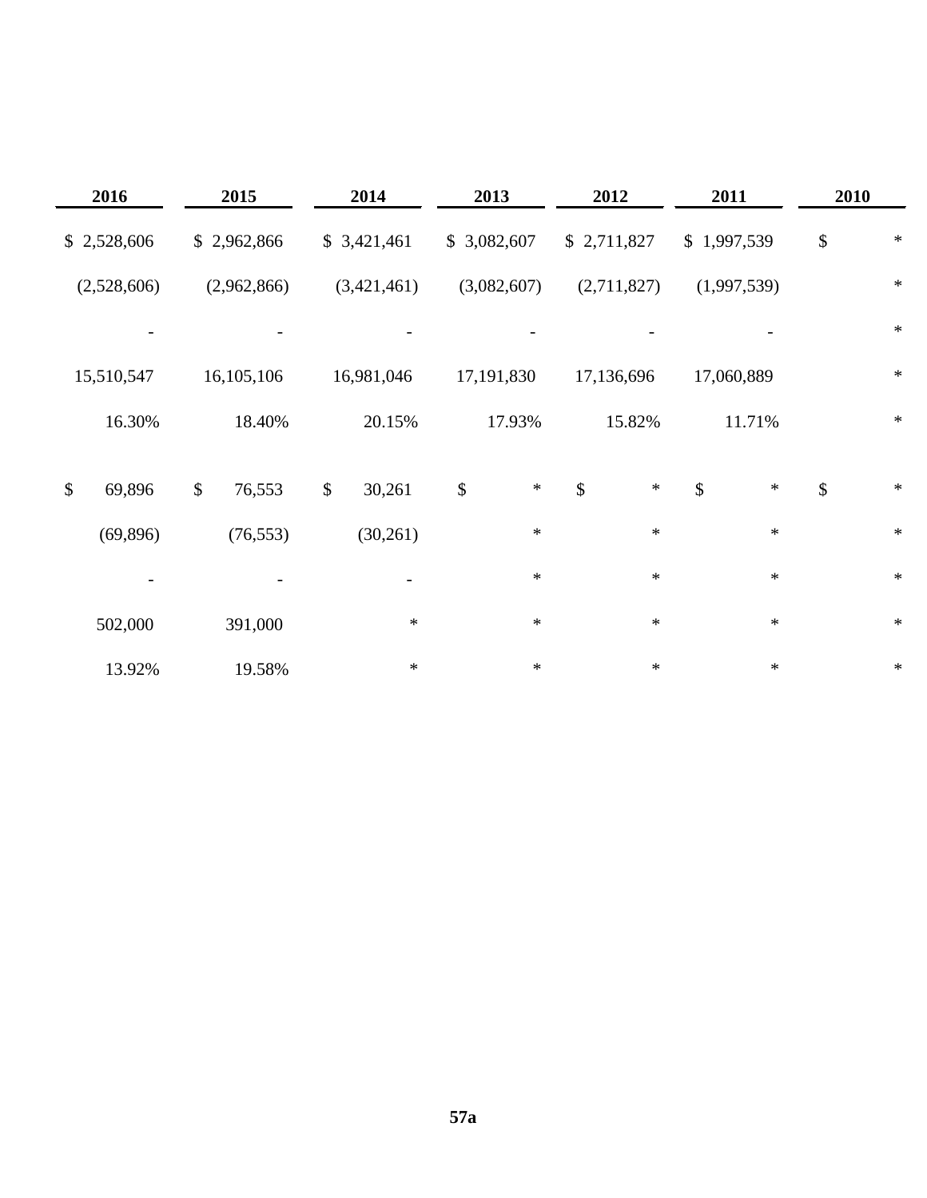| 2016 | 2015 | 2014 | 2013 | 2012 | 2011 | 2010 |
|---|---|---|---|---|---|---|
| $ 2,528,606 | $ 2,962,866 | $ 3,421,461 | $ 3,082,607 | $ 2,711,827 | $ 1,997,539 | $ * |
| (2,528,606) | (2,962,866) | (3,421,461) | (3,082,607) | (2,711,827) | (1,997,539) | * |
| - | - | - | - | - | - | * |
| 15,510,547 | 16,105,106 | 16,981,046 | 17,191,830 | 17,136,696 | 17,060,889 | * |
| 16.30% | 18.40% | 20.15% | 17.93% | 15.82% | 11.71% | * |
| | | | | | | |
| $ 69,896 | $ 76,553 | $ 30,261 | $ * | $ * | $ * | $ * |
| (69,896) | (76,553) | (30,261) | * | * | * | * |
| - | - | - | * | * | * | * |
| 502,000 | 391,000 | * | * | * | * | * |
| 13.92% | 19.58% | * | * | * | * | * |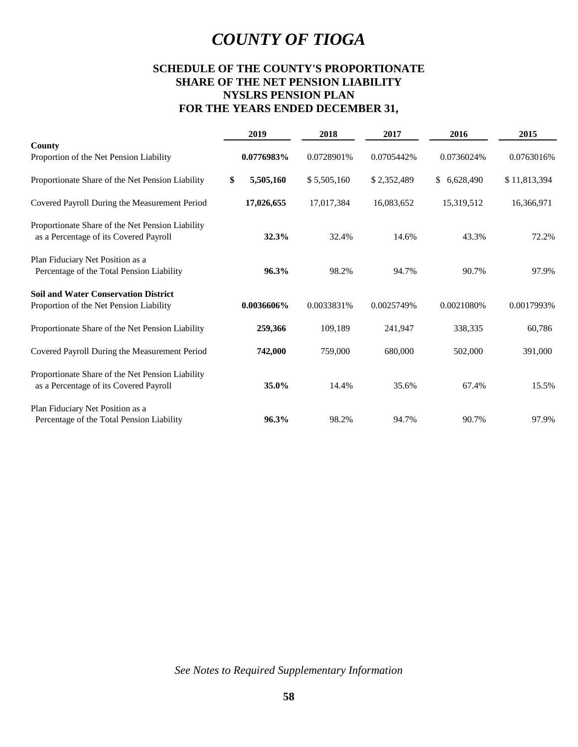# COUNTY OF TIOGA

## SCHEDULE OF THE COUNTY'S PROPORTIONATE SHARE OF THE NET PENSION LIABILITY NYSLRS PENSION PLAN FOR THE YEARS ENDED DECEMBER 31,

| | 2019 | 2018 | 2017 | 2016 | 2015 |
|---|---|---|---|---|---|
| **County** | | | | | |
| Proportion of the Net Pension Liability | **0.0776983%** | 0.0728901% | 0.0705442% | 0.0736024% | 0.0763016% |
| Proportionate Share of the Net Pension Liability | **$ 5,505,160** | $ 5,505,160 | $ 2,352,489 | $ 6,628,490 | $ 11,813,394 |
| Covered Payroll During the Measurement Period | **17,026,655** | 17,017,384 | 16,083,652 | 15,319,512 | 16,366,971 |
| Proportionate Share of the Net Pension Liability as a Percentage of its Covered Payroll | **32.3%** | 32.4% | 14.6% | 43.3% | 72.2% |
| Plan Fiduciary Net Position as a Percentage of the Total Pension Liability | **96.3%** | 98.2% | 94.7% | 90.7% | 97.9% |
| **Soil and Water Conservation District** | | | | | |
| Proportion of the Net Pension Liability | **0.0036606%** | 0.0033831% | 0.0025749% | 0.0021080% | 0.0017993% |
| Proportionate Share of the Net Pension Liability | **259,366** | 109,189 | 241,947 | 338,335 | 60,786 |
| Covered Payroll During the Measurement Period | **742,000** | 759,000 | 680,000 | 502,000 | 391,000 |
| Proportionate Share of the Net Pension Liability as a Percentage of its Covered Payroll | **35.0%** | 14.4% | 35.6% | 67.4% | 15.5% |
| Plan Fiduciary Net Position as a Percentage of the Total Pension Liability | **96.3%** | 98.2% | 94.7% | 90.7% | 97.9% |

*See Notes to Required Supplementary Information*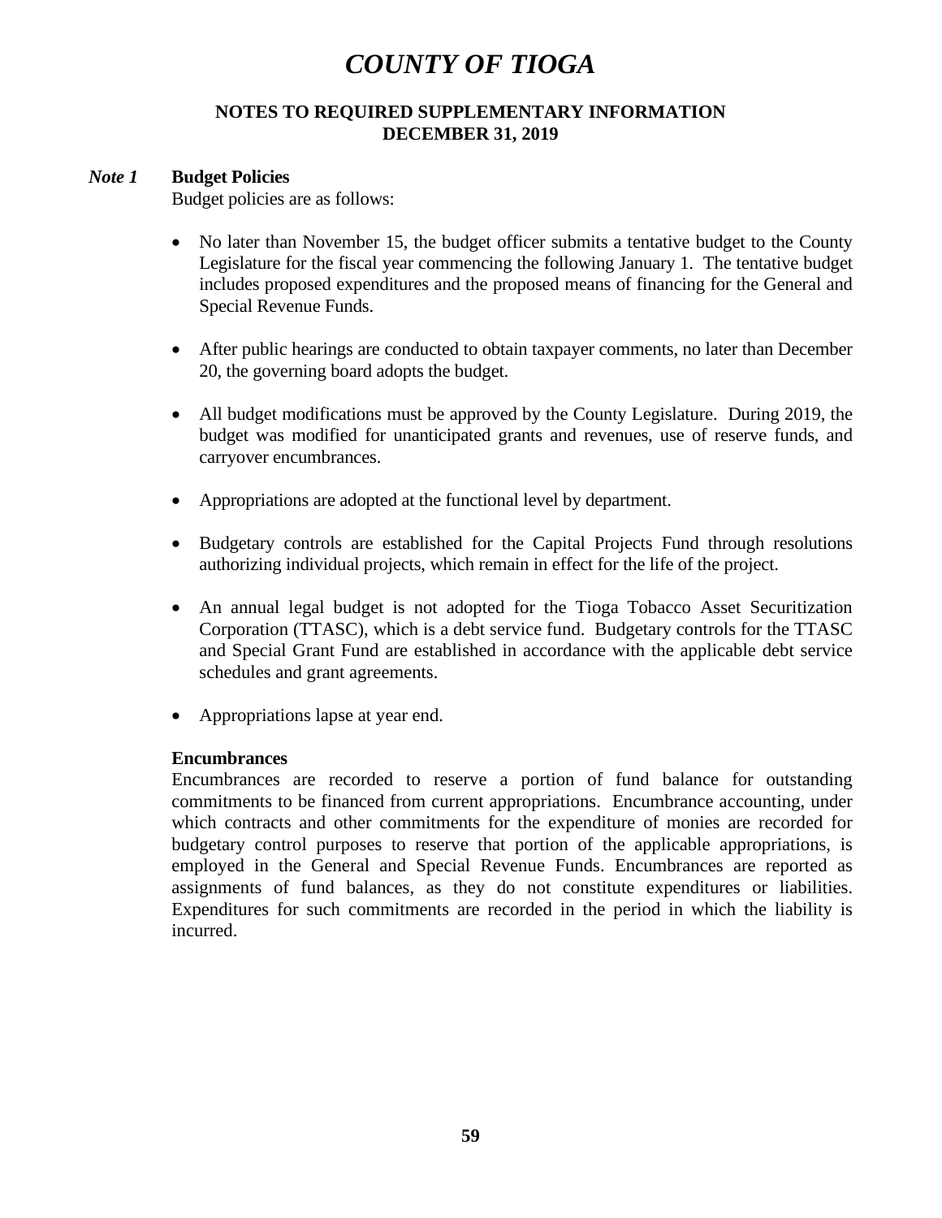# COUNTY OF TIOGA

## NOTES TO REQUIRED SUPPLEMENTARY INFORMATION
## DECEMBER 31, 2019

### *Note 1* Budget Policies

Budget policies are as follows:

- No later than November 15, the budget officer submits a tentative budget to the County Legislature for the fiscal year commencing the following January 1. The tentative budget includes proposed expenditures and the proposed means of financing for the General and Special Revenue Funds.
- After public hearings are conducted to obtain taxpayer comments, no later than December 20, the governing board adopts the budget.
- All budget modifications must be approved by the County Legislature. During 2019, the budget was modified for unanticipated grants and revenues, use of reserve funds, and carryover encumbrances.
- Appropriations are adopted at the functional level by department.
- Budgetary controls are established for the Capital Projects Fund through resolutions authorizing individual projects, which remain in effect for the life of the project.
- An annual legal budget is not adopted for the Tioga Tobacco Asset Securitization Corporation (TTASC), which is a debt service fund. Budgetary controls for the TTASC and Special Grant Fund are established in accordance with the applicable debt service schedules and grant agreements.
- Appropriations lapse at year end.

**Encumbrances**

Encumbrances are recorded to reserve a portion of fund balance for outstanding commitments to be financed from current appropriations. Encumbrance accounting, under which contracts and other commitments for the expenditure of monies are recorded for budgetary control purposes to reserve that portion of the applicable appropriations, is employed in the General and Special Revenue Funds. Encumbrances are reported as assignments of fund balances, as they do not constitute expenditures or liabilities. Expenditures for such commitments are recorded in the period in which the liability is incurred.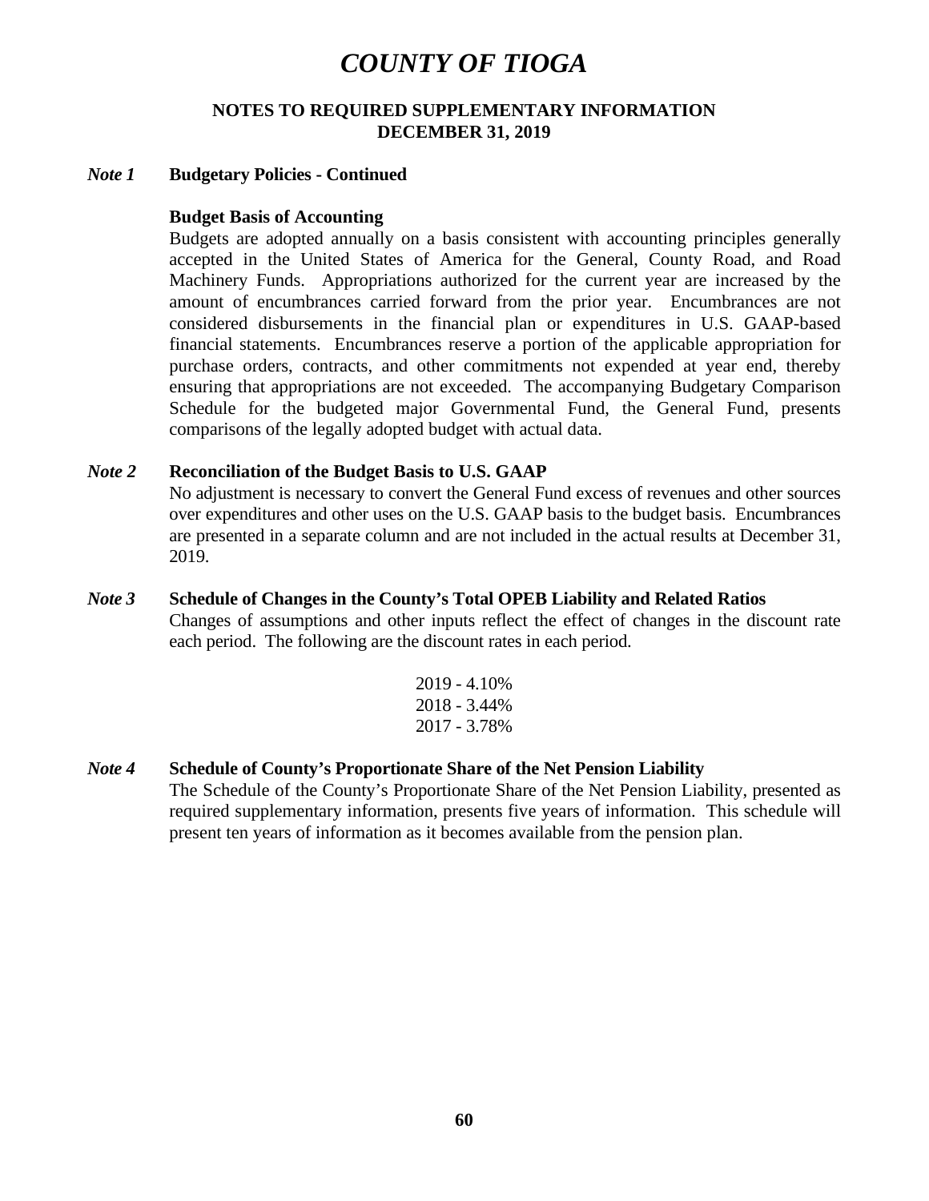# *COUNTY OF TIOGA*

## NOTES TO REQUIRED SUPPLEMENTARY INFORMATION
## DECEMBER 31, 2019

### *Note 1* Budgetary Policies - Continued

**Budget Basis of Accounting**

Budgets are adopted annually on a basis consistent with accounting principles generally accepted in the United States of America for the General, County Road, and Road Machinery Funds. Appropriations authorized for the current year are increased by the amount of encumbrances carried forward from the prior year. Encumbrances are not considered disbursements in the financial plan or expenditures in U.S. GAAP-based financial statements. Encumbrances reserve a portion of the applicable appropriation for purchase orders, contracts, and other commitments not expended at year end, thereby ensuring that appropriations are not exceeded. The accompanying Budgetary Comparison Schedule for the budgeted major Governmental Fund, the General Fund, presents comparisons of the legally adopted budget with actual data.

### *Note 2* Reconciliation of the Budget Basis to U.S. GAAP

No adjustment is necessary to convert the General Fund excess of revenues and other sources over expenditures and other uses on the U.S. GAAP basis to the budget basis. Encumbrances are presented in a separate column and are not included in the actual results at December 31, 2019.

### *Note 3* Schedule of Changes in the County's Total OPEB Liability and Related Ratios

Changes of assumptions and other inputs reflect the effect of changes in the discount rate each period. The following are the discount rates in each period.

2019 - 4.10%
2018 - 3.44%
2017 - 3.78%

### *Note 4* Schedule of County's Proportionate Share of the Net Pension Liability

The Schedule of the County's Proportionate Share of the Net Pension Liability, presented as required supplementary information, presents five years of information. This schedule will present ten years of information as it becomes available from the pension plan.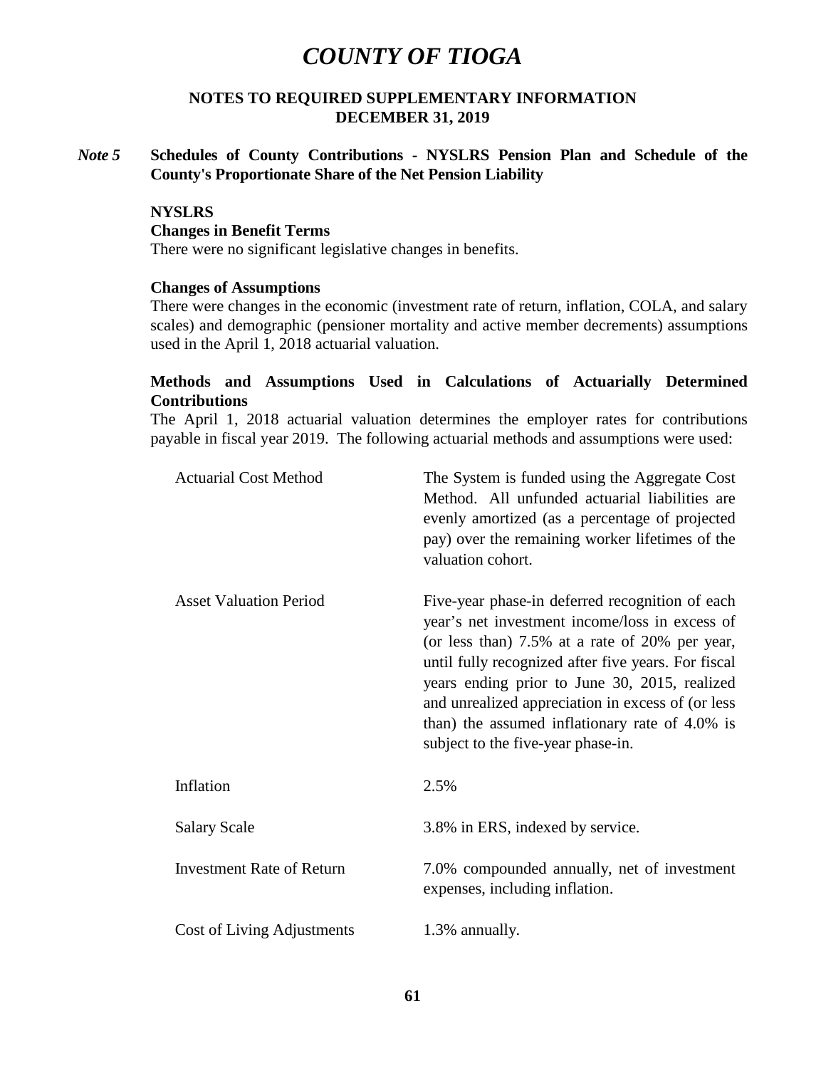# COUNTY OF TIOGA

## NOTES TO REQUIRED SUPPLEMENTARY INFORMATION
## DECEMBER 31, 2019

### *Note 5* Schedules of County Contributions - NYSLRS Pension Plan and Schedule of the County's Proportionate Share of the Net Pension Liability

**NYSLRS**

**Changes in Benefit Terms**

There were no significant legislative changes in benefits.

**Changes of Assumptions**

There were changes in the economic (investment rate of return, inflation, COLA, and salary scales) and demographic (pensioner mortality and active member decrements) assumptions used in the April 1, 2018 actuarial valuation.

**Methods and Assumptions Used in Calculations of Actuarially Determined Contributions**

The April 1, 2018 actuarial valuation determines the employer rates for contributions payable in fiscal year 2019. The following actuarial methods and assumptions were used:

| | |
|---|---|
| Actuarial Cost Method | The System is funded using the Aggregate Cost Method. All unfunded actuarial liabilities are evenly amortized (as a percentage of projected pay) over the remaining worker lifetimes of the valuation cohort. |
| Asset Valuation Period | Five-year phase-in deferred recognition of each year's net investment income/loss in excess of (or less than) 7.5% at a rate of 20% per year, until fully recognized after five years. For fiscal years ending prior to June 30, 2015, realized and unrealized appreciation in excess of (or less than) the assumed inflationary rate of 4.0% is subject to the five-year phase-in. |
| Inflation | 2.5% |
| Salary Scale | 3.8% in ERS, indexed by service. |
| Investment Rate of Return | 7.0% compounded annually, net of investment expenses, including inflation. |
| Cost of Living Adjustments | 1.3% annually. |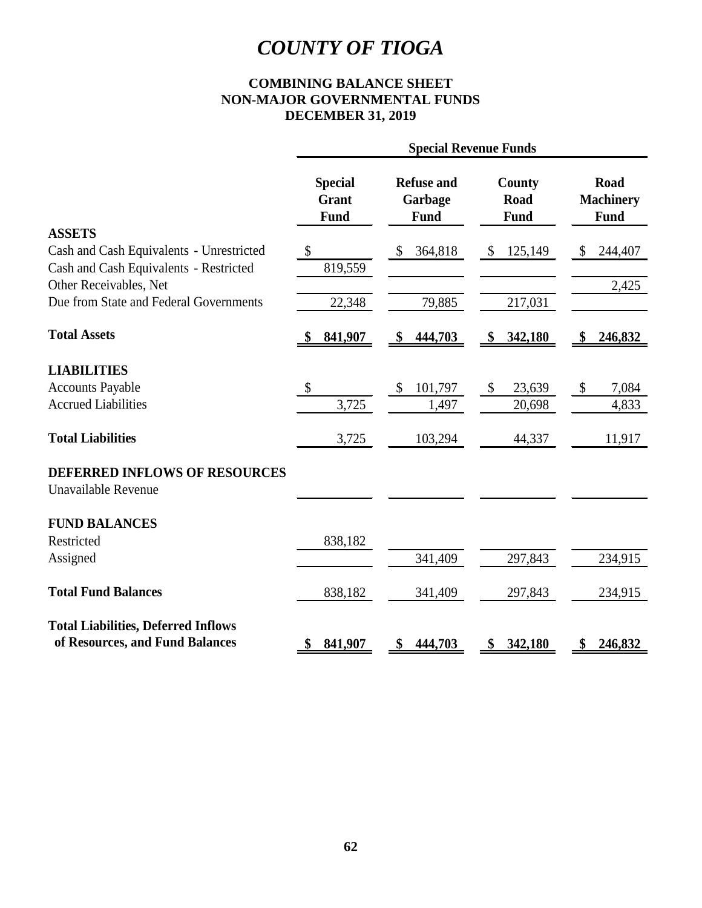# *COUNTY OF TIOGA*

## COMBINING BALANCE SHEET
## NON-MAJOR GOVERNMENTAL FUNDS
## DECEMBER 31, 2019

| | Special Revenue Funds | | | |
|---|---|---|---|---|
| | **Special Grant Fund** | **Refuse and Garbage Fund** | **County Road Fund** | **Road Machinery Fund** |
| **ASSETS** | | | | |
| Cash and Cash Equivalents - Unrestricted | $ | $ 364,818 | $ 125,149 | $ 244,407 |
| Cash and Cash Equivalents - Restricted | 819,559 | | | |
| Other Receivables, Net | | | | 2,425 |
| Due from State and Federal Governments | 22,348 | 79,885 | 217,031 | |
| **Total Assets** | **$ 841,907** | **$ 444,703** | **$ 342,180** | **$ 246,832** |
| **LIABILITIES** | | | | |
| Accounts Payable | $ | $ 101,797 | $ 23,639 | $ 7,084 |
| Accrued Liabilities | 3,725 | 1,497 | 20,698 | 4,833 |
| **Total Liabilities** | 3,725 | 103,294 | 44,337 | 11,917 |
| **DEFERRED INFLOWS OF RESOURCES** | | | | |
| Unavailable Revenue | | | | |
| **FUND BALANCES** | | | | |
| Restricted | 838,182 | | | |
| Assigned | | 341,409 | 297,843 | 234,915 |
| **Total Fund Balances** | 838,182 | 341,409 | 297,843 | 234,915 |
| **Total Liabilities, Deferred Inflows of Resources, and Fund Balances** | **$ 841,907** | **$ 444,703** | **$ 342,180** | **$ 246,832** |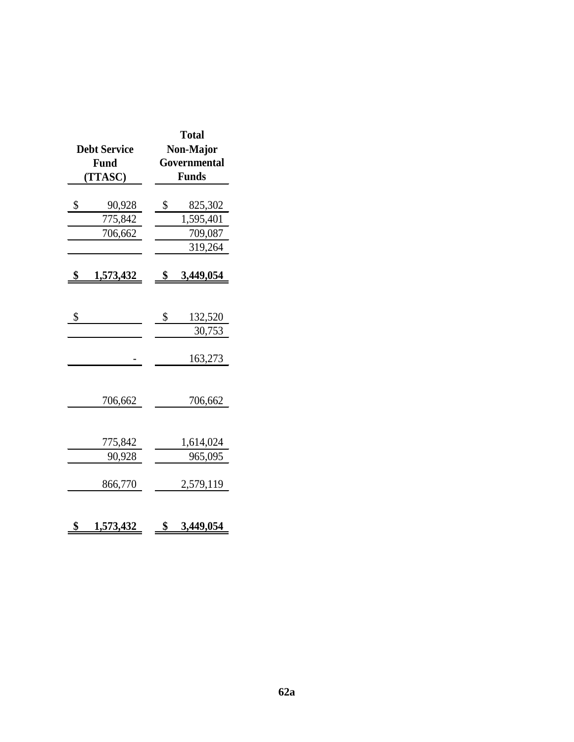| Debt Service Fund (TTASC) | Total Non-Major Governmental Funds |
|---|---|
| $ 90,928 | $ 825,302 |
| 775,842 | 1,595,401 |
| 706,662 | 709,087 |
| | 319,264 |
| **$ 1,573,432** | **$ 3,449,054** |
| $ | $ 132,520 |
| | 30,753 |
| - | 163,273 |
| 706,662 | 706,662 |
| 775,842 | 1,614,024 |
| 90,928 | 965,095 |
| 866,770 | 2,579,119 |
| **$ 1,573,432** | **$ 3,449,054** |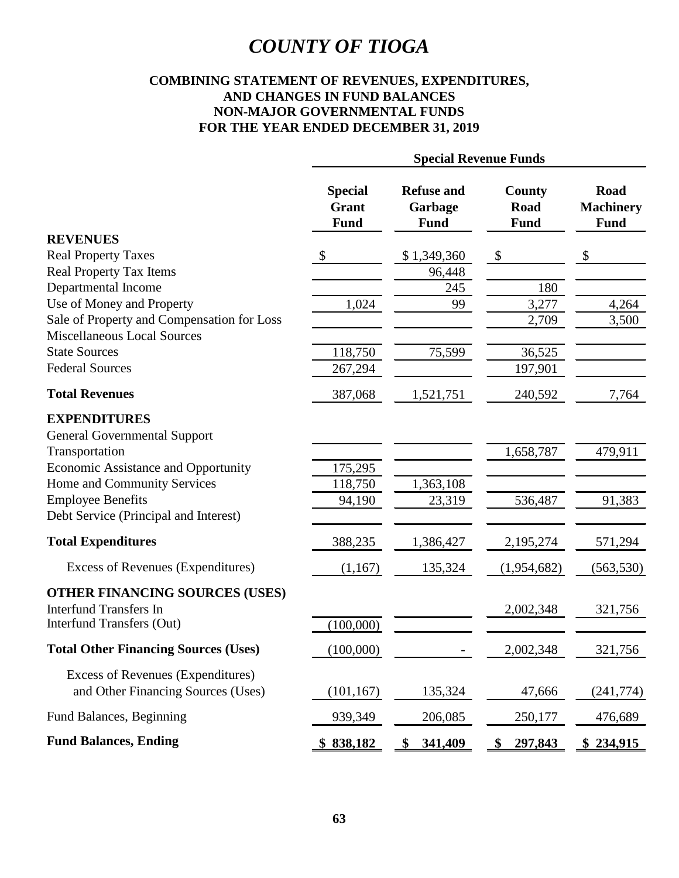# *COUNTY OF TIOGA*

**COMBINING STATEMENT OF REVENUES, EXPENDITURES, AND CHANGES IN FUND BALANCES NON-MAJOR GOVERNMENTAL FUNDS FOR THE YEAR ENDED DECEMBER 31, 2019**

| | Special Revenue Funds | | | |
|---|---|---|---|---|
| | **Special Grant Fund** | **Refuse and Garbage Fund** | **County Road Fund** | **Road Machinery Fund** |
| **REVENUES** | | | | |
| Real Property Taxes | $ | $ 1,349,360 | $ | $ |
| Real Property Tax Items | | 96,448 | | |
| Departmental Income | | 245 | 180 | |
| Use of Money and Property | 1,024 | 99 | 3,277 | 4,264 |
| Sale of Property and Compensation for Loss | | | 2,709 | 3,500 |
| Miscellaneous Local Sources | | | | |
| State Sources | 118,750 | 75,599 | 36,525 | |
| Federal Sources | 267,294 | | 197,901 | |
| **Total Revenues** | 387,068 | 1,521,751 | 240,592 | 7,764 |
| **EXPENDITURES** | | | | |
| General Governmental Support | | | | |
| Transportation | | | 1,658,787 | 479,911 |
| Economic Assistance and Opportunity | 175,295 | | | |
| Home and Community Services | 118,750 | 1,363,108 | | |
| Employee Benefits | 94,190 | 23,319 | 536,487 | 91,383 |
| Debt Service (Principal and Interest) | | | | |
| **Total Expenditures** | 388,235 | 1,386,427 | 2,195,274 | 571,294 |
| Excess of Revenues (Expenditures) | (1,167) | 135,324 | (1,954,682) | (563,530) |
| **OTHER FINANCING SOURCES (USES)** | | | | |
| Interfund Transfers In | | | 2,002,348 | 321,756 |
| Interfund Transfers (Out) | (100,000) | | | |
| **Total Other Financing Sources (Uses)** | (100,000) | - | 2,002,348 | 321,756 |
| Excess of Revenues (Expenditures) and Other Financing Sources (Uses) | (101,167) | 135,324 | 47,666 | (241,774) |
| Fund Balances, Beginning | 939,349 | 206,085 | 250,177 | 476,689 |
| **Fund Balances, Ending** | **$ 838,182** | **$ 341,409** | **$ 297,843** | **$ 234,915** |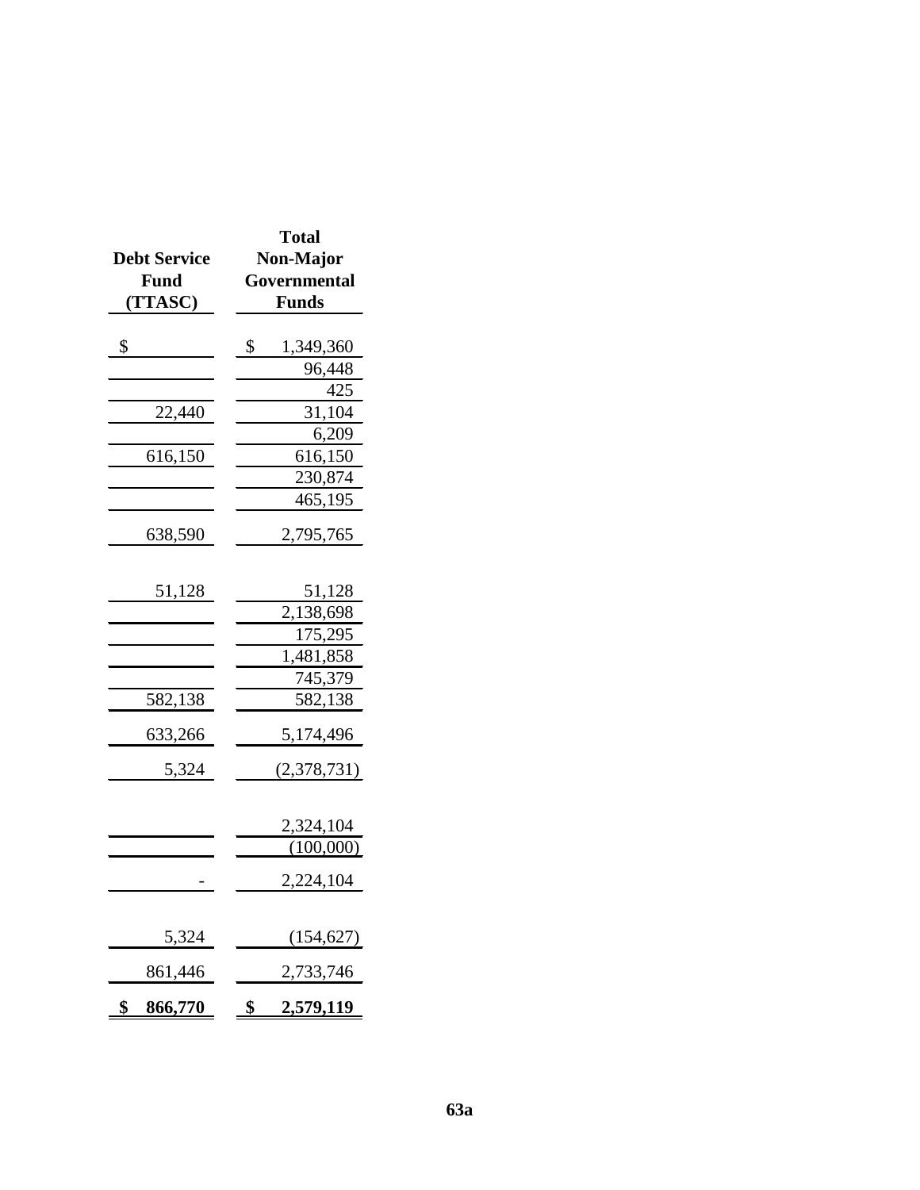| Debt Service Fund (TTASC) | Total Non-Major Governmental Funds |
|---|---|
| $ | $ 1,349,360 |
| | 96,448 |
| | 425 |
| 22,440 | 31,104 |
| | 6,209 |
| 616,150 | 616,150 |
| | 230,874 |
| | 465,195 |
| 638,590 | 2,795,765 |
| | |
| 51,128 | 51,128 |
| | 2,138,698 |
| | 175,295 |
| | 1,481,858 |
| | 745,379 |
| 582,138 | 582,138 |
| 633,266 | 5,174,496 |
| 5,324 | (2,378,731) |
| | |
| | 2,324,104 |
| | (100,000) |
| - | 2,224,104 |
| | |
| 5,324 | (154,627) |
| 861,446 | 2,733,746 |
| **$ 866,770** | **$ 2,579,119** |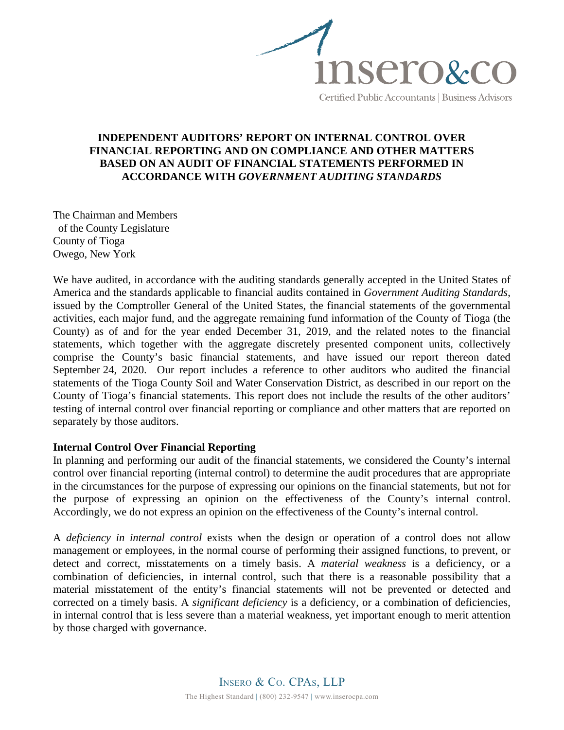# INDEPENDENT AUDITORS' REPORT ON INTERNAL CONTROL OVER FINANCIAL REPORTING AND ON COMPLIANCE AND OTHER MATTERS BASED ON AN AUDIT OF FINANCIAL STATEMENTS PERFORMED IN ACCORDANCE WITH *GOVERNMENT AUDITING STANDARDS*

The Chairman and Members
of the County Legislature
County of Tioga
Owego, New York

We have audited, in accordance with the auditing standards generally accepted in the United States of America and the standards applicable to financial audits contained in *Government Auditing Standards*, issued by the Comptroller General of the United States, the financial statements of the governmental activities, each major fund, and the aggregate remaining fund information of the County of Tioga (the County) as of and for the year ended December 31, 2019, and the related notes to the financial statements, which together with the aggregate discretely presented component units, collectively comprise the County's basic financial statements, and have issued our report thereon dated September 24, 2020. Our report includes a reference to other auditors who audited the financial statements of the Tioga County Soil and Water Conservation District, as described in our report on the County of Tioga's financial statements. This report does not include the results of the other auditors' testing of internal control over financial reporting or compliance and other matters that are reported on separately by those auditors.

**Internal Control Over Financial Reporting**

In planning and performing our audit of the financial statements, we considered the County's internal control over financial reporting (internal control) to determine the audit procedures that are appropriate in the circumstances for the purpose of expressing our opinions on the financial statements, but not for the purpose of expressing an opinion on the effectiveness of the County's internal control. Accordingly, we do not express an opinion on the effectiveness of the County's internal control.

A *deficiency in internal control* exists when the design or operation of a control does not allow management or employees, in the normal course of performing their assigned functions, to prevent, or detect and correct, misstatements on a timely basis. A *material weakness* is a deficiency, or a combination of deficiencies, in internal control, such that there is a reasonable possibility that a material misstatement of the entity's financial statements will not be prevented or detected and corrected on a timely basis. A *significant deficiency* is a deficiency, or a combination of deficiencies, in internal control that is less severe than a material weakness, yet important enough to merit attention by those charged with governance.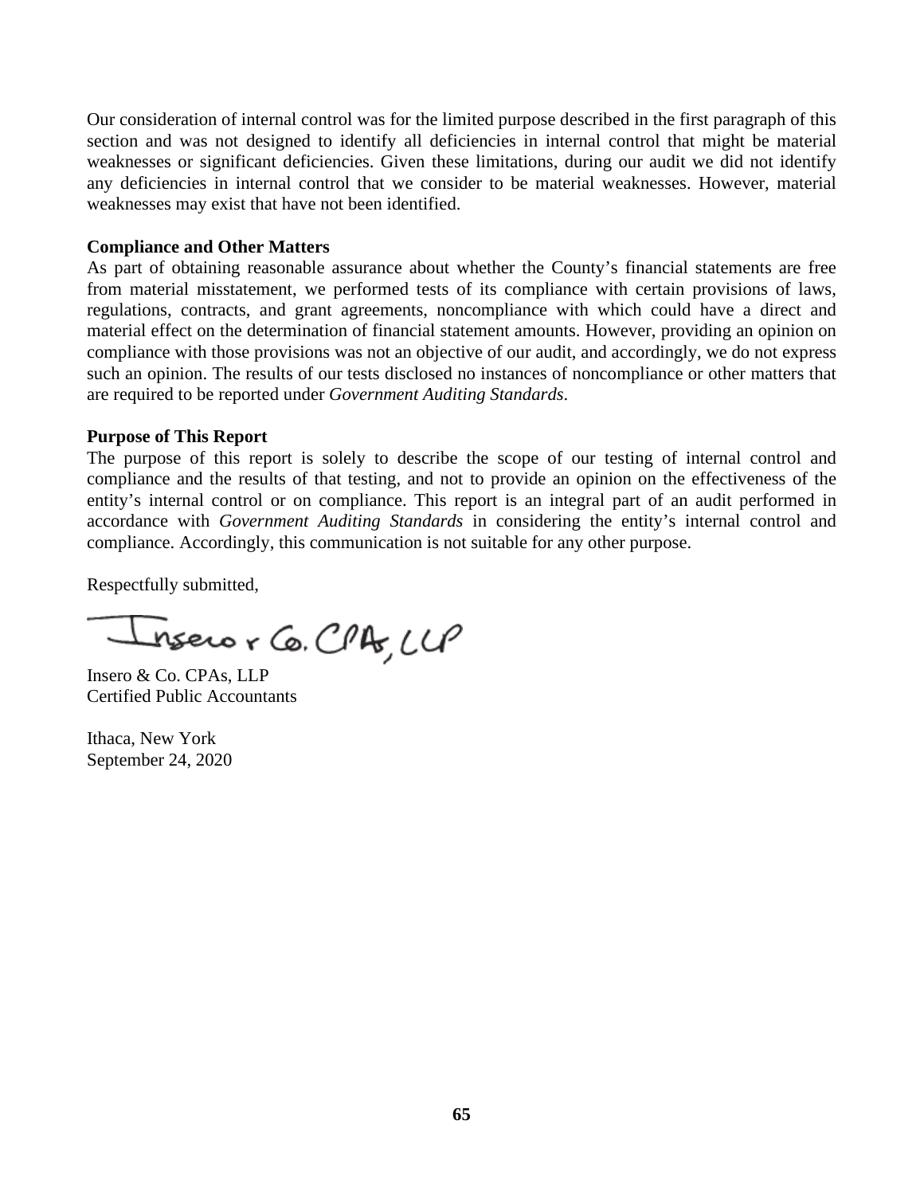Our consideration of internal control was for the limited purpose described in the first paragraph of this section and was not designed to identify all deficiencies in internal control that might be material weaknesses or significant deficiencies. Given these limitations, during our audit we did not identify any deficiencies in internal control that we consider to be material weaknesses. However, material weaknesses may exist that have not been identified.

**Compliance and Other Matters**

As part of obtaining reasonable assurance about whether the County's financial statements are free from material misstatement, we performed tests of its compliance with certain provisions of laws, regulations, contracts, and grant agreements, noncompliance with which could have a direct and material effect on the determination of financial statement amounts. However, providing an opinion on compliance with those provisions was not an objective of our audit, and accordingly, we do not express such an opinion. The results of our tests disclosed no instances of noncompliance or other matters that are required to be reported under *Government Auditing Standards*.

**Purpose of This Report**

The purpose of this report is solely to describe the scope of our testing of internal control and compliance and the results of that testing, and not to provide an opinion on the effectiveness of the entity's internal control or on compliance. This report is an integral part of an audit performed in accordance with *Government Auditing Standards* in considering the entity's internal control and compliance. Accordingly, this communication is not suitable for any other purpose.

Respectfully submitted,

Insero & Co. CPAs, LLP

Insero & Co. CPAs, LLP
Certified Public Accountants

Ithaca, New York
September 24, 2020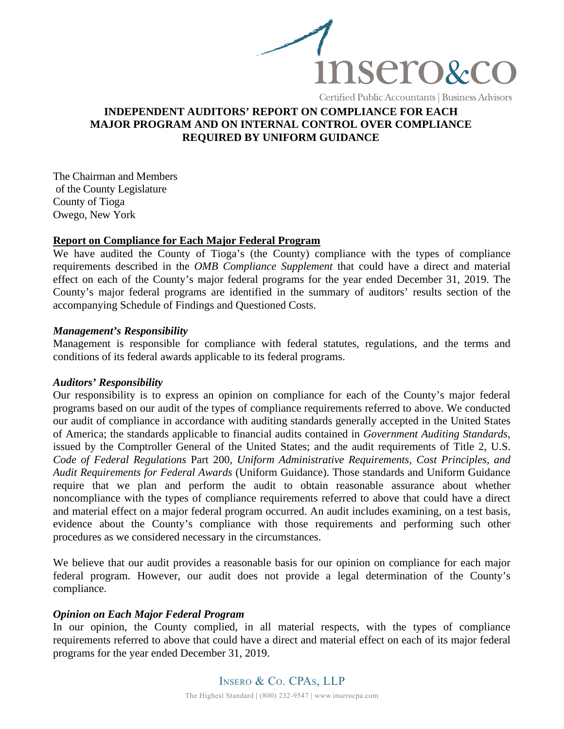# INDEPENDENT AUDITORS' REPORT ON COMPLIANCE FOR EACH MAJOR PROGRAM AND ON INTERNAL CONTROL OVER COMPLIANCE REQUIRED BY UNIFORM GUIDANCE

The Chairman and Members
of the County Legislature
County of Tioga
Owego, New York

## Report on Compliance for Each Major Federal Program

We have audited the County of Tioga's (the County) compliance with the types of compliance requirements described in the *OMB Compliance Supplement* that could have a direct and material effect on each of the County's major federal programs for the year ended December 31, 2019. The County's major federal programs are identified in the summary of auditors' results section of the accompanying Schedule of Findings and Questioned Costs.

### *Management's Responsibility*

Management is responsible for compliance with federal statutes, regulations, and the terms and conditions of its federal awards applicable to its federal programs.

### *Auditors' Responsibility*

Our responsibility is to express an opinion on compliance for each of the County's major federal programs based on our audit of the types of compliance requirements referred to above. We conducted our audit of compliance in accordance with auditing standards generally accepted in the United States of America; the standards applicable to financial audits contained in *Government Auditing Standards*, issued by the Comptroller General of the United States; and the audit requirements of Title 2, U.S. *Code of Federal Regulations* Part 200, *Uniform Administrative Requirements, Cost Principles, and Audit Requirements for Federal Awards* (Uniform Guidance). Those standards and Uniform Guidance require that we plan and perform the audit to obtain reasonable assurance about whether noncompliance with the types of compliance requirements referred to above that could have a direct and material effect on a major federal program occurred. An audit includes examining, on a test basis, evidence about the County's compliance with those requirements and performing such other procedures as we considered necessary in the circumstances.

We believe that our audit provides a reasonable basis for our opinion on compliance for each major federal program. However, our audit does not provide a legal determination of the County's compliance.

### *Opinion on Each Major Federal Program*

In our opinion, the County complied, in all material respects, with the types of compliance requirements referred to above that could have a direct and material effect on each of its major federal programs for the year ended December 31, 2019.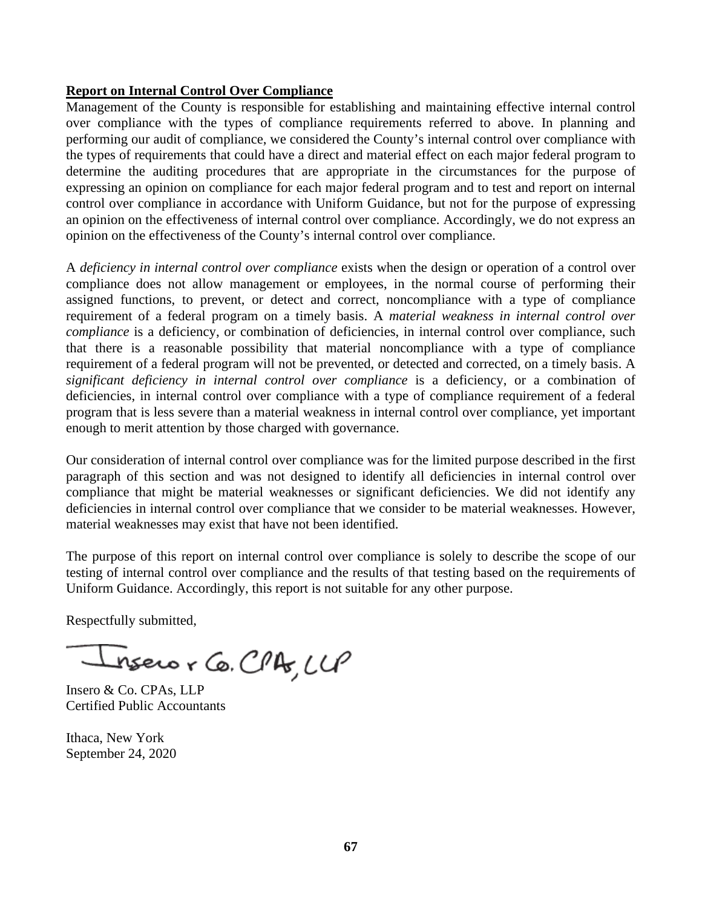**Report on Internal Control Over Compliance**

Management of the County is responsible for establishing and maintaining effective internal control over compliance with the types of compliance requirements referred to above. In planning and performing our audit of compliance, we considered the County's internal control over compliance with the types of requirements that could have a direct and material effect on each major federal program to determine the auditing procedures that are appropriate in the circumstances for the purpose of expressing an opinion on compliance for each major federal program and to test and report on internal control over compliance in accordance with Uniform Guidance, but not for the purpose of expressing an opinion on the effectiveness of internal control over compliance. Accordingly, we do not express an opinion on the effectiveness of the County's internal control over compliance.

A *deficiency in internal control over compliance* exists when the design or operation of a control over compliance does not allow management or employees, in the normal course of performing their assigned functions, to prevent, or detect and correct, noncompliance with a type of compliance requirement of a federal program on a timely basis. A *material weakness in internal control over compliance* is a deficiency, or combination of deficiencies, in internal control over compliance, such that there is a reasonable possibility that material noncompliance with a type of compliance requirement of a federal program will not be prevented, or detected and corrected, on a timely basis. A *significant deficiency in internal control over compliance* is a deficiency, or a combination of deficiencies, in internal control over compliance with a type of compliance requirement of a federal program that is less severe than a material weakness in internal control over compliance, yet important enough to merit attention by those charged with governance.

Our consideration of internal control over compliance was for the limited purpose described in the first paragraph of this section and was not designed to identify all deficiencies in internal control over compliance that might be material weaknesses or significant deficiencies. We did not identify any deficiencies in internal control over compliance that we consider to be material weaknesses. However, material weaknesses may exist that have not been identified.

The purpose of this report on internal control over compliance is solely to describe the scope of our testing of internal control over compliance and the results of that testing based on the requirements of Uniform Guidance. Accordingly, this report is not suitable for any other purpose.

Respectfully submitted,

Insero & Co. CPAs, LLP

Insero & Co. CPAs, LLP  
Certified Public Accountants

Ithaca, New York  
September 24, 2020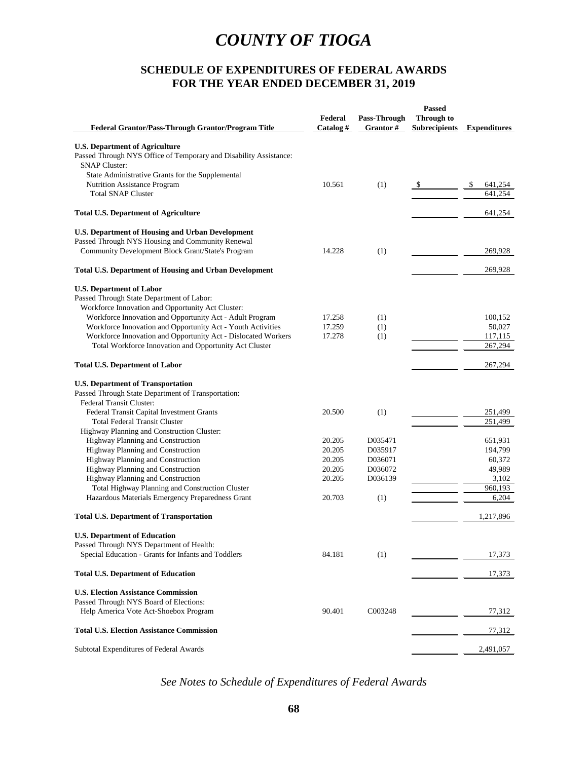# COUNTY OF TIOGA

## SCHEDULE OF EXPENDITURES OF FEDERAL AWARDS
## FOR THE YEAR ENDED DECEMBER 31, 2019

| Federal Grantor/Pass-Through Grantor/Program Title | Federal Catalog # | Pass-Through Grantor # | Passed Through to Subrecipients | Expenditures |
|---|---|---|---|---|
| **U.S. Department of Agriculture** | | | | |
| Passed Through NYS Office of Temporary and Disability Assistance: | | | | |
| SNAP Cluster: | | | | |
| State Administrative Grants for the Supplemental Nutrition Assistance Program | 10.561 | (1) | $ | $ 641,254 |
| Total SNAP Cluster | | | | 641,254 |
| **Total U.S. Department of Agriculture** | | | | 641,254 |
| **U.S. Department of Housing and Urban Development** | | | | |
| Passed Through NYS Housing and Community Renewal | | | | |
| Community Development Block Grant/State's Program | 14.228 | (1) | | 269,928 |
| **Total U.S. Department of Housing and Urban Development** | | | | 269,928 |
| **U.S. Department of Labor** | | | | |
| Passed Through State Department of Labor: | | | | |
| Workforce Innovation and Opportunity Act Cluster: | | | | |
| Workforce Innovation and Opportunity Act - Adult Program | 17.258 | (1) | | 100,152 |
| Workforce Innovation and Opportunity Act - Youth Activities | 17.259 | (1) | | 50,027 |
| Workforce Innovation and Opportunity Act - Dislocated Workers | 17.278 | (1) | | 117,115 |
| Total Workforce Innovation and Opportunity Act Cluster | | | | 267,294 |
| **Total U.S. Department of Labor** | | | | 267,294 |
| **U.S. Department of Transportation** | | | | |
| Passed Through State Department of Transportation: | | | | |
| Federal Transit Cluster: | | | | |
| Federal Transit Capital Investment Grants | 20.500 | (1) | | 251,499 |
| Total Federal Transit Cluster | | | | 251,499 |
| Highway Planning and Construction Cluster: | | | | |
| Highway Planning and Construction | 20.205 | D035471 | | 651,931 |
| Highway Planning and Construction | 20.205 | D035917 | | 194,799 |
| Highway Planning and Construction | 20.205 | D036071 | | 60,372 |
| Highway Planning and Construction | 20.205 | D036072 | | 49,989 |
| Highway Planning and Construction | 20.205 | D036139 | | 3,102 |
| Total Highway Planning and Construction Cluster | | | | 960,193 |
| Hazardous Materials Emergency Preparedness Grant | 20.703 | (1) | | 6,204 |
| **Total U.S. Department of Transportation** | | | | 1,217,896 |
| **U.S. Department of Education** | | | | |
| Passed Through NYS Department of Health: | | | | |
| Special Education - Grants for Infants and Toddlers | 84.181 | (1) | | 17,373 |
| **Total U.S. Department of Education** | | | | 17,373 |
| **U.S. Election Assistance Commission** | | | | |
| Passed Through NYS Board of Elections: | | | | |
| Help America Vote Act-Shoebox Program | 90.401 | C003248 | | 77,312 |
| **Total U.S. Election Assistance Commission** | | | | 77,312 |
| Subtotal Expenditures of Federal Awards | | | | 2,491,057 |

*See Notes to Schedule of Expenditures of Federal Awards*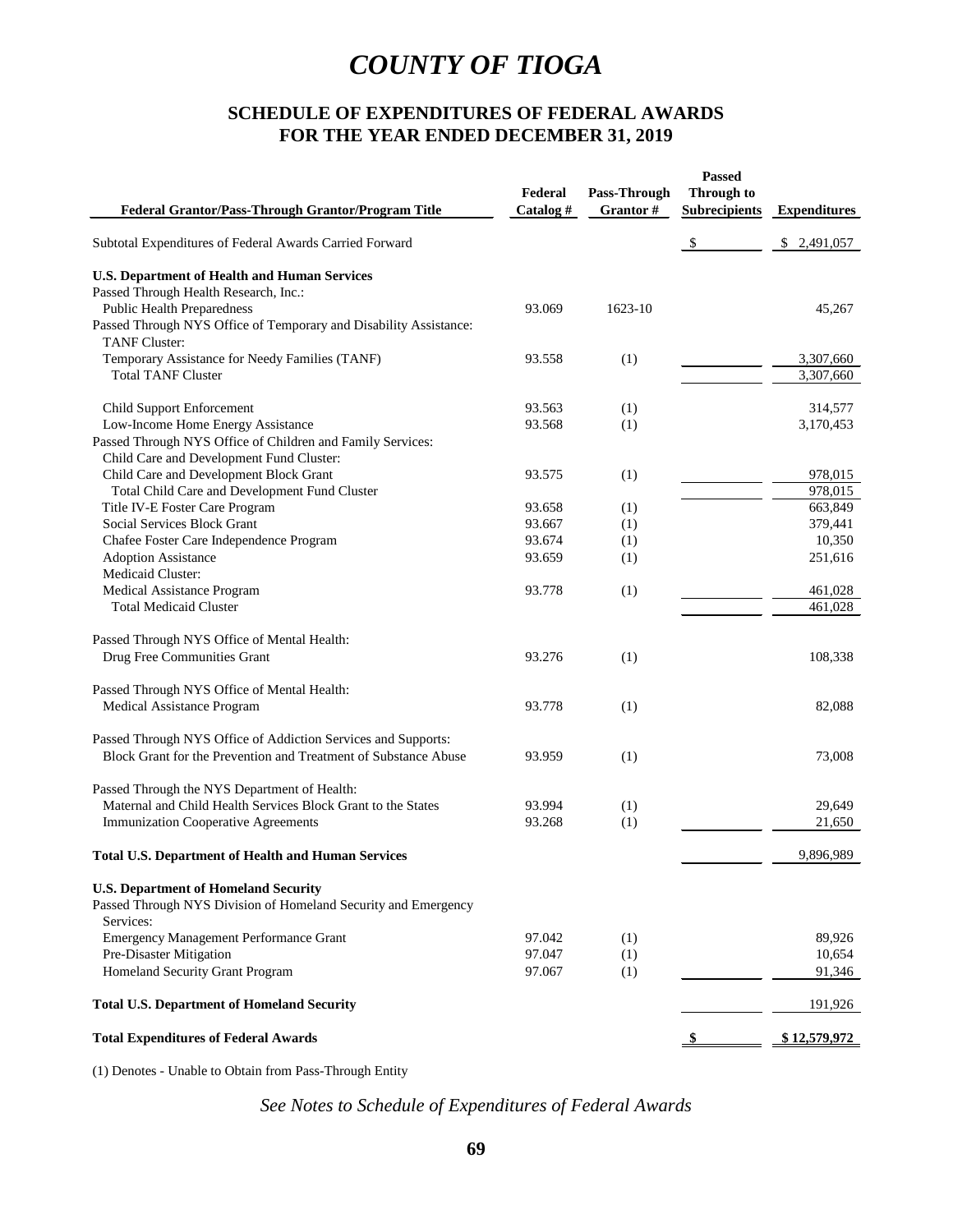# COUNTY OF TIOGA

## SCHEDULE OF EXPENDITURES OF FEDERAL AWARDS
## FOR THE YEAR ENDED DECEMBER 31, 2019

| Federal Grantor/Pass-Through Grantor/Program Title | Federal Catalog # | Pass-Through Grantor # | Passed Through to Subrecipients | Expenditures |
|---|---|---|---|---|
| Subtotal Expenditures of Federal Awards Carried Forward | | | $ | $ 2,491,057 |
| **U.S. Department of Health and Human Services** | | | | |
| Passed Through Health Research, Inc.: | | | | |
| Public Health Preparedness | 93.069 | 1623-10 | | 45,267 |
| Passed Through NYS Office of Temporary and Disability Assistance: | | | | |
| TANF Cluster: | | | | |
| Temporary Assistance for Needy Families (TANF) | 93.558 | (1) | | 3,307,660 |
| Total TANF Cluster | | | | 3,307,660 |
| Child Support Enforcement | 93.563 | (1) | | 314,577 |
| Low-Income Home Energy Assistance | 93.568 | (1) | | 3,170,453 |
| Passed Through NYS Office of Children and Family Services: | | | | |
| Child Care and Development Fund Cluster: | | | | |
| Child Care and Development Block Grant | 93.575 | (1) | | 978,015 |
| Total Child Care and Development Fund Cluster | | | | 978,015 |
| Title IV-E Foster Care Program | 93.658 | (1) | | 663,849 |
| Social Services Block Grant | 93.667 | (1) | | 379,441 |
| Chafee Foster Care Independence Program | 93.674 | (1) | | 10,350 |
| Adoption Assistance | 93.659 | (1) | | 251,616 |
| Medicaid Cluster: | | | | |
| Medical Assistance Program | 93.778 | (1) | | 461,028 |
| Total Medicaid Cluster | | | | 461,028 |
| Passed Through NYS Office of Mental Health: | | | | |
| Drug Free Communities Grant | 93.276 | (1) | | 108,338 |
| Passed Through NYS Office of Mental Health: | | | | |
| Medical Assistance Program | 93.778 | (1) | | 82,088 |
| Passed Through NYS Office of Addiction Services and Supports: | | | | |
| Block Grant for the Prevention and Treatment of Substance Abuse | 93.959 | (1) | | 73,008 |
| Passed Through the NYS Department of Health: | | | | |
| Maternal and Child Health Services Block Grant to the States | 93.994 | (1) | | 29,649 |
| Immunization Cooperative Agreements | 93.268 | (1) | | 21,650 |
| **Total U.S. Department of Health and Human Services** | | | | 9,896,989 |
| **U.S. Department of Homeland Security** | | | | |
| Passed Through NYS Division of Homeland Security and Emergency Services: | | | | |
| Emergency Management Performance Grant | 97.042 | (1) | | 89,926 |
| Pre-Disaster Mitigation | 97.047 | (1) | | 10,654 |
| Homeland Security Grant Program | 97.067 | (1) | | 91,346 |
| **Total U.S. Department of Homeland Security** | | | | 191,926 |
| **Total Expenditures of Federal Awards** | | | **$** | **$ 12,579,972** |

(1) Denotes - Unable to Obtain from Pass-Through Entity

*See Notes to Schedule of Expenditures of Federal Awards*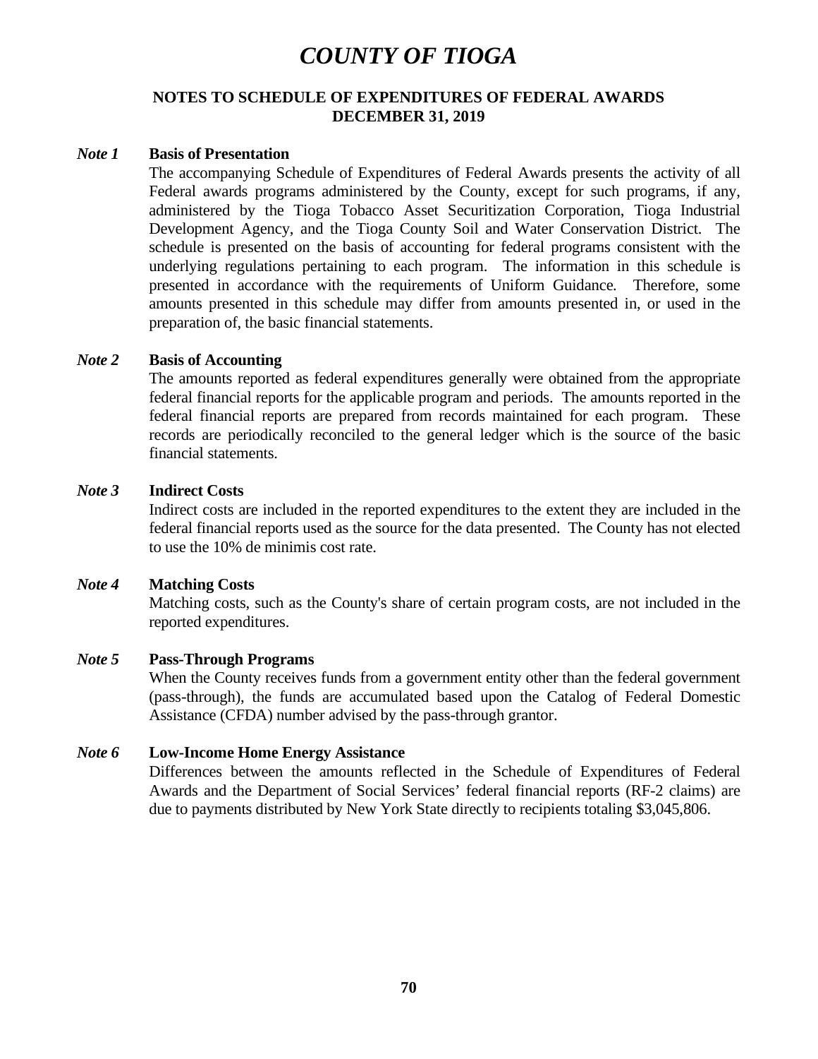# *COUNTY OF TIOGA*

**NOTES TO SCHEDULE OF EXPENDITURES OF FEDERAL AWARDS**
**DECEMBER 31, 2019**

***Note 1*** **Basis of Presentation**

The accompanying Schedule of Expenditures of Federal Awards presents the activity of all Federal awards programs administered by the County, except for such programs, if any, administered by the Tioga Tobacco Asset Securitization Corporation, Tioga Industrial Development Agency, and the Tioga County Soil and Water Conservation District. The schedule is presented on the basis of accounting for federal programs consistent with the underlying regulations pertaining to each program. The information in this schedule is presented in accordance with the requirements of Uniform Guidance. Therefore, some amounts presented in this schedule may differ from amounts presented in, or used in the preparation of, the basic financial statements.

***Note 2*** **Basis of Accounting**

The amounts reported as federal expenditures generally were obtained from the appropriate federal financial reports for the applicable program and periods. The amounts reported in the federal financial reports are prepared from records maintained for each program. These records are periodically reconciled to the general ledger which is the source of the basic financial statements.

***Note 3*** **Indirect Costs**

Indirect costs are included in the reported expenditures to the extent they are included in the federal financial reports used as the source for the data presented. The County has not elected to use the 10% de minimis cost rate.

***Note 4*** **Matching Costs**

Matching costs, such as the County's share of certain program costs, are not included in the reported expenditures.

***Note 5*** **Pass-Through Programs**

When the County receives funds from a government entity other than the federal government (pass-through), the funds are accumulated based upon the Catalog of Federal Domestic Assistance (CFDA) number advised by the pass-through grantor.

***Note 6*** **Low-Income Home Energy Assistance**

Differences between the amounts reflected in the Schedule of Expenditures of Federal Awards and the Department of Social Services' federal financial reports (RF-2 claims) are due to payments distributed by New York State directly to recipients totaling $3,045,806.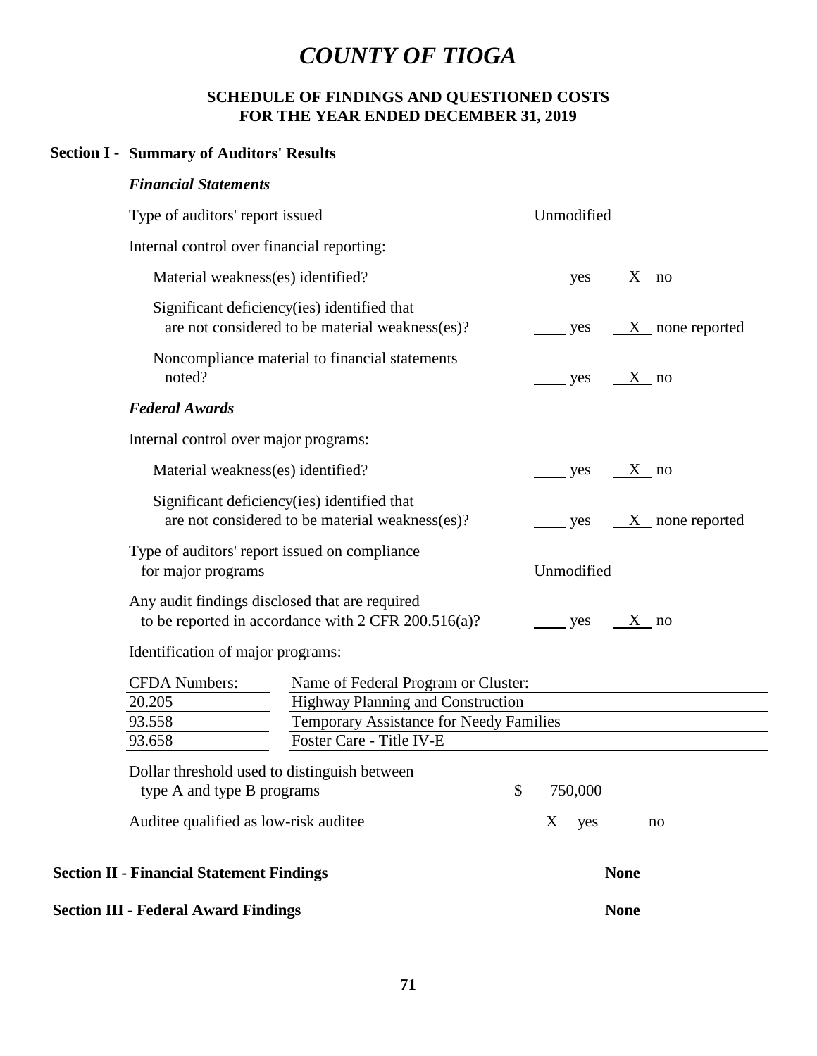# *COUNTY OF TIOGA*

## SCHEDULE OF FINDINGS AND QUESTIONED COSTS
## FOR THE YEAR ENDED DECEMBER 31, 2019

### Section I - Summary of Auditors' Results

***Financial Statements***

| | |
|---|---|
| Type of auditors' report issued | Unmodified |
| Internal control over financial reporting: | |
| Material weakness(es) identified? | ____ yes __X__ no |
| Significant deficiency(ies) identified that are not considered to be material weakness(es)? | ____ yes __X__ none reported |
| Noncompliance material to financial statements noted? | ____ yes __X__ no |

***Federal Awards***

| | |
|---|---|
| Internal control over major programs: | |
| Material weakness(es) identified? | ____ yes __X__ no |
| Significant deficiency(ies) identified that are not considered to be material weakness(es)? | ____ yes __X__ none reported |
| Type of auditors' report issued on compliance for major programs | Unmodified |
| Any audit findings disclosed that are required to be reported in accordance with 2 CFR 200.516(a)? | ____ yes __X__ no |

Identification of major programs:

| CFDA Numbers: | Name of Federal Program or Cluster: |
|---|---|
| 20.205 | Highway Planning and Construction |
| 93.558 | Temporary Assistance for Needy Families |
| 93.658 | Foster Care - Title IV-E |

| | |
|---|---|
| Dollar threshold used to distinguish between type A and type B programs | $ 750,000 |
| Auditee qualified as low-risk auditee | __X__ yes ____ no |

**Section II - Financial Statement Findings** **None**

**Section III - Federal Award Findings** **None**